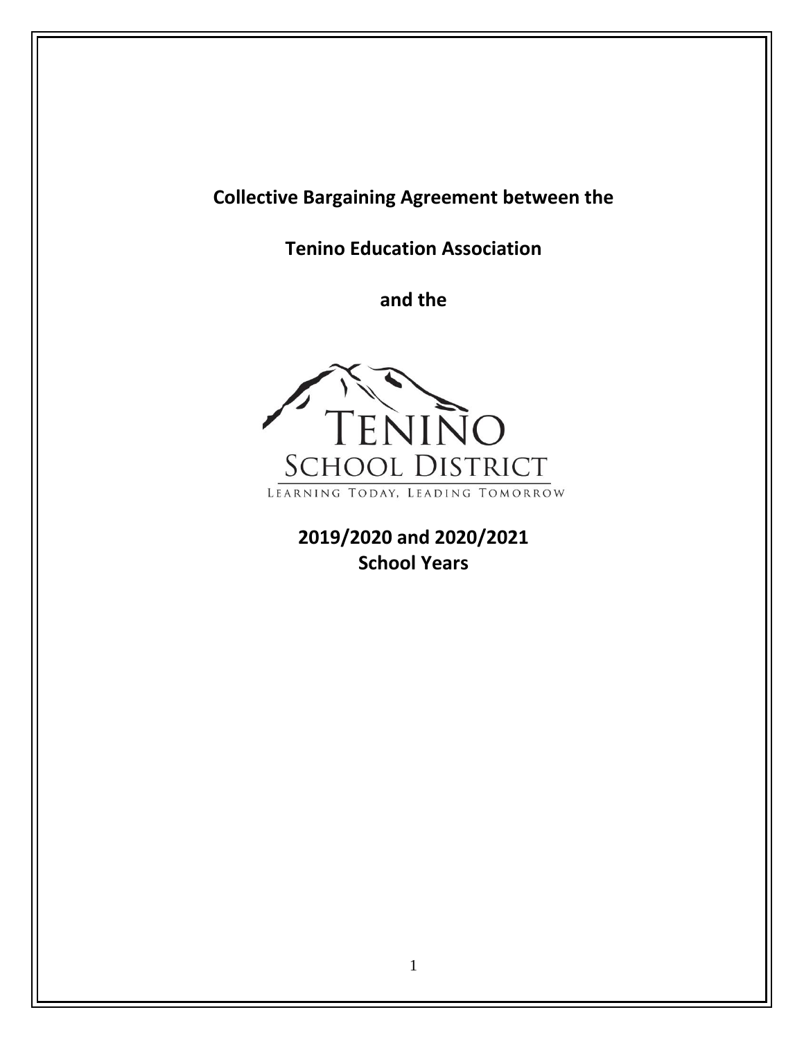# Collective Bargaining Agreement between the

# Tenino Education Association

# and the

TENINO
SCHOOL DISTRICT
LEARNING TODAY, LEADING TOMORROW

## 2019/2020 and 2020/2021 School Years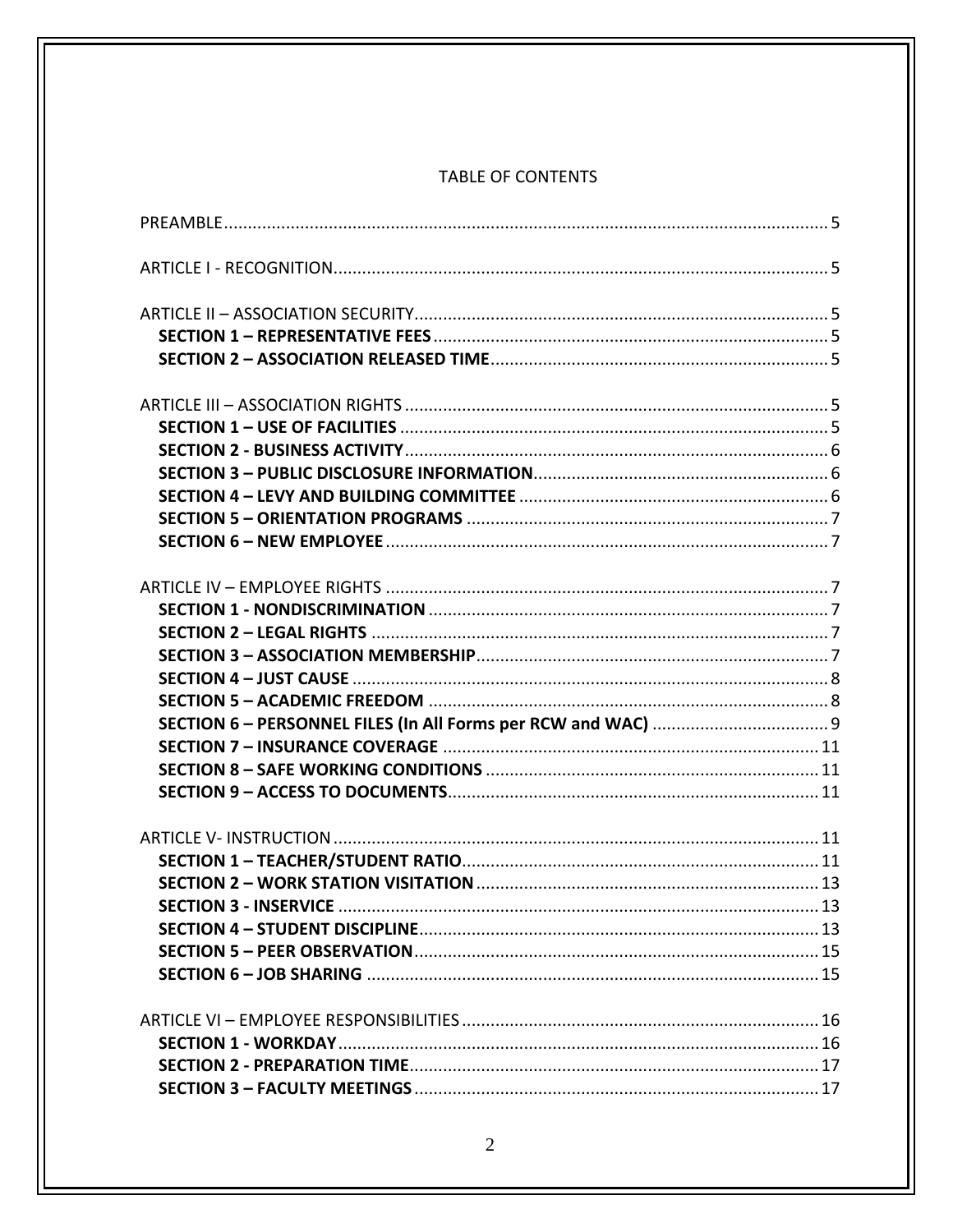TABLE OF CONTENTS

PREAMBLE ..... 5

ARTICLE I - RECOGNITION ..... 5

ARTICLE II – ASSOCIATION SECURITY ..... 5
- **SECTION 1 – REPRESENTATIVE FEES** ..... 5
- **SECTION 2 – ASSOCIATION RELEASED TIME** ..... 5

ARTICLE III – ASSOCIATION RIGHTS ..... 5
- **SECTION 1 – USE OF FACILITIES** ..... 5
- **SECTION 2 - BUSINESS ACTIVITY** ..... 6
- **SECTION 3 – PUBLIC DISCLOSURE INFORMATION** ..... 6
- **SECTION 4 – LEVY AND BUILDING COMMITTEE** ..... 6
- **SECTION 5 – ORIENTATION PROGRAMS** ..... 7
- **SECTION 6 – NEW EMPLOYEE** ..... 7

ARTICLE IV – EMPLOYEE RIGHTS ..... 7
- **SECTION 1 - NONDISCRIMINATION** ..... 7
- **SECTION 2 – LEGAL RIGHTS** ..... 7
- **SECTION 3 – ASSOCIATION MEMBERSHIP** ..... 7
- **SECTION 4 – JUST CAUSE** ..... 8
- **SECTION 5 – ACADEMIC FREEDOM** ..... 8
- **SECTION 6 – PERSONNEL FILES (In All Forms per RCW and WAC)** ..... 9
- **SECTION 7 – INSURANCE COVERAGE** ..... 11
- **SECTION 8 – SAFE WORKING CONDITIONS** ..... 11
- **SECTION 9 – ACCESS TO DOCUMENTS** ..... 11

ARTICLE V- INSTRUCTION ..... 11
- **SECTION 1 – TEACHER/STUDENT RATIO** ..... 11
- **SECTION 2 – WORK STATION VISITATION** ..... 13
- **SECTION 3 - INSERVICE** ..... 13
- **SECTION 4 – STUDENT DISCIPLINE** ..... 13
- **SECTION 5 – PEER OBSERVATION** ..... 15
- **SECTION 6 – JOB SHARING** ..... 15

ARTICLE VI – EMPLOYEE RESPONSIBILITIES ..... 16
- **SECTION 1 - WORKDAY** ..... 16
- **SECTION 2 - PREPARATION TIME** ..... 17
- **SECTION 3 – FACULTY MEETINGS** ..... 17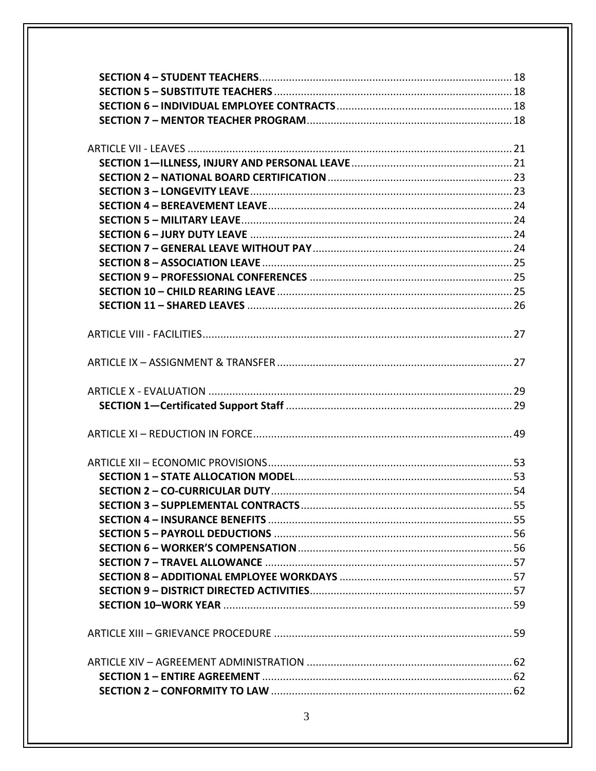**SECTION 4 – STUDENT TEACHERS** ..... 18
**SECTION 5 – SUBSTITUTE TEACHERS** ..... 18
**SECTION 6 – INDIVIDUAL EMPLOYEE CONTRACTS** ..... 18
**SECTION 7 – MENTOR TEACHER PROGRAM** ..... 18

ARTICLE VII - LEAVES ..... 21
**SECTION 1—ILLNESS, INJURY AND PERSONAL LEAVE** ..... 21
**SECTION 2 – NATIONAL BOARD CERTIFICATION** ..... 23
**SECTION 3 – LONGEVITY LEAVE** ..... 23
**SECTION 4 – BEREAVEMENT LEAVE** ..... 24
**SECTION 5 – MILITARY LEAVE** ..... 24
**SECTION 6 – JURY DUTY LEAVE** ..... 24
**SECTION 7 – GENERAL LEAVE WITHOUT PAY** ..... 24
**SECTION 8 – ASSOCIATION LEAVE** ..... 25
**SECTION 9 – PROFESSIONAL CONFERENCES** ..... 25
**SECTION 10 – CHILD REARING LEAVE** ..... 25
**SECTION 11 – SHARED LEAVES** ..... 26

ARTICLE VIII - FACILITIES ..... 27

ARTICLE IX – ASSIGNMENT & TRANSFER ..... 27

ARTICLE X - EVALUATION ..... 29
**SECTION 1—Certificated Support Staff** ..... 29

ARTICLE XI – REDUCTION IN FORCE ..... 49

ARTICLE XII – ECONOMIC PROVISIONS ..... 53
**SECTION 1 – STATE ALLOCATION MODEL** ..... 53
**SECTION 2 – CO-CURRICULAR DUTY** ..... 54
**SECTION 3 – SUPPLEMENTAL CONTRACTS** ..... 55
**SECTION 4 – INSURANCE BENEFITS** ..... 55
**SECTION 5 – PAYROLL DEDUCTIONS** ..... 56
**SECTION 6 – WORKER'S COMPENSATION** ..... 56
**SECTION 7 – TRAVEL ALLOWANCE** ..... 57
**SECTION 8 – ADDITIONAL EMPLOYEE WORKDAYS** ..... 57
**SECTION 9 – DISTRICT DIRECTED ACTIVITIES** ..... 57
**SECTION 10–WORK YEAR** ..... 59

ARTICLE XIII – GRIEVANCE PROCEDURE ..... 59

ARTICLE XIV – AGREEMENT ADMINISTRATION ..... 62
**SECTION 1 – ENTIRE AGREEMENT** ..... 62
**SECTION 2 – CONFORMITY TO LAW** ..... 62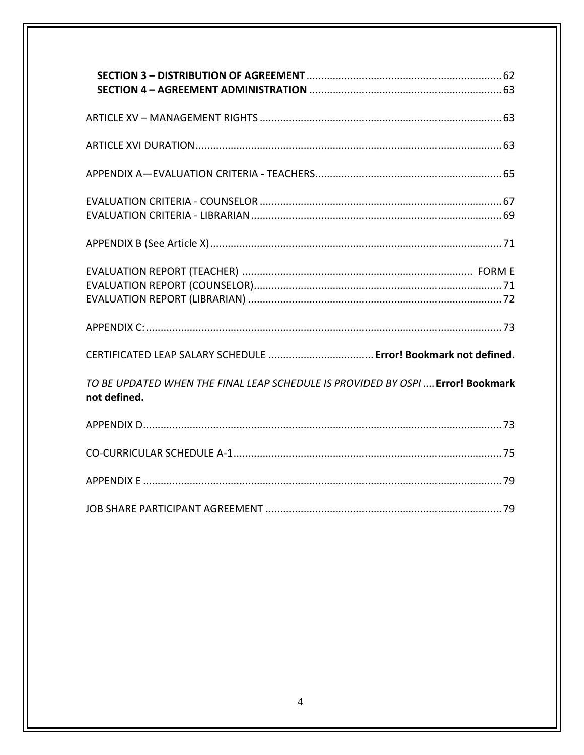**SECTION 3 – DISTRIBUTION OF AGREEMENT** .................................................................. 62
**SECTION 4 – AGREEMENT ADMINISTRATION** ................................................................. 63

ARTICLE XV – MANAGEMENT RIGHTS .................................................................................. 63

ARTICLE XVI DURATION........................................................................................................ 63

APPENDIX A—EVALUATION CRITERIA - TEACHERS............................................................... 65

EVALUATION CRITERIA - COUNSELOR .................................................................................. 67
EVALUATION CRITERIA - LIBRARIAN..................................................................................... 69

APPENDIX B (See Article X)................................................................................................... 71

EVALUATION REPORT (TEACHER) ............................................................................. FORM E
EVALUATION REPORT (COUNSELOR).................................................................................... 71
EVALUATION REPORT (LIBRARIAN) ...................................................................................... 72

APPENDIX C:.......................................................................................................................... 73

CERTIFICATED LEAP SALARY SCHEDULE .................................... **Error! Bookmark not defined.**

*TO BE UPDATED WHEN THE FINAL LEAP SCHEDULE IS PROVIDED BY OSPI* .... **Error! Bookmark not defined.**

APPENDIX D........................................................................................................................... 73

CO-CURRICULAR SCHEDULE A-1........................................................................................... 75

APPENDIX E ........................................................................................................................... 79

JOB SHARE PARTICIPANT AGREEMENT ................................................................................. 79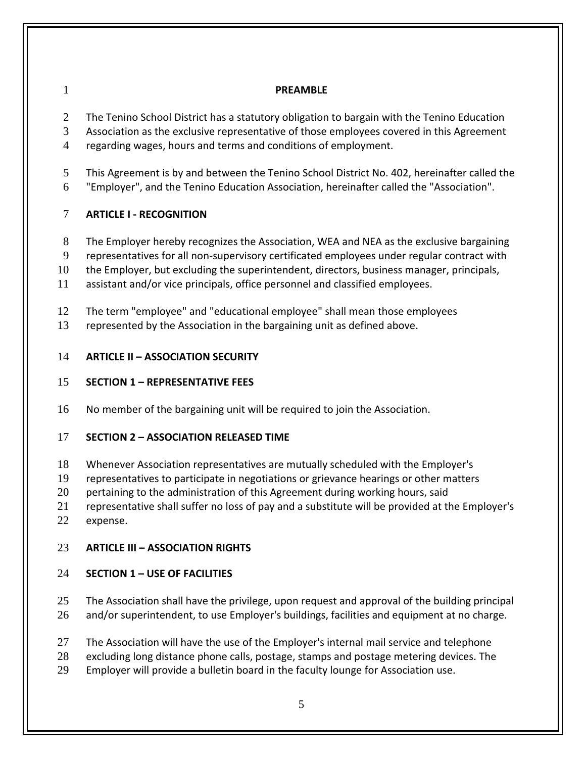# PREAMBLE

The Tenino School District has a statutory obligation to bargain with the Tenino Education Association as the exclusive representative of those employees covered in this Agreement regarding wages, hours and terms and conditions of employment.

This Agreement is by and between the Tenino School District No. 402, hereinafter called the "Employer", and the Tenino Education Association, hereinafter called the "Association".

## ARTICLE I - RECOGNITION

The Employer hereby recognizes the Association, WEA and NEA as the exclusive bargaining representatives for all non-supervisory certificated employees under regular contract with the Employer, but excluding the superintendent, directors, business manager, principals, assistant and/or vice principals, office personnel and classified employees.

The term "employee" and "educational employee" shall mean those employees represented by the Association in the bargaining unit as defined above.

## ARTICLE II – ASSOCIATION SECURITY

### SECTION 1 – REPRESENTATIVE FEES

No member of the bargaining unit will be required to join the Association.

### SECTION 2 – ASSOCIATION RELEASED TIME

Whenever Association representatives are mutually scheduled with the Employer's representatives to participate in negotiations or grievance hearings or other matters pertaining to the administration of this Agreement during working hours, said representative shall suffer no loss of pay and a substitute will be provided at the Employer's expense.

## ARTICLE III – ASSOCIATION RIGHTS

### SECTION 1 – USE OF FACILITIES

The Association shall have the privilege, upon request and approval of the building principal and/or superintendent, to use Employer's buildings, facilities and equipment at no charge.

The Association will have the use of the Employer's internal mail service and telephone excluding long distance phone calls, postage, stamps and postage metering devices. The Employer will provide a bulletin board in the faculty lounge for Association use.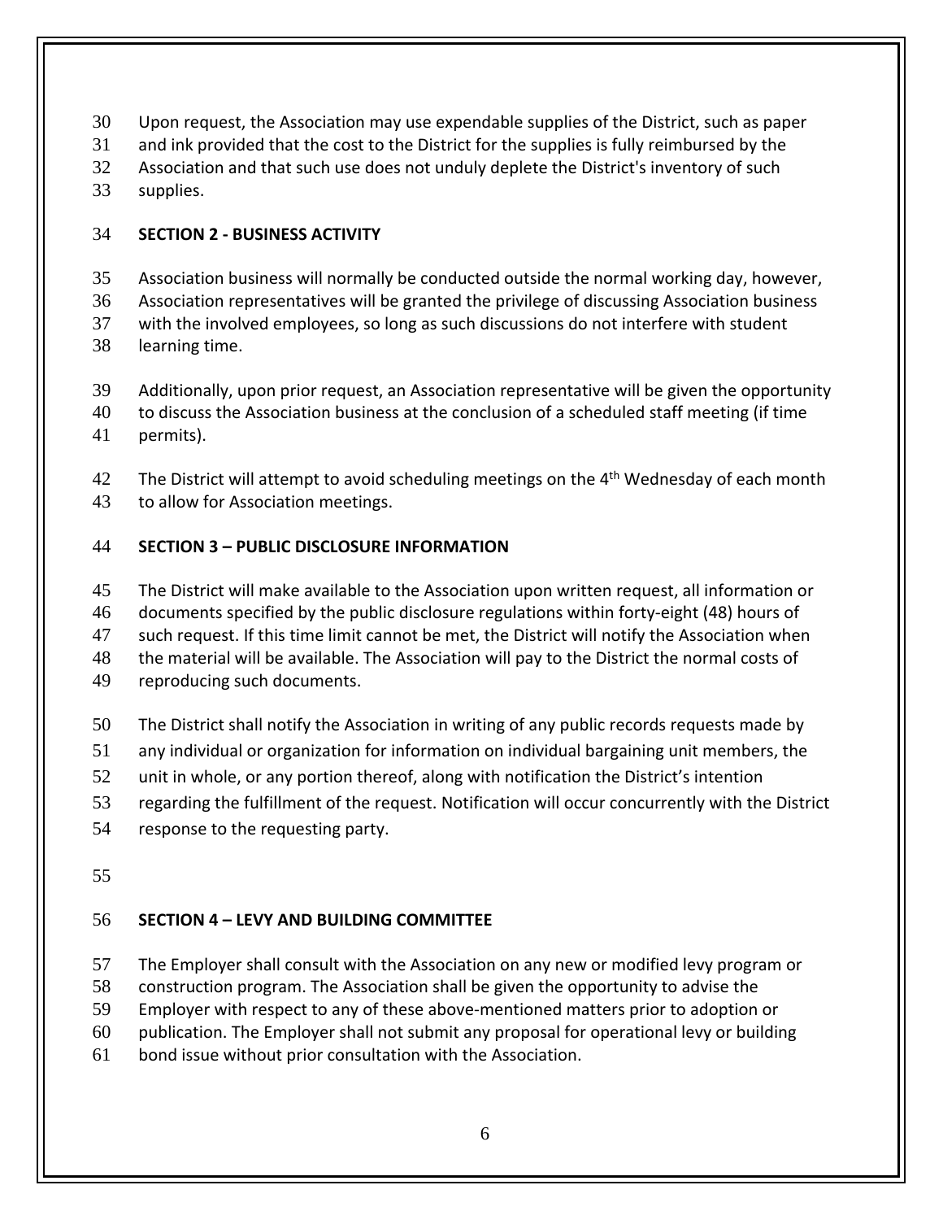Upon request, the Association may use expendable supplies of the District, such as paper and ink provided that the cost to the District for the supplies is fully reimbursed by the Association and that such use does not unduly deplete the District's inventory of such supplies.

**SECTION 2 - BUSINESS ACTIVITY**

Association business will normally be conducted outside the normal working day, however, Association representatives will be granted the privilege of discussing Association business with the involved employees, so long as such discussions do not interfere with student learning time.

Additionally, upon prior request, an Association representative will be given the opportunity to discuss the Association business at the conclusion of a scheduled staff meeting (if time permits).

The District will attempt to avoid scheduling meetings on the 4th Wednesday of each month to allow for Association meetings.

**SECTION 3 – PUBLIC DISCLOSURE INFORMATION**

The District will make available to the Association upon written request, all information or documents specified by the public disclosure regulations within forty-eight (48) hours of such request. If this time limit cannot be met, the District will notify the Association when the material will be available. The Association will pay to the District the normal costs of reproducing such documents.

The District shall notify the Association in writing of any public records requests made by any individual or organization for information on individual bargaining unit members, the unit in whole, or any portion thereof, along with notification the District's intention regarding the fulfillment of the request. Notification will occur concurrently with the District response to the requesting party.

**SECTION 4 – LEVY AND BUILDING COMMITTEE**

The Employer shall consult with the Association on any new or modified levy program or construction program. The Association shall be given the opportunity to advise the Employer with respect to any of these above-mentioned matters prior to adoption or publication. The Employer shall not submit any proposal for operational levy or building bond issue without prior consultation with the Association.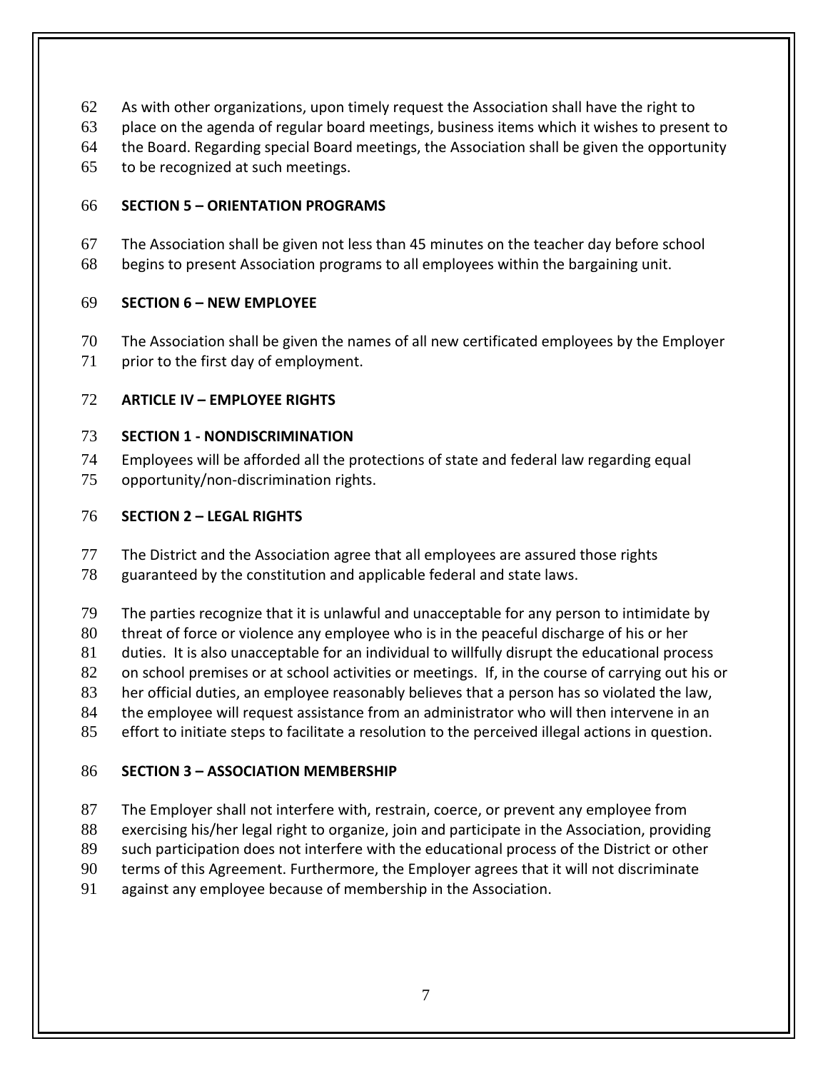As with other organizations, upon timely request the Association shall have the right to place on the agenda of regular board meetings, business items which it wishes to present to the Board. Regarding special Board meetings, the Association shall be given the opportunity to be recognized at such meetings.

**SECTION 5 – ORIENTATION PROGRAMS**

The Association shall be given not less than 45 minutes on the teacher day before school begins to present Association programs to all employees within the bargaining unit.

**SECTION 6 – NEW EMPLOYEE**

The Association shall be given the names of all new certificated employees by the Employer prior to the first day of employment.

## ARTICLE IV – EMPLOYEE RIGHTS

**SECTION 1 - NONDISCRIMINATION**

Employees will be afforded all the protections of state and federal law regarding equal opportunity/non-discrimination rights.

**SECTION 2 – LEGAL RIGHTS**

The District and the Association agree that all employees are assured those rights guaranteed by the constitution and applicable federal and state laws.

The parties recognize that it is unlawful and unacceptable for any person to intimidate by threat of force or violence any employee who is in the peaceful discharge of his or her duties. It is also unacceptable for an individual to willfully disrupt the educational process on school premises or at school activities or meetings. If, in the course of carrying out his or her official duties, an employee reasonably believes that a person has so violated the law, the employee will request assistance from an administrator who will then intervene in an effort to initiate steps to facilitate a resolution to the perceived illegal actions in question.

**SECTION 3 – ASSOCIATION MEMBERSHIP**

The Employer shall not interfere with, restrain, coerce, or prevent any employee from exercising his/her legal right to organize, join and participate in the Association, providing such participation does not interfere with the educational process of the District or other terms of this Agreement. Furthermore, the Employer agrees that it will not discriminate against any employee because of membership in the Association.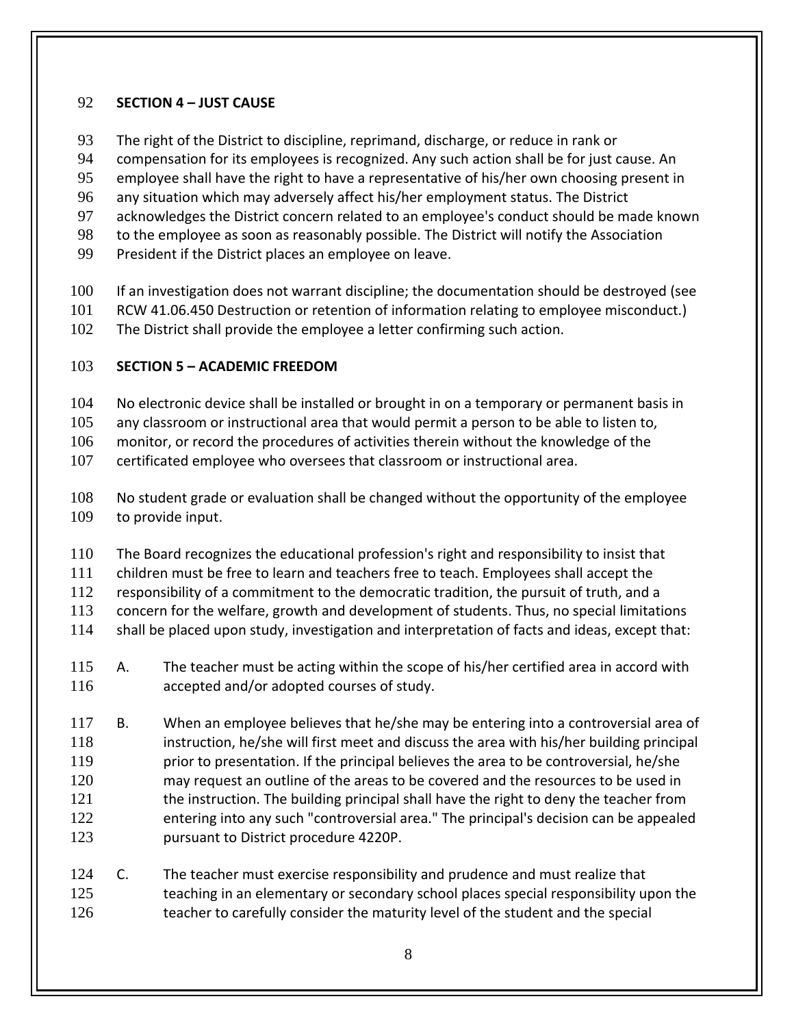## SECTION 4 – JUST CAUSE

The right of the District to discipline, reprimand, discharge, or reduce in rank or compensation for its employees is recognized. Any such action shall be for just cause. An employee shall have the right to have a representative of his/her own choosing present in any situation which may adversely affect his/her employment status. The District acknowledges the District concern related to an employee's conduct should be made known to the employee as soon as reasonably possible. The District will notify the Association President if the District places an employee on leave.

If an investigation does not warrant discipline; the documentation should be destroyed (see RCW 41.06.450 Destruction or retention of information relating to employee misconduct.) The District shall provide the employee a letter confirming such action.

## SECTION 5 – ACADEMIC FREEDOM

No electronic device shall be installed or brought in on a temporary or permanent basis in any classroom or instructional area that would permit a person to be able to listen to, monitor, or record the procedures of activities therein without the knowledge of the certificated employee who oversees that classroom or instructional area.

No student grade or evaluation shall be changed without the opportunity of the employee to provide input.

The Board recognizes the educational profession's right and responsibility to insist that children must be free to learn and teachers free to teach. Employees shall accept the responsibility of a commitment to the democratic tradition, the pursuit of truth, and a concern for the welfare, growth and development of students. Thus, no special limitations shall be placed upon study, investigation and interpretation of facts and ideas, except that:

A. The teacher must be acting within the scope of his/her certified area in accord with accepted and/or adopted courses of study.

B. When an employee believes that he/she may be entering into a controversial area of instruction, he/she will first meet and discuss the area with his/her building principal prior to presentation. If the principal believes the area to be controversial, he/she may request an outline of the areas to be covered and the resources to be used in the instruction. The building principal shall have the right to deny the teacher from entering into any such "controversial area." The principal's decision can be appealed pursuant to District procedure 4220P.

C. The teacher must exercise responsibility and prudence and must realize that teaching in an elementary or secondary school places special responsibility upon the teacher to carefully consider the maturity level of the student and the special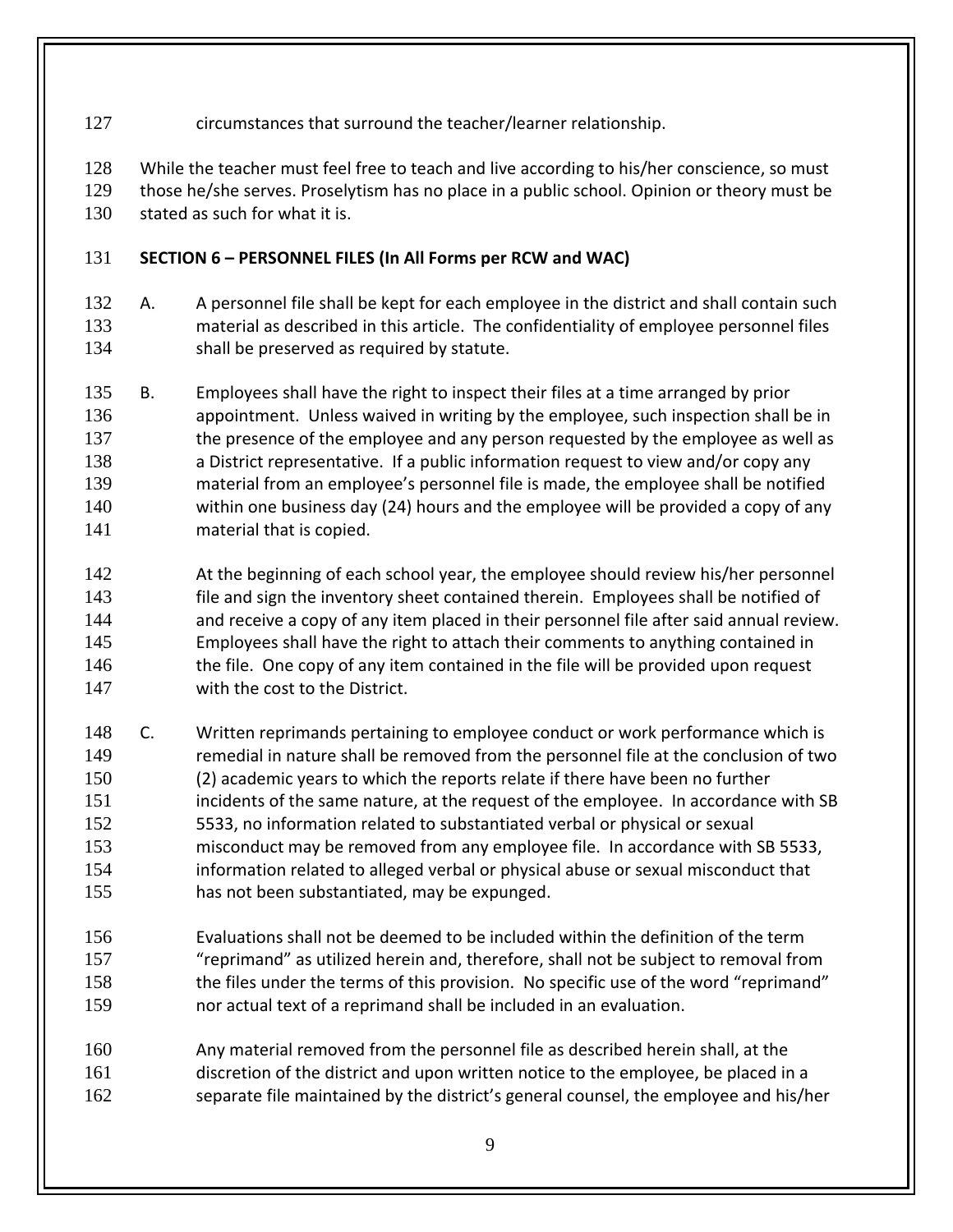circumstances that surround the teacher/learner relationship.

While the teacher must feel free to teach and live according to his/her conscience, so must those he/she serves. Proselytism has no place in a public school. Opinion or theory must be stated as such for what it is.

**SECTION 6 – PERSONNEL FILES (In All Forms per RCW and WAC)**

A. A personnel file shall be kept for each employee in the district and shall contain such material as described in this article. The confidentiality of employee personnel files shall be preserved as required by statute.

B. Employees shall have the right to inspect their files at a time arranged by prior appointment. Unless waived in writing by the employee, such inspection shall be in the presence of the employee and any person requested by the employee as well as a District representative. If a public information request to view and/or copy any material from an employee's personnel file is made, the employee shall be notified within one business day (24) hours and the employee will be provided a copy of any material that is copied.

At the beginning of each school year, the employee should review his/her personnel file and sign the inventory sheet contained therein. Employees shall be notified of and receive a copy of any item placed in their personnel file after said annual review. Employees shall have the right to attach their comments to anything contained in the file. One copy of any item contained in the file will be provided upon request with the cost to the District.

C. Written reprimands pertaining to employee conduct or work performance which is remedial in nature shall be removed from the personnel file at the conclusion of two (2) academic years to which the reports relate if there have been no further incidents of the same nature, at the request of the employee. In accordance with SB 5533, no information related to substantiated verbal or physical or sexual misconduct may be removed from any employee file. In accordance with SB 5533, information related to alleged verbal or physical abuse or sexual misconduct that has not been substantiated, may be expunged.

Evaluations shall not be deemed to be included within the definition of the term "reprimand" as utilized herein and, therefore, shall not be subject to removal from the files under the terms of this provision. No specific use of the word "reprimand" nor actual text of a reprimand shall be included in an evaluation.

Any material removed from the personnel file as described herein shall, at the discretion of the district and upon written notice to the employee, be placed in a separate file maintained by the district's general counsel, the employee and his/her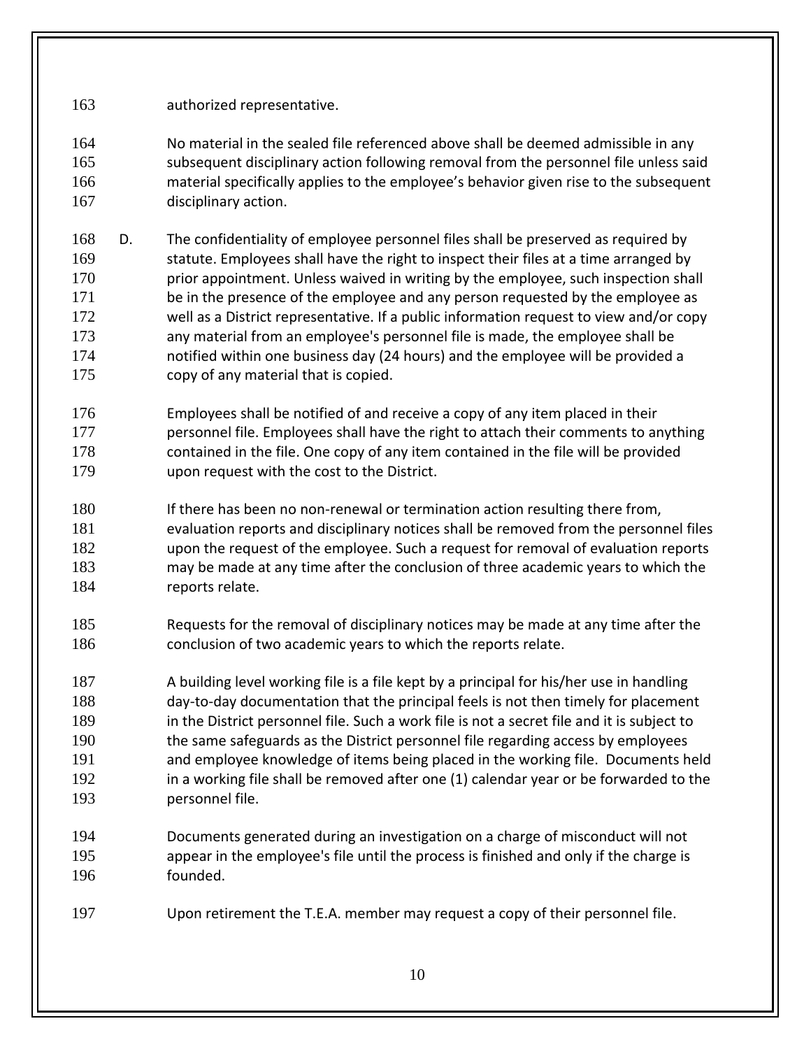authorized representative.

No material in the sealed file referenced above shall be deemed admissible in any subsequent disciplinary action following removal from the personnel file unless said material specifically applies to the employee's behavior given rise to the subsequent disciplinary action.

D. The confidentiality of employee personnel files shall be preserved as required by statute. Employees shall have the right to inspect their files at a time arranged by prior appointment. Unless waived in writing by the employee, such inspection shall be in the presence of the employee and any person requested by the employee as well as a District representative. If a public information request to view and/or copy any material from an employee's personnel file is made, the employee shall be notified within one business day (24 hours) and the employee will be provided a copy of any material that is copied.

Employees shall be notified of and receive a copy of any item placed in their personnel file. Employees shall have the right to attach their comments to anything contained in the file. One copy of any item contained in the file will be provided upon request with the cost to the District.

If there has been no non-renewal or termination action resulting there from, evaluation reports and disciplinary notices shall be removed from the personnel files upon the request of the employee. Such a request for removal of evaluation reports may be made at any time after the conclusion of three academic years to which the reports relate.

Requests for the removal of disciplinary notices may be made at any time after the conclusion of two academic years to which the reports relate.

A building level working file is a file kept by a principal for his/her use in handling day-to-day documentation that the principal feels is not then timely for placement in the District personnel file. Such a work file is not a secret file and it is subject to the same safeguards as the District personnel file regarding access by employees and employee knowledge of items being placed in the working file. Documents held in a working file shall be removed after one (1) calendar year or be forwarded to the personnel file.

Documents generated during an investigation on a charge of misconduct will not appear in the employee's file until the process is finished and only if the charge is founded.

Upon retirement the T.E.A. member may request a copy of their personnel file.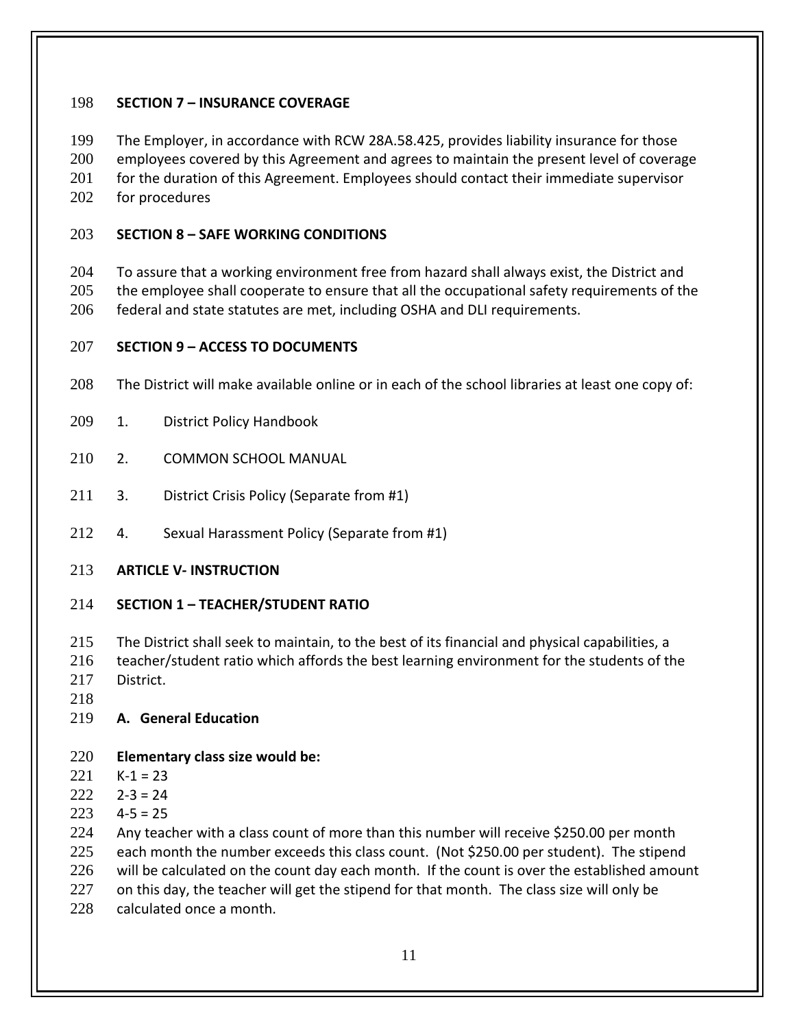**SECTION 7 – INSURANCE COVERAGE**

The Employer, in accordance with RCW 28A.58.425, provides liability insurance for those employees covered by this Agreement and agrees to maintain the present level of coverage for the duration of this Agreement. Employees should contact their immediate supervisor for procedures

**SECTION 8 – SAFE WORKING CONDITIONS**

To assure that a working environment free from hazard shall always exist, the District and the employee shall cooperate to ensure that all the occupational safety requirements of the federal and state statutes are met, including OSHA and DLI requirements.

**SECTION 9 – ACCESS TO DOCUMENTS**

The District will make available online or in each of the school libraries at least one copy of:

1. District Policy Handbook
2. COMMON SCHOOL MANUAL
3. District Crisis Policy (Separate from #1)
4. Sexual Harassment Policy (Separate from #1)

## ARTICLE V- INSTRUCTION

**SECTION 1 – TEACHER/STUDENT RATIO**

The District shall seek to maintain, to the best of its financial and physical capabilities, a teacher/student ratio which affords the best learning environment for the students of the District.

**A. General Education**

**Elementary class size would be:**

K-1 = 23
2-3 = 24
4-5 = 25

Any teacher with a class count of more than this number will receive $250.00 per month each month the number exceeds this class count. (Not $250.00 per student). The stipend will be calculated on the count day each month. If the count is over the established amount on this day, the teacher will get the stipend for that month. The class size will only be calculated once a month.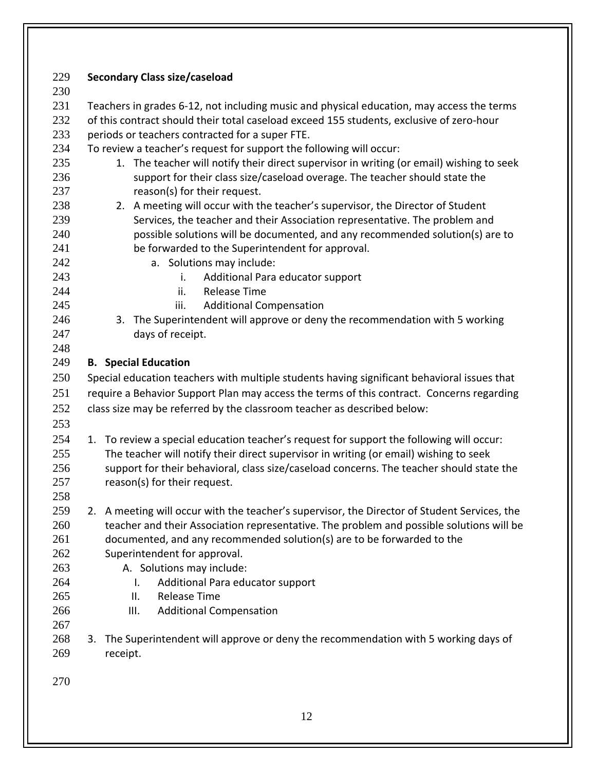**Secondary Class size/caseload**

Teachers in grades 6-12, not including music and physical education, may access the terms of this contract should their total caseload exceed 155 students, exclusive of zero-hour periods or teachers contracted for a super FTE.

To review a teacher's request for support the following will occur:

1. The teacher will notify their direct supervisor in writing (or email) wishing to seek support for their class size/caseload overage. The teacher should state the reason(s) for their request.
2. A meeting will occur with the teacher's supervisor, the Director of Student Services, the teacher and their Association representative. The problem and possible solutions will be documented, and any recommended solution(s) are to be forwarded to the Superintendent for approval.
   a. Solutions may include:
      i. Additional Para educator support
      ii. Release Time
      iii. Additional Compensation
3. The Superintendent will approve or deny the recommendation with 5 working days of receipt.

**B. Special Education**

Special education teachers with multiple students having significant behavioral issues that require a Behavior Support Plan may access the terms of this contract. Concerns regarding class size may be referred by the classroom teacher as described below:

1. To review a special education teacher's request for support the following will occur: The teacher will notify their direct supervisor in writing (or email) wishing to seek support for their behavioral, class size/caseload concerns. The teacher should state the reason(s) for their request.

2. A meeting will occur with the teacher's supervisor, the Director of Student Services, the teacher and their Association representative. The problem and possible solutions will be documented, and any recommended solution(s) are to be forwarded to the Superintendent for approval.
   A. Solutions may include:
      I. Additional Para educator support
      II. Release Time
      III. Additional Compensation

3. The Superintendent will approve or deny the recommendation with 5 working days of receipt.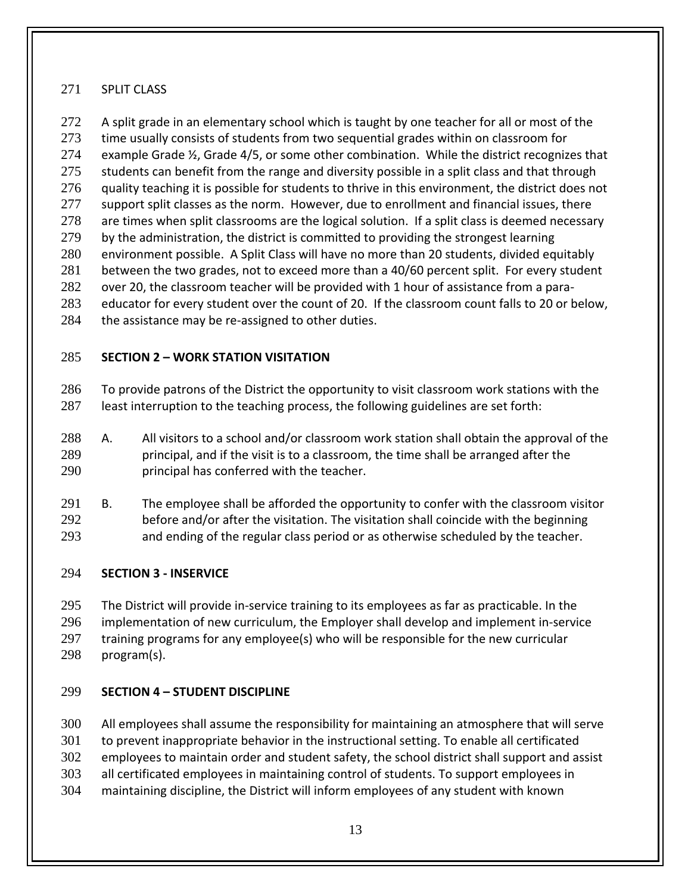SPLIT CLASS

A split grade in an elementary school which is taught by one teacher for all or most of the time usually consists of students from two sequential grades within on classroom for example Grade ½, Grade 4/5, or some other combination. While the district recognizes that students can benefit from the range and diversity possible in a split class and that through quality teaching it is possible for students to thrive in this environment, the district does not support split classes as the norm. However, due to enrollment and financial issues, there are times when split classrooms are the logical solution. If a split class is deemed necessary by the administration, the district is committed to providing the strongest learning environment possible. A Split Class will have no more than 20 students, divided equitably between the two grades, not to exceed more than a 40/60 percent split. For every student over 20, the classroom teacher will be provided with 1 hour of assistance from a para-educator for every student over the count of 20. If the classroom count falls to 20 or below, the assistance may be re-assigned to other duties.

**SECTION 2 – WORK STATION VISITATION**

To provide patrons of the District the opportunity to visit classroom work stations with the least interruption to the teaching process, the following guidelines are set forth:

A. All visitors to a school and/or classroom work station shall obtain the approval of the principal, and if the visit is to a classroom, the time shall be arranged after the principal has conferred with the teacher.

B. The employee shall be afforded the opportunity to confer with the classroom visitor before and/or after the visitation. The visitation shall coincide with the beginning and ending of the regular class period or as otherwise scheduled by the teacher.

**SECTION 3 - INSERVICE**

The District will provide in-service training to its employees as far as practicable. In the implementation of new curriculum, the Employer shall develop and implement in-service training programs for any employee(s) who will be responsible for the new curricular program(s).

**SECTION 4 – STUDENT DISCIPLINE**

All employees shall assume the responsibility for maintaining an atmosphere that will serve to prevent inappropriate behavior in the instructional setting. To enable all certificated employees to maintain order and student safety, the school district shall support and assist all certificated employees in maintaining control of students. To support employees in maintaining discipline, the District will inform employees of any student with known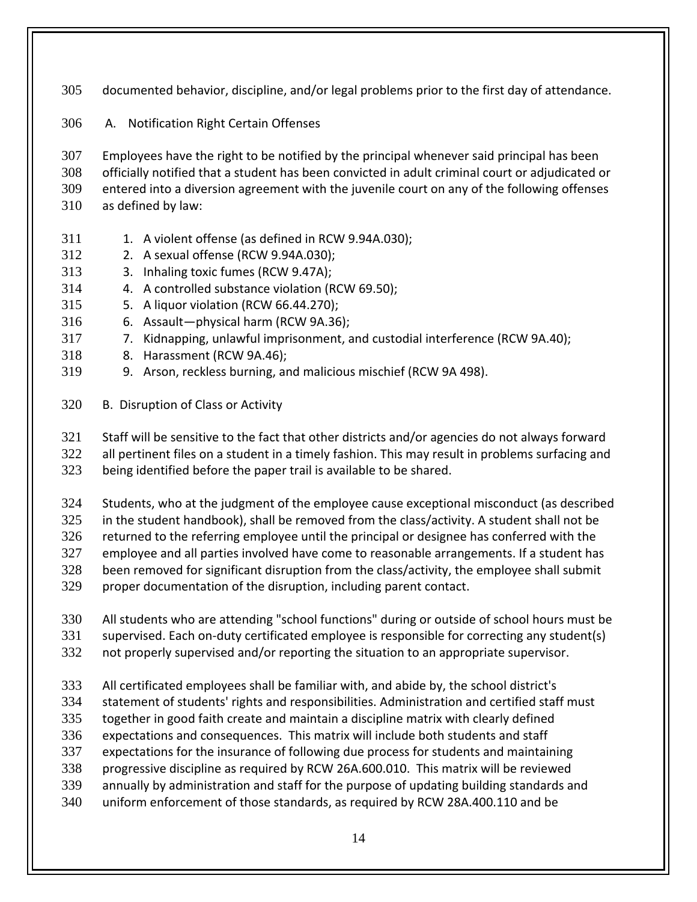documented behavior, discipline, and/or legal problems prior to the first day of attendance.

A. Notification Right Certain Offenses

Employees have the right to be notified by the principal whenever said principal has been officially notified that a student has been convicted in adult criminal court or adjudicated or entered into a diversion agreement with the juvenile court on any of the following offenses as defined by law:

1. A violent offense (as defined in RCW 9.94A.030);
2. A sexual offense (RCW 9.94A.030);
3. Inhaling toxic fumes (RCW 9.47A);
4. A controlled substance violation (RCW 69.50);
5. A liquor violation (RCW 66.44.270);
6. Assault—physical harm (RCW 9A.36);
7. Kidnapping, unlawful imprisonment, and custodial interference (RCW 9A.40);
8. Harassment (RCW 9A.46);
9. Arson, reckless burning, and malicious mischief (RCW 9A 498).

B. Disruption of Class or Activity

Staff will be sensitive to the fact that other districts and/or agencies do not always forward all pertinent files on a student in a timely fashion. This may result in problems surfacing and being identified before the paper trail is available to be shared.

Students, who at the judgment of the employee cause exceptional misconduct (as described in the student handbook), shall be removed from the class/activity. A student shall not be returned to the referring employee until the principal or designee has conferred with the employee and all parties involved have come to reasonable arrangements. If a student has been removed for significant disruption from the class/activity, the employee shall submit proper documentation of the disruption, including parent contact.

All students who are attending "school functions" during or outside of school hours must be supervised. Each on-duty certificated employee is responsible for correcting any student(s) not properly supervised and/or reporting the situation to an appropriate supervisor.

All certificated employees shall be familiar with, and abide by, the school district's statement of students' rights and responsibilities. Administration and certified staff must together in good faith create and maintain a discipline matrix with clearly defined expectations and consequences. This matrix will include both students and staff expectations for the insurance of following due process for students and maintaining progressive discipline as required by RCW 26A.600.010. This matrix will be reviewed annually by administration and staff for the purpose of updating building standards and uniform enforcement of those standards, as required by RCW 28A.400.110 and be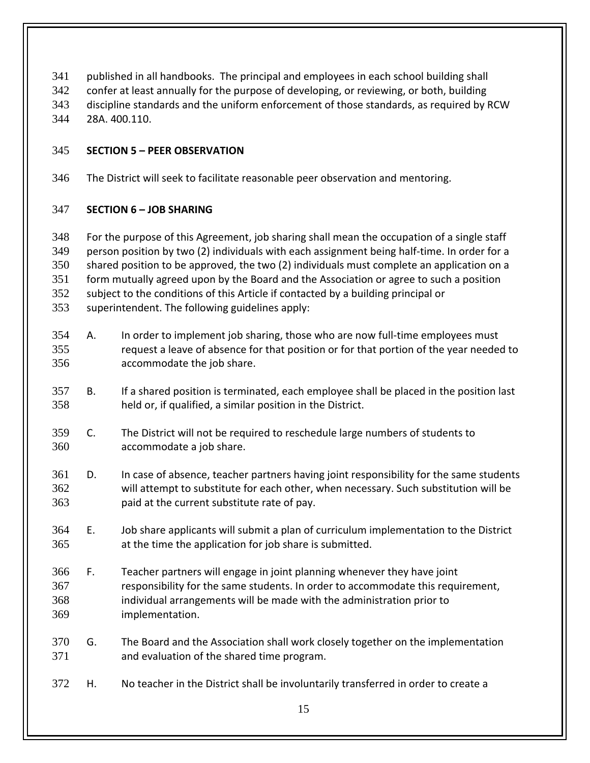published in all handbooks. The principal and employees in each school building shall confer at least annually for the purpose of developing, or reviewing, or both, building discipline standards and the uniform enforcement of those standards, as required by RCW 28A. 400.110.

**SECTION 5 – PEER OBSERVATION**

The District will seek to facilitate reasonable peer observation and mentoring.

**SECTION 6 – JOB SHARING**

For the purpose of this Agreement, job sharing shall mean the occupation of a single staff person position by two (2) individuals with each assignment being half-time. In order for a shared position to be approved, the two (2) individuals must complete an application on a form mutually agreed upon by the Board and the Association or agree to such a position subject to the conditions of this Article if contacted by a building principal or superintendent. The following guidelines apply:

A. In order to implement job sharing, those who are now full-time employees must request a leave of absence for that position or for that portion of the year needed to accommodate the job share.

B. If a shared position is terminated, each employee shall be placed in the position last held or, if qualified, a similar position in the District.

C. The District will not be required to reschedule large numbers of students to accommodate a job share.

D. In case of absence, teacher partners having joint responsibility for the same students will attempt to substitute for each other, when necessary. Such substitution will be paid at the current substitute rate of pay.

E. Job share applicants will submit a plan of curriculum implementation to the District at the time the application for job share is submitted.

F. Teacher partners will engage in joint planning whenever they have joint responsibility for the same students. In order to accommodate this requirement, individual arrangements will be made with the administration prior to implementation.

G. The Board and the Association shall work closely together on the implementation and evaluation of the shared time program.

H. No teacher in the District shall be involuntarily transferred in order to create a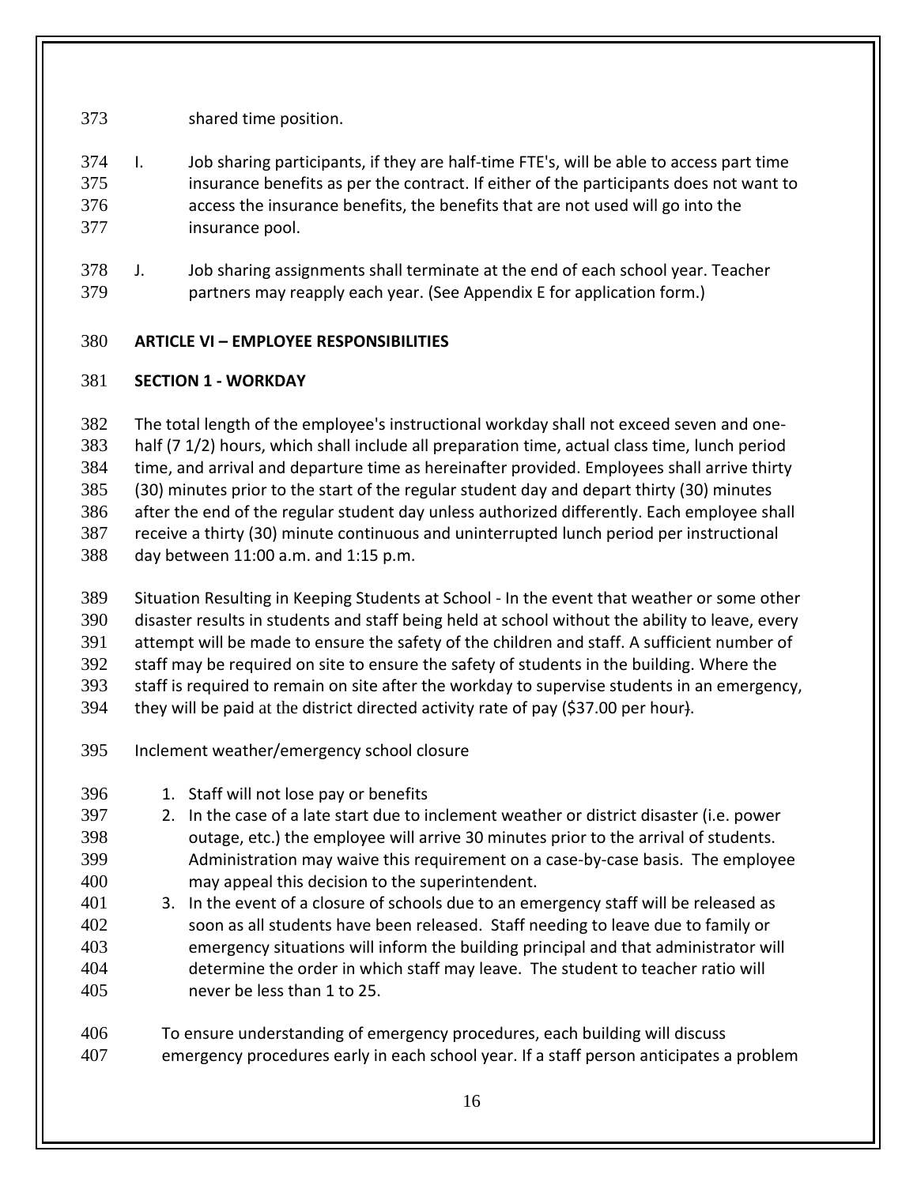shared time position.

I. Job sharing participants, if they are half-time FTE's, will be able to access part time insurance benefits as per the contract. If either of the participants does not want to access the insurance benefits, the benefits that are not used will go into the insurance pool.

J. Job sharing assignments shall terminate at the end of each school year. Teacher partners may reapply each year. (See Appendix E for application form.)

## ARTICLE VI – EMPLOYEE RESPONSIBILITIES

### SECTION 1 - WORKDAY

The total length of the employee's instructional workday shall not exceed seven and one-half (7 1/2) hours, which shall include all preparation time, actual class time, lunch period time, and arrival and departure time as hereinafter provided. Employees shall arrive thirty (30) minutes prior to the start of the regular student day and depart thirty (30) minutes after the end of the regular student day unless authorized differently. Each employee shall receive a thirty (30) minute continuous and uninterrupted lunch period per instructional day between 11:00 a.m. and 1:15 p.m.

Situation Resulting in Keeping Students at School - In the event that weather or some other disaster results in students and staff being held at school without the ability to leave, every attempt will be made to ensure the safety of the children and staff. A sufficient number of staff may be required on site to ensure the safety of students in the building. Where the staff is required to remain on site after the workday to supervise students in an emergency, they will be paid at the district directed activity rate of pay ($37.00 per hour).

Inclement weather/emergency school closure

1. Staff will not lose pay or benefits
2. In the case of a late start due to inclement weather or district disaster (i.e. power outage, etc.) the employee will arrive 30 minutes prior to the arrival of students. Administration may waive this requirement on a case-by-case basis. The employee may appeal this decision to the superintendent.
3. In the event of a closure of schools due to an emergency staff will be released as soon as all students have been released. Staff needing to leave due to family or emergency situations will inform the building principal and that administrator will determine the order in which staff may leave. The student to teacher ratio will never be less than 1 to 25.

To ensure understanding of emergency procedures, each building will discuss emergency procedures early in each school year. If a staff person anticipates a problem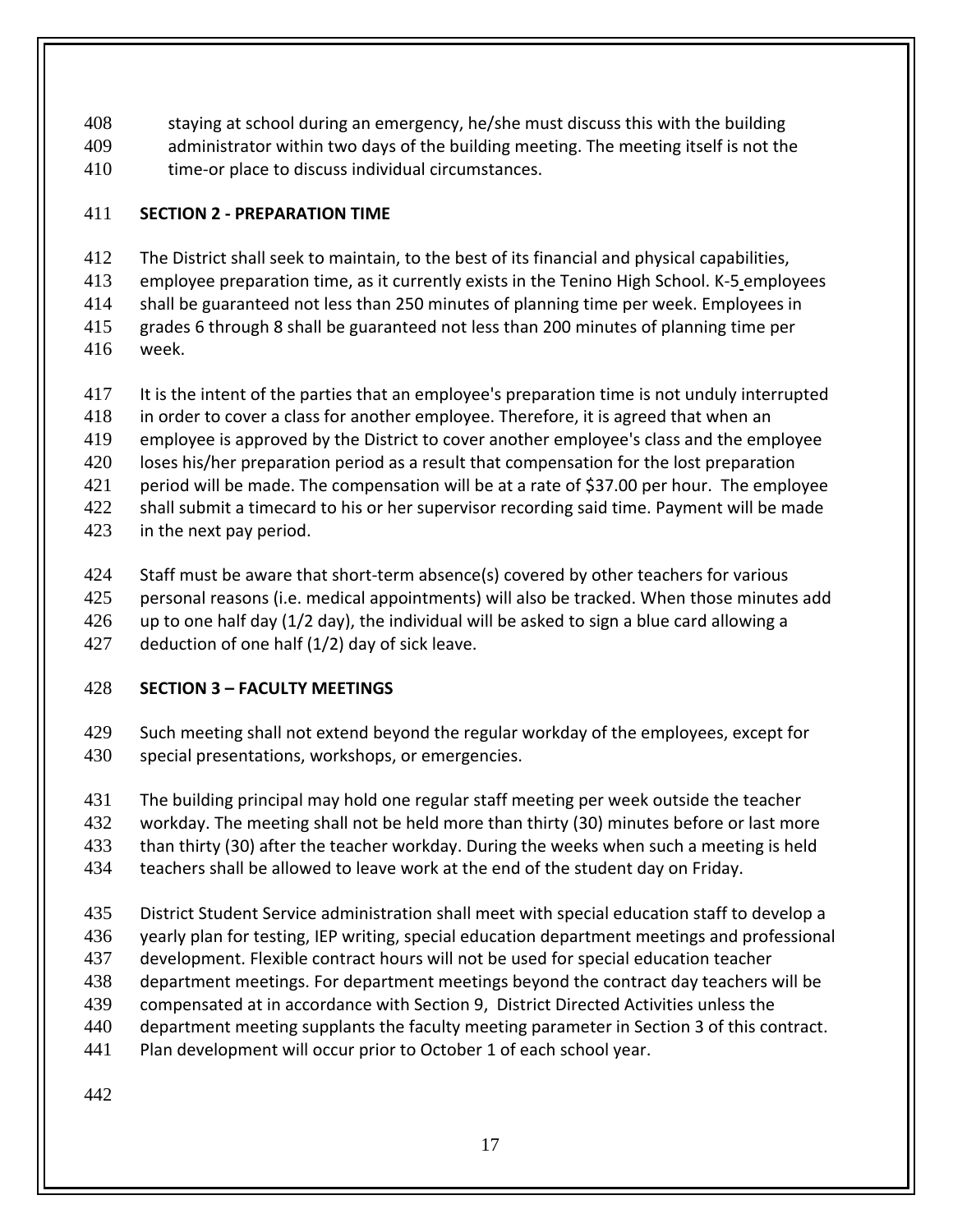staying at school during an emergency, he/she must discuss this with the building administrator within two days of the building meeting. The meeting itself is not the time-or place to discuss individual circumstances.

**SECTION 2 - PREPARATION TIME**

The District shall seek to maintain, to the best of its financial and physical capabilities, employee preparation time, as it currently exists in the Tenino High School. K-5 employees shall be guaranteed not less than 250 minutes of planning time per week. Employees in grades 6 through 8 shall be guaranteed not less than 200 minutes of planning time per week.

It is the intent of the parties that an employee's preparation time is not unduly interrupted in order to cover a class for another employee. Therefore, it is agreed that when an employee is approved by the District to cover another employee's class and the employee loses his/her preparation period as a result that compensation for the lost preparation period will be made. The compensation will be at a rate of $37.00 per hour. The employee shall submit a timecard to his or her supervisor recording said time. Payment will be made in the next pay period.

Staff must be aware that short-term absence(s) covered by other teachers for various personal reasons (i.e. medical appointments) will also be tracked. When those minutes add up to one half day (1/2 day), the individual will be asked to sign a blue card allowing a deduction of one half (1/2) day of sick leave.

**SECTION 3 – FACULTY MEETINGS**

Such meeting shall not extend beyond the regular workday of the employees, except for special presentations, workshops, or emergencies.

The building principal may hold one regular staff meeting per week outside the teacher workday. The meeting shall not be held more than thirty (30) minutes before or last more than thirty (30) after the teacher workday. During the weeks when such a meeting is held teachers shall be allowed to leave work at the end of the student day on Friday.

District Student Service administration shall meet with special education staff to develop a yearly plan for testing, IEP writing, special education department meetings and professional development. Flexible contract hours will not be used for special education teacher department meetings. For department meetings beyond the contract day teachers will be compensated at in accordance with Section 9, District Directed Activities unless the department meeting supplants the faculty meeting parameter in Section 3 of this contract. Plan development will occur prior to October 1 of each school year.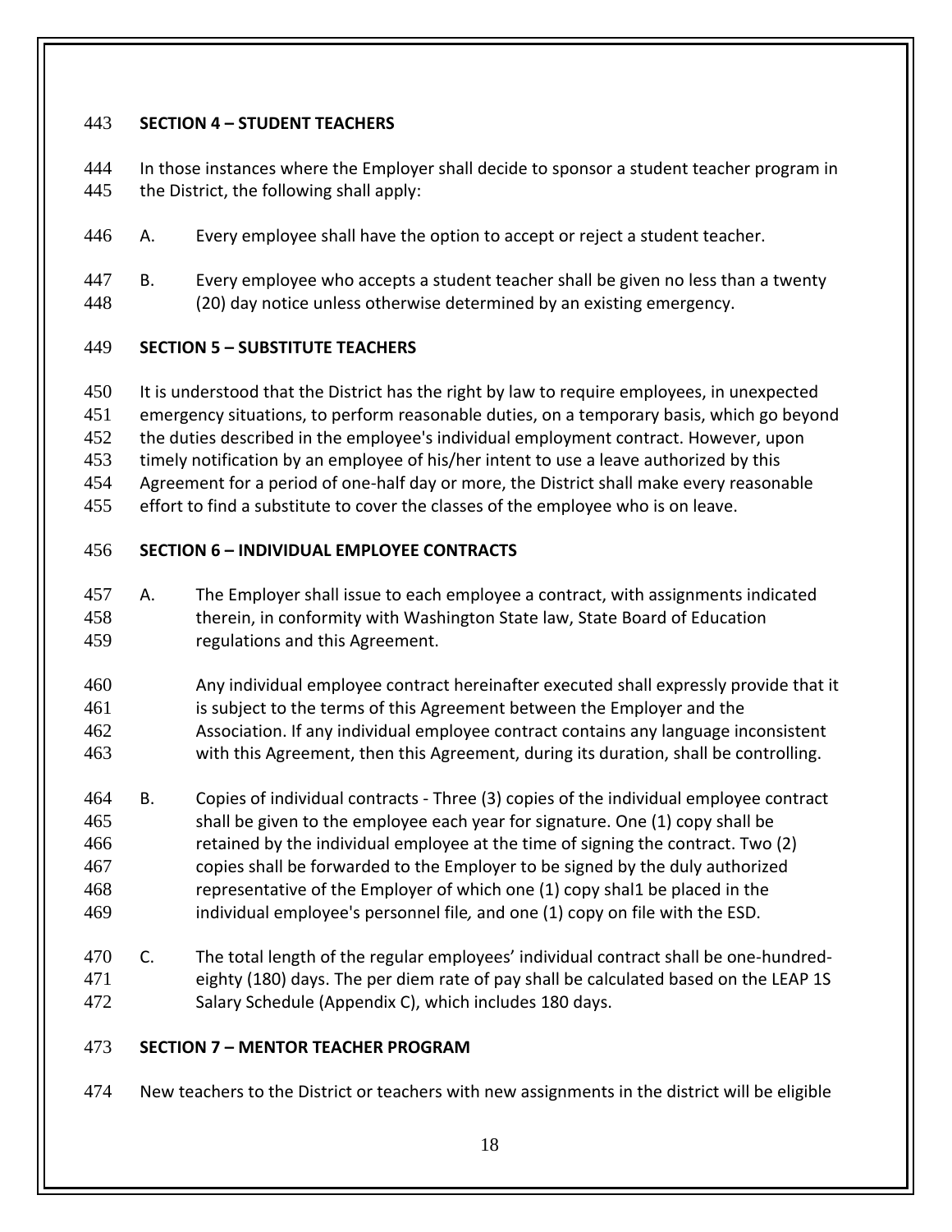**SECTION 4 – STUDENT TEACHERS**

In those instances where the Employer shall decide to sponsor a student teacher program in the District, the following shall apply:

A. Every employee shall have the option to accept or reject a student teacher.

B. Every employee who accepts a student teacher shall be given no less than a twenty (20) day notice unless otherwise determined by an existing emergency.

**SECTION 5 – SUBSTITUTE TEACHERS**

It is understood that the District has the right by law to require employees, in unexpected emergency situations, to perform reasonable duties, on a temporary basis, which go beyond the duties described in the employee's individual employment contract. However, upon timely notification by an employee of his/her intent to use a leave authorized by this Agreement for a period of one-half day or more, the District shall make every reasonable effort to find a substitute to cover the classes of the employee who is on leave.

**SECTION 6 – INDIVIDUAL EMPLOYEE CONTRACTS**

A. The Employer shall issue to each employee a contract, with assignments indicated therein, in conformity with Washington State law, State Board of Education regulations and this Agreement.

Any individual employee contract hereinafter executed shall expressly provide that it is subject to the terms of this Agreement between the Employer and the Association. If any individual employee contract contains any language inconsistent with this Agreement, then this Agreement, during its duration, shall be controlling.

B. Copies of individual contracts - Three (3) copies of the individual employee contract shall be given to the employee each year for signature. One (1) copy shall be retained by the individual employee at the time of signing the contract. Two (2) copies shall be forwarded to the Employer to be signed by the duly authorized representative of the Employer of which one (1) copy shal1 be placed in the individual employee's personnel file, and one (1) copy on file with the ESD.

C. The total length of the regular employees' individual contract shall be one-hundred-eighty (180) days. The per diem rate of pay shall be calculated based on the LEAP 1S Salary Schedule (Appendix C), which includes 180 days.

**SECTION 7 – MENTOR TEACHER PROGRAM**

New teachers to the District or teachers with new assignments in the district will be eligible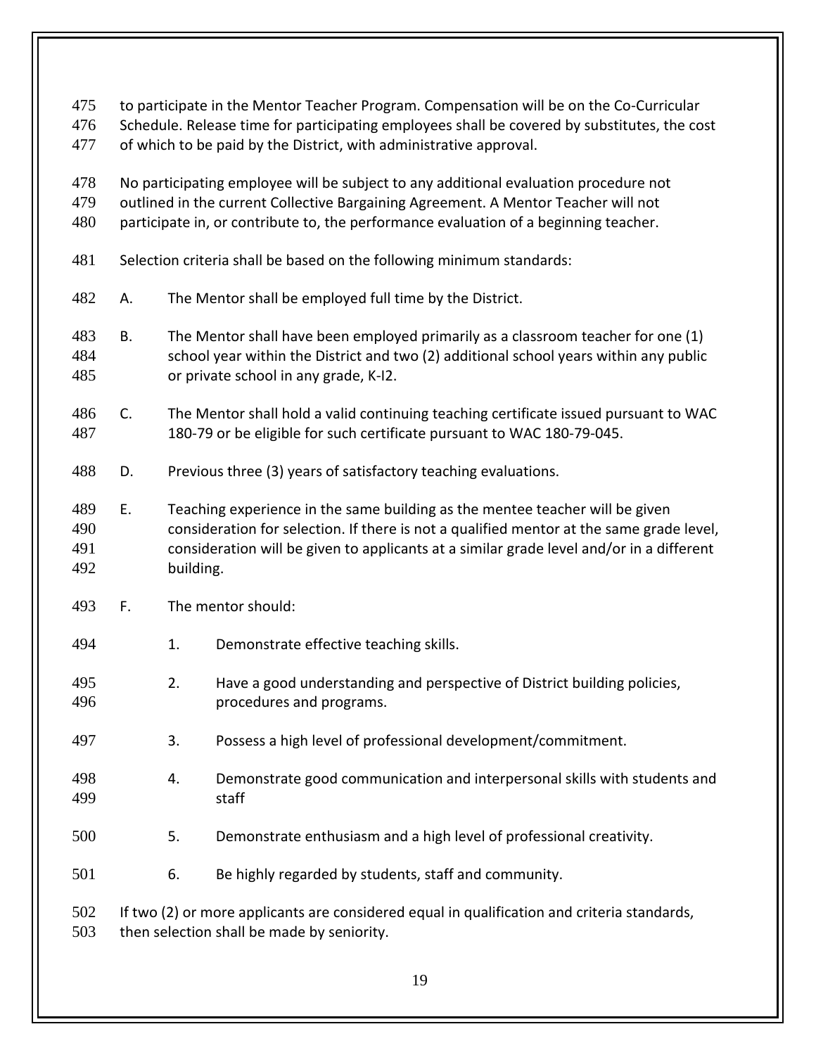to participate in the Mentor Teacher Program. Compensation will be on the Co-Curricular Schedule. Release time for participating employees shall be covered by substitutes, the cost of which to be paid by the District, with administrative approval.

No participating employee will be subject to any additional evaluation procedure not outlined in the current Collective Bargaining Agreement. A Mentor Teacher will not participate in, or contribute to, the performance evaluation of a beginning teacher.

Selection criteria shall be based on the following minimum standards:

A. The Mentor shall be employed full time by the District.

B. The Mentor shall have been employed primarily as a classroom teacher for one (1) school year within the District and two (2) additional school years within any public or private school in any grade, K-I2.

C. The Mentor shall hold a valid continuing teaching certificate issued pursuant to WAC 180-79 or be eligible for such certificate pursuant to WAC 180-79-045.

D. Previous three (3) years of satisfactory teaching evaluations.

E. Teaching experience in the same building as the mentee teacher will be given consideration for selection. If there is not a qualified mentor at the same grade level, consideration will be given to applicants at a similar grade level and/or in a different building.

F. The mentor should:

   1. Demonstrate effective teaching skills.

   2. Have a good understanding and perspective of District building policies, procedures and programs.

   3. Possess a high level of professional development/commitment.

   4. Demonstrate good communication and interpersonal skills with students and staff

   5. Demonstrate enthusiasm and a high level of professional creativity.

   6. Be highly regarded by students, staff and community.

If two (2) or more applicants are considered equal in qualification and criteria standards, then selection shall be made by seniority.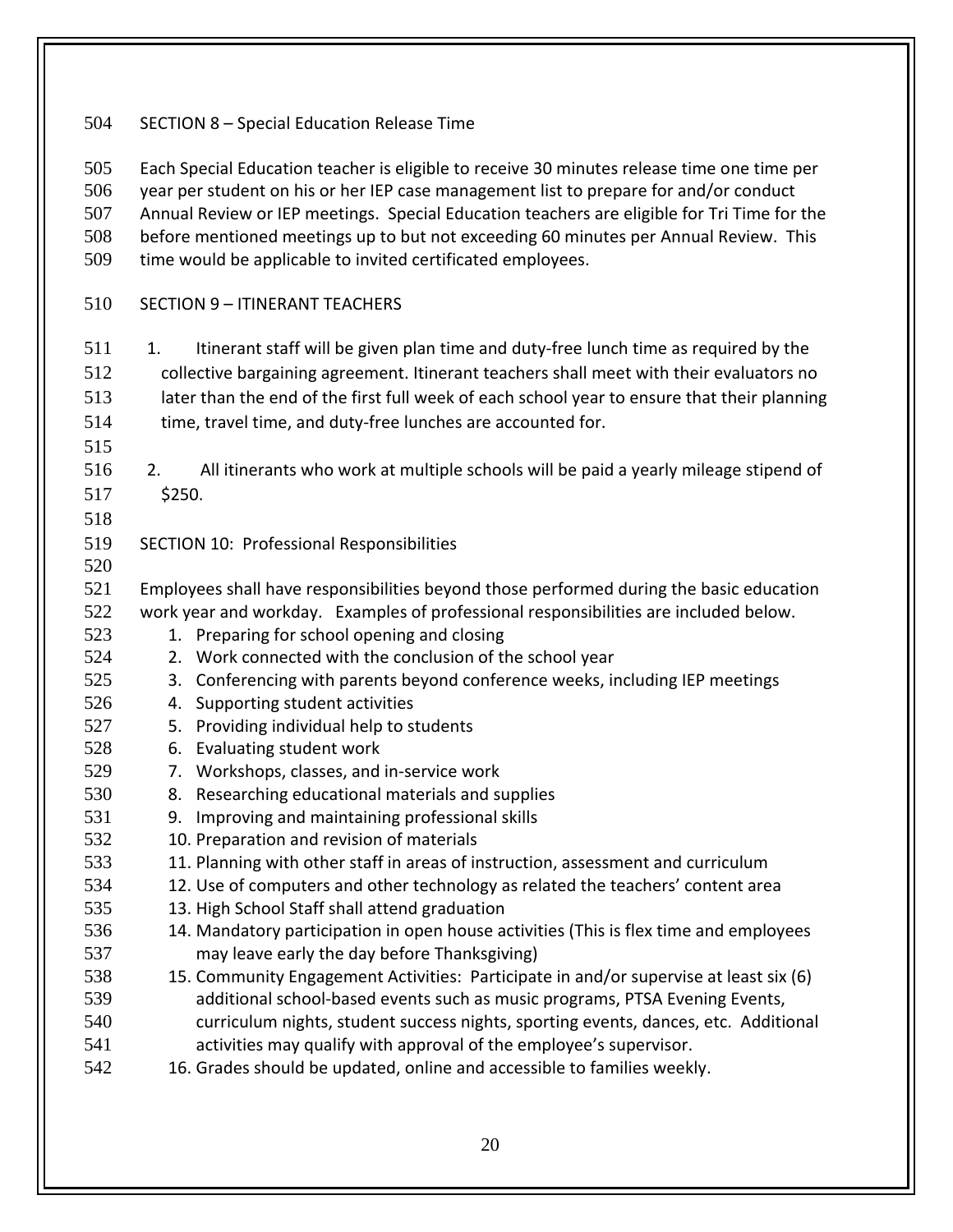## SECTION 8 – Special Education Release Time

Each Special Education teacher is eligible to receive 30 minutes release time one time per year per student on his or her IEP case management list to prepare for and/or conduct Annual Review or IEP meetings. Special Education teachers are eligible for Tri Time for the before mentioned meetings up to but not exceeding 60 minutes per Annual Review. This time would be applicable to invited certificated employees.

## SECTION 9 – ITINERANT TEACHERS

1. Itinerant staff will be given plan time and duty-free lunch time as required by the collective bargaining agreement. Itinerant teachers shall meet with their evaluators no later than the end of the first full week of each school year to ensure that their planning time, travel time, and duty-free lunches are accounted for.

2. All itinerants who work at multiple schools will be paid a yearly mileage stipend of $250.

## SECTION 10: Professional Responsibilities

Employees shall have responsibilities beyond those performed during the basic education work year and workday. Examples of professional responsibilities are included below.

1. Preparing for school opening and closing
2. Work connected with the conclusion of the school year
3. Conferencing with parents beyond conference weeks, including IEP meetings
4. Supporting student activities
5. Providing individual help to students
6. Evaluating student work
7. Workshops, classes, and in-service work
8. Researching educational materials and supplies
9. Improving and maintaining professional skills
10. Preparation and revision of materials
11. Planning with other staff in areas of instruction, assessment and curriculum
12. Use of computers and other technology as related the teachers' content area
13. High School Staff shall attend graduation
14. Mandatory participation in open house activities (This is flex time and employees may leave early the day before Thanksgiving)
15. Community Engagement Activities: Participate in and/or supervise at least six (6) additional school-based events such as music programs, PTSA Evening Events, curriculum nights, student success nights, sporting events, dances, etc. Additional activities may qualify with approval of the employee's supervisor.
16. Grades should be updated, online and accessible to families weekly.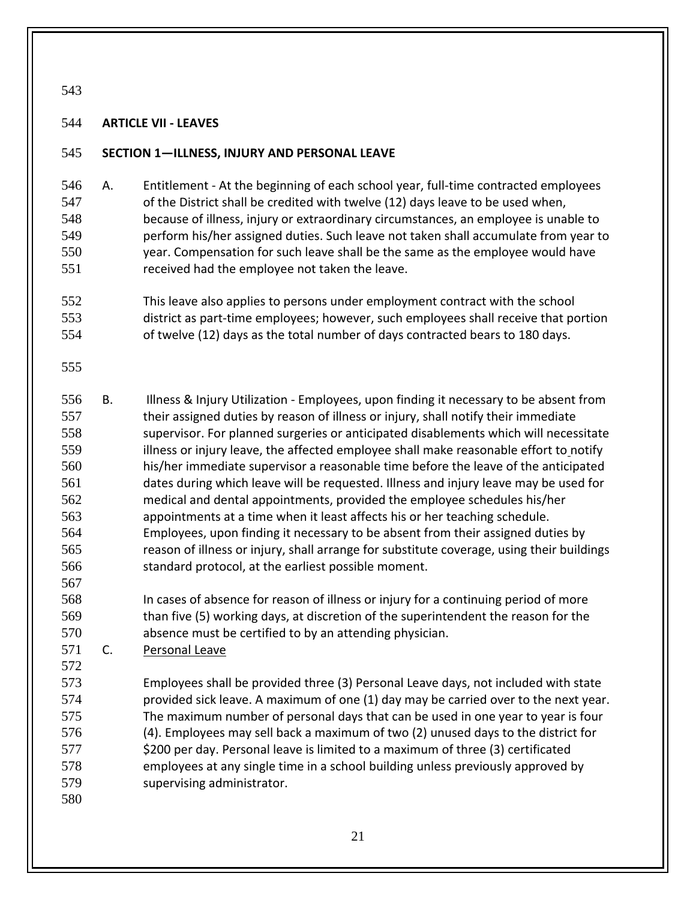## ARTICLE VII - LEAVES

### SECTION 1—ILLNESS, INJURY AND PERSONAL LEAVE

A. Entitlement - At the beginning of each school year, full-time contracted employees of the District shall be credited with twelve (12) days leave to be used when, because of illness, injury or extraordinary circumstances, an employee is unable to perform his/her assigned duties. Such leave not taken shall accumulate from year to year. Compensation for such leave shall be the same as the employee would have received had the employee not taken the leave.

This leave also applies to persons under employment contract with the school district as part-time employees; however, such employees shall receive that portion of twelve (12) days as the total number of days contracted bears to 180 days.

B. Illness & Injury Utilization - Employees, upon finding it necessary to be absent from their assigned duties by reason of illness or injury, shall notify their immediate supervisor. For planned surgeries or anticipated disablements which will necessitate illness or injury leave, the affected employee shall make reasonable effort to notify his/her immediate supervisor a reasonable time before the leave of the anticipated dates during which leave will be requested. Illness and injury leave may be used for medical and dental appointments, provided the employee schedules his/her appointments at a time when it least affects his or her teaching schedule. Employees, upon finding it necessary to be absent from their assigned duties by reason of illness or injury, shall arrange for substitute coverage, using their buildings standard protocol, at the earliest possible moment.

In cases of absence for reason of illness or injury for a continuing period of more than five (5) working days, at discretion of the superintendent the reason for the absence must be certified to by an attending physician.

C. Personal Leave

Employees shall be provided three (3) Personal Leave days, not included with state provided sick leave. A maximum of one (1) day may be carried over to the next year. The maximum number of personal days that can be used in one year to year is four (4). Employees may sell back a maximum of two (2) unused days to the district for $200 per day. Personal leave is limited to a maximum of three (3) certificated employees at any single time in a school building unless previously approved by supervising administrator.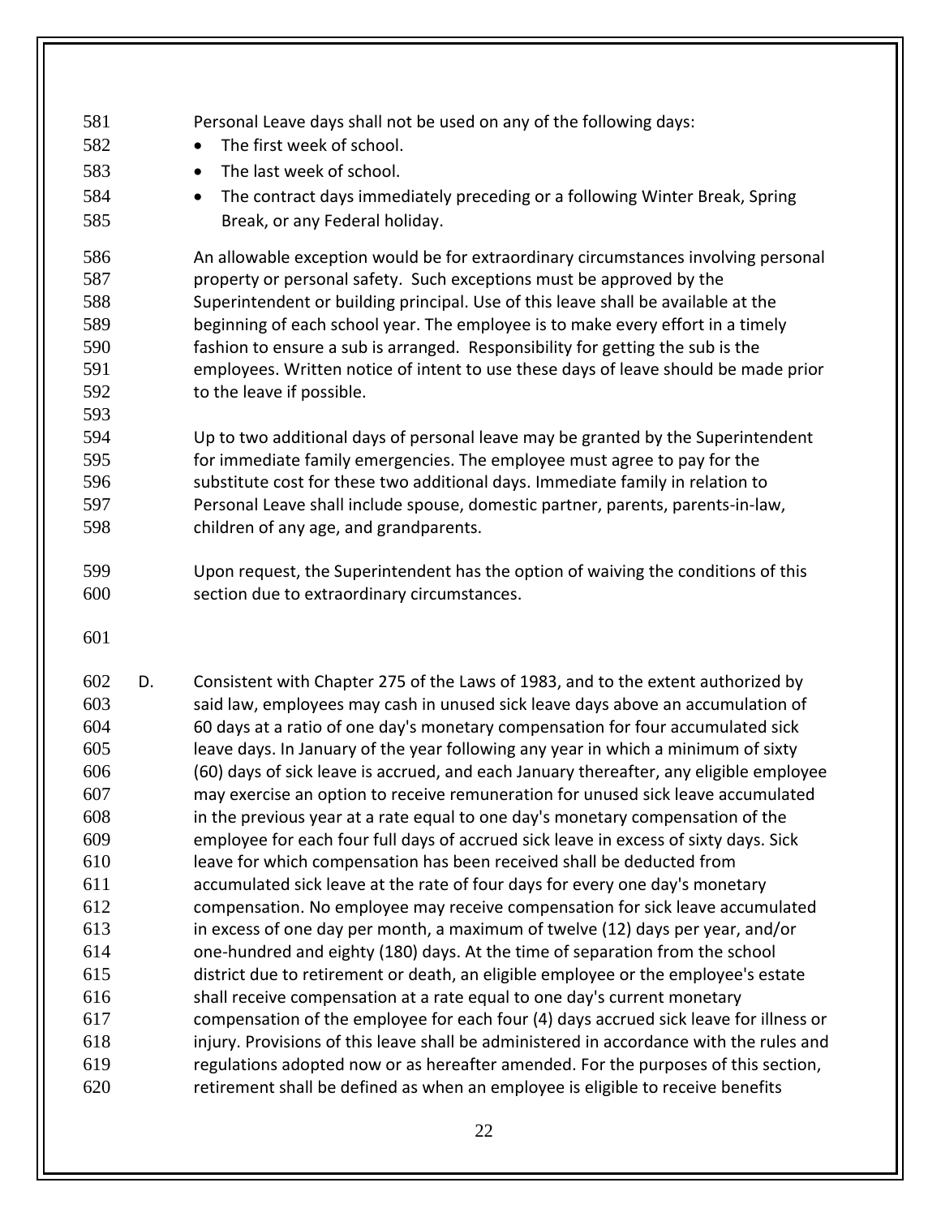Personal Leave days shall not be used on any of the following days:

- The first week of school.
- The last week of school.
- The contract days immediately preceding or a following Winter Break, Spring Break, or any Federal holiday.

An allowable exception would be for extraordinary circumstances involving personal property or personal safety. Such exceptions must be approved by the Superintendent or building principal. Use of this leave shall be available at the beginning of each school year. The employee is to make every effort in a timely fashion to ensure a sub is arranged. Responsibility for getting the sub is the employees. Written notice of intent to use these days of leave should be made prior to the leave if possible.

Up to two additional days of personal leave may be granted by the Superintendent for immediate family emergencies. The employee must agree to pay for the substitute cost for these two additional days. Immediate family in relation to Personal Leave shall include spouse, domestic partner, parents, parents-in-law, children of any age, and grandparents.

Upon request, the Superintendent has the option of waiving the conditions of this section due to extraordinary circumstances.

D. Consistent with Chapter 275 of the Laws of 1983, and to the extent authorized by said law, employees may cash in unused sick leave days above an accumulation of 60 days at a ratio of one day's monetary compensation for four accumulated sick leave days. In January of the year following any year in which a minimum of sixty (60) days of sick leave is accrued, and each January thereafter, any eligible employee may exercise an option to receive remuneration for unused sick leave accumulated in the previous year at a rate equal to one day's monetary compensation of the employee for each four full days of accrued sick leave in excess of sixty days. Sick leave for which compensation has been received shall be deducted from accumulated sick leave at the rate of four days for every one day's monetary compensation. No employee may receive compensation for sick leave accumulated in excess of one day per month, a maximum of twelve (12) days per year, and/or one-hundred and eighty (180) days. At the time of separation from the school district due to retirement or death, an eligible employee or the employee's estate shall receive compensation at a rate equal to one day's current monetary compensation of the employee for each four (4) days accrued sick leave for illness or injury. Provisions of this leave shall be administered in accordance with the rules and regulations adopted now or as hereafter amended. For the purposes of this section, retirement shall be defined as when an employee is eligible to receive benefits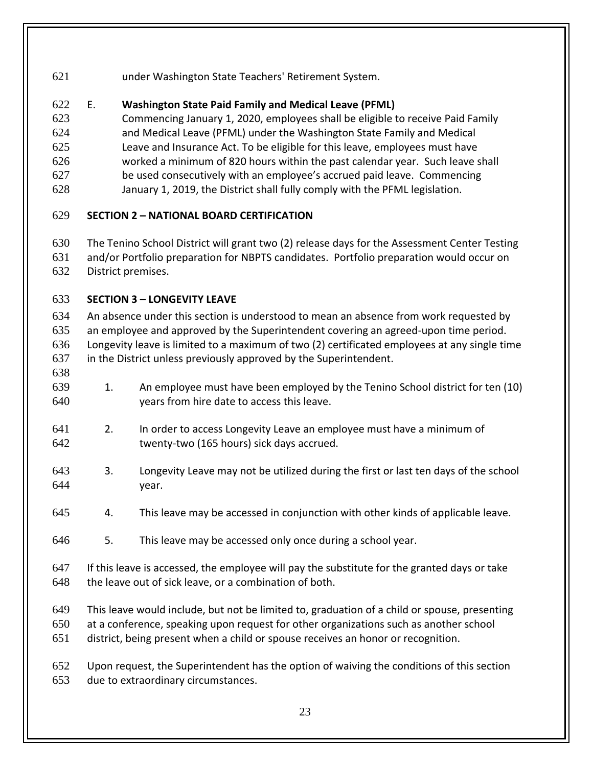under Washington State Teachers' Retirement System.

E. **Washington State Paid Family and Medical Leave (PFML)**

Commencing January 1, 2020, employees shall be eligible to receive Paid Family and Medical Leave (PFML) under the Washington State Family and Medical Leave and Insurance Act. To be eligible for this leave, employees must have worked a minimum of 820 hours within the past calendar year. Such leave shall be used consecutively with an employee's accrued paid leave. Commencing January 1, 2019, the District shall fully comply with the PFML legislation.

## SECTION 2 – NATIONAL BOARD CERTIFICATION

The Tenino School District will grant two (2) release days for the Assessment Center Testing and/or Portfolio preparation for NBPTS candidates. Portfolio preparation would occur on District premises.

## SECTION 3 – LONGEVITY LEAVE

An absence under this section is understood to mean an absence from work requested by an employee and approved by the Superintendent covering an agreed-upon time period. Longevity leave is limited to a maximum of two (2) certificated employees at any single time in the District unless previously approved by the Superintendent.

1. An employee must have been employed by the Tenino School district for ten (10) years from hire date to access this leave.
2. In order to access Longevity Leave an employee must have a minimum of twenty-two (165 hours) sick days accrued.
3. Longevity Leave may not be utilized during the first or last ten days of the school year.
4. This leave may be accessed in conjunction with other kinds of applicable leave.
5. This leave may be accessed only once during a school year.

If this leave is accessed, the employee will pay the substitute for the granted days or take the leave out of sick leave, or a combination of both.

This leave would include, but not be limited to, graduation of a child or spouse, presenting at a conference, speaking upon request for other organizations such as another school district, being present when a child or spouse receives an honor or recognition.

Upon request, the Superintendent has the option of waiving the conditions of this section due to extraordinary circumstances.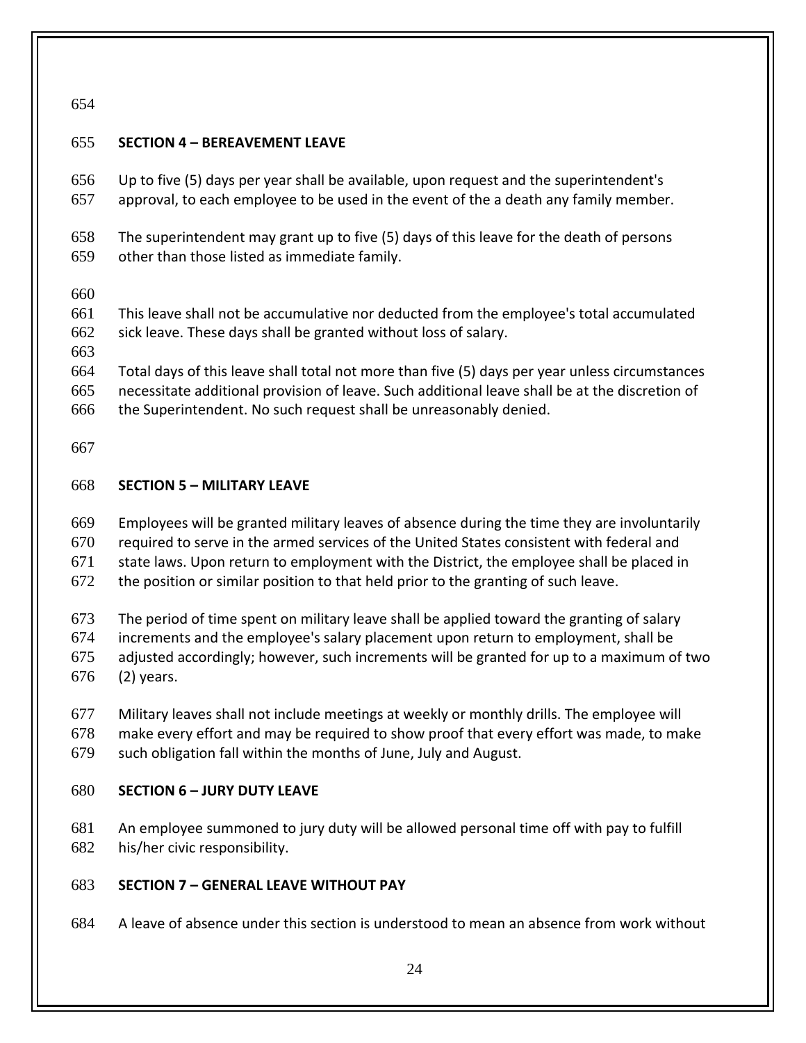## SECTION 4 – BEREAVEMENT LEAVE

Up to five (5) days per year shall be available, upon request and the superintendent's approval, to each employee to be used in the event of the a death any family member.

The superintendent may grant up to five (5) days of this leave for the death of persons other than those listed as immediate family.

This leave shall not be accumulative nor deducted from the employee's total accumulated sick leave. These days shall be granted without loss of salary.

Total days of this leave shall total not more than five (5) days per year unless circumstances necessitate additional provision of leave. Such additional leave shall be at the discretion of the Superintendent. No such request shall be unreasonably denied.

## SECTION 5 – MILITARY LEAVE

Employees will be granted military leaves of absence during the time they are involuntarily required to serve in the armed services of the United States consistent with federal and state laws. Upon return to employment with the District, the employee shall be placed in the position or similar position to that held prior to the granting of such leave.

The period of time spent on military leave shall be applied toward the granting of salary increments and the employee's salary placement upon return to employment, shall be adjusted accordingly; however, such increments will be granted for up to a maximum of two (2) years.

Military leaves shall not include meetings at weekly or monthly drills. The employee will make every effort and may be required to show proof that every effort was made, to make such obligation fall within the months of June, July and August.

## SECTION 6 – JURY DUTY LEAVE

An employee summoned to jury duty will be allowed personal time off with pay to fulfill his/her civic responsibility.

## SECTION 7 – GENERAL LEAVE WITHOUT PAY

A leave of absence under this section is understood to mean an absence from work without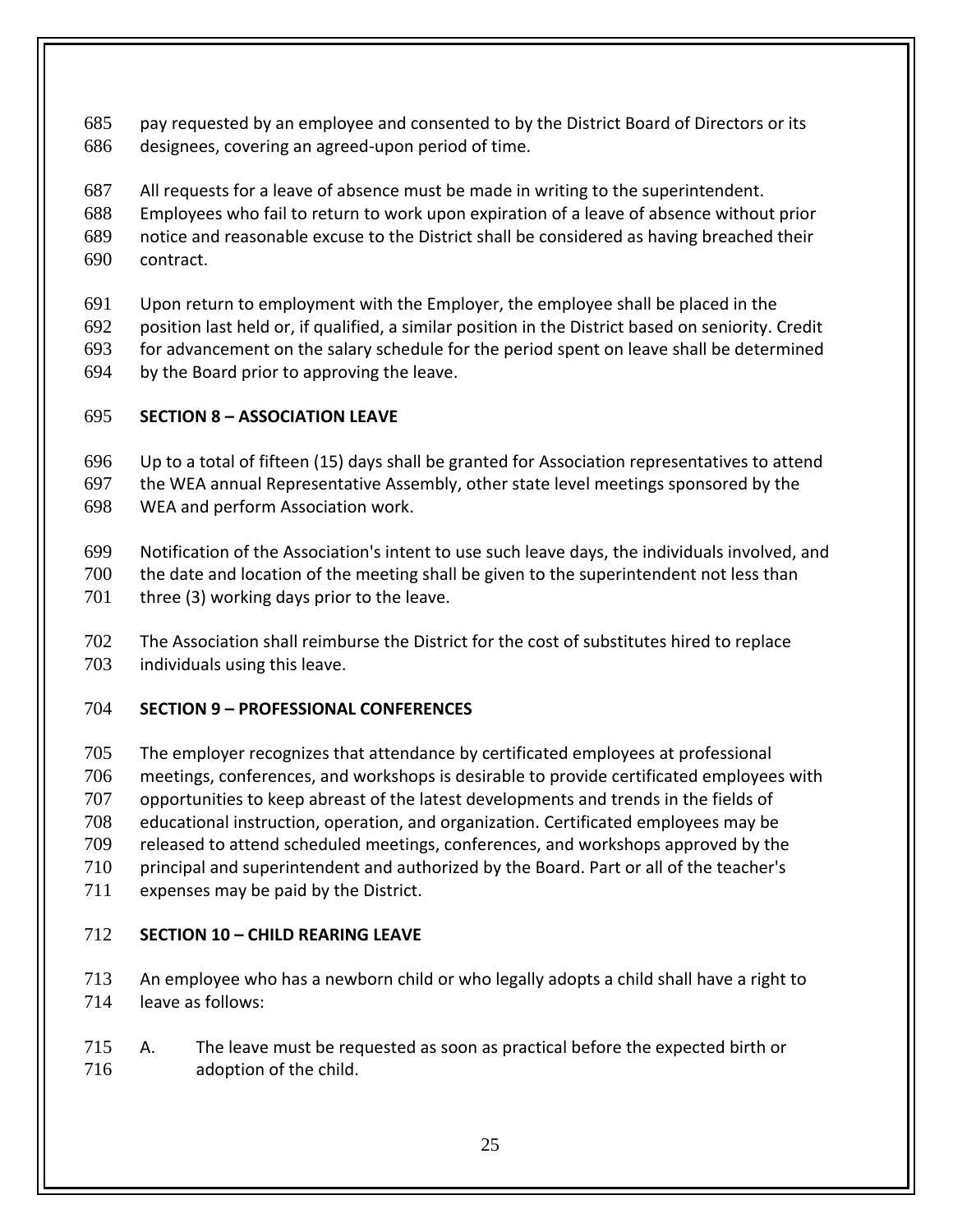pay requested by an employee and consented to by the District Board of Directors or its designees, covering an agreed-upon period of time.

All requests for a leave of absence must be made in writing to the superintendent. Employees who fail to return to work upon expiration of a leave of absence without prior notice and reasonable excuse to the District shall be considered as having breached their contract.

Upon return to employment with the Employer, the employee shall be placed in the position last held or, if qualified, a similar position in the District based on seniority. Credit for advancement on the salary schedule for the period spent on leave shall be determined by the Board prior to approving the leave.

**SECTION 8 – ASSOCIATION LEAVE**

Up to a total of fifteen (15) days shall be granted for Association representatives to attend the WEA annual Representative Assembly, other state level meetings sponsored by the WEA and perform Association work.

Notification of the Association's intent to use such leave days, the individuals involved, and the date and location of the meeting shall be given to the superintendent not less than three (3) working days prior to the leave.

The Association shall reimburse the District for the cost of substitutes hired to replace individuals using this leave.

**SECTION 9 – PROFESSIONAL CONFERENCES**

The employer recognizes that attendance by certificated employees at professional meetings, conferences, and workshops is desirable to provide certificated employees with opportunities to keep abreast of the latest developments and trends in the fields of educational instruction, operation, and organization. Certificated employees may be released to attend scheduled meetings, conferences, and workshops approved by the principal and superintendent and authorized by the Board. Part or all of the teacher's expenses may be paid by the District.

**SECTION 10 – CHILD REARING LEAVE**

An employee who has a newborn child or who legally adopts a child shall have a right to leave as follows:

A. The leave must be requested as soon as practical before the expected birth or adoption of the child.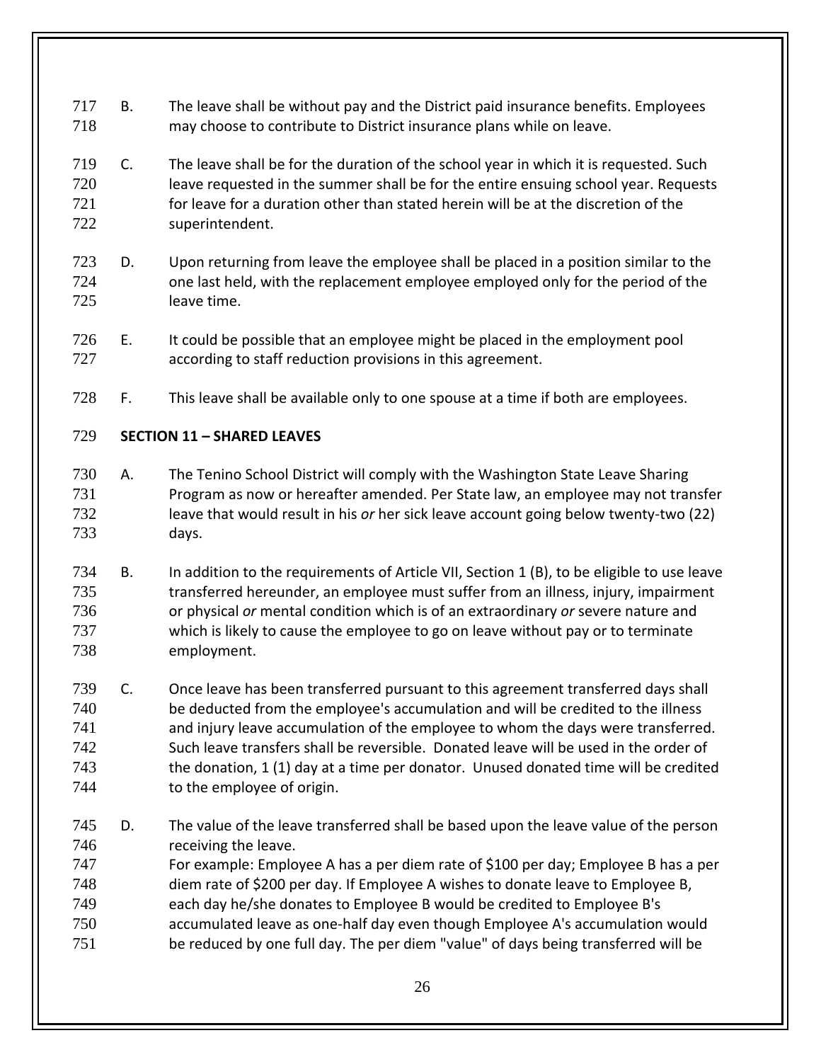B. The leave shall be without pay and the District paid insurance benefits. Employees may choose to contribute to District insurance plans while on leave.

C. The leave shall be for the duration of the school year in which it is requested. Such leave requested in the summer shall be for the entire ensuing school year. Requests for leave for a duration other than stated herein will be at the discretion of the superintendent.

D. Upon returning from leave the employee shall be placed in a position similar to the one last held, with the replacement employee employed only for the period of the leave time.

E. It could be possible that an employee might be placed in the employment pool according to staff reduction provisions in this agreement.

F. This leave shall be available only to one spouse at a time if both are employees.

**SECTION 11 – SHARED LEAVES**

A. The Tenino School District will comply with the Washington State Leave Sharing Program as now or hereafter amended. Per State law, an employee may not transfer leave that would result in his *or* her sick leave account going below twenty-two (22) days.

B. In addition to the requirements of Article VII, Section 1 (B), to be eligible to use leave transferred hereunder, an employee must suffer from an illness, injury, impairment or physical *or* mental condition which is of an extraordinary *or* severe nature and which is likely to cause the employee to go on leave without pay or to terminate employment.

C. Once leave has been transferred pursuant to this agreement transferred days shall be deducted from the employee's accumulation and will be credited to the illness and injury leave accumulation of the employee to whom the days were transferred. Such leave transfers shall be reversible. Donated leave will be used in the order of the donation, 1 (1) day at a time per donator. Unused donated time will be credited to the employee of origin.

D. The value of the leave transferred shall be based upon the leave value of the person receiving the leave.
For example: Employee A has a per diem rate of $100 per day; Employee B has a per diem rate of $200 per day. If Employee A wishes to donate leave to Employee B, each day he/she donates to Employee B would be credited to Employee B's accumulated leave as one-half day even though Employee A's accumulation would be reduced by one full day. The per diem "value" of days being transferred will be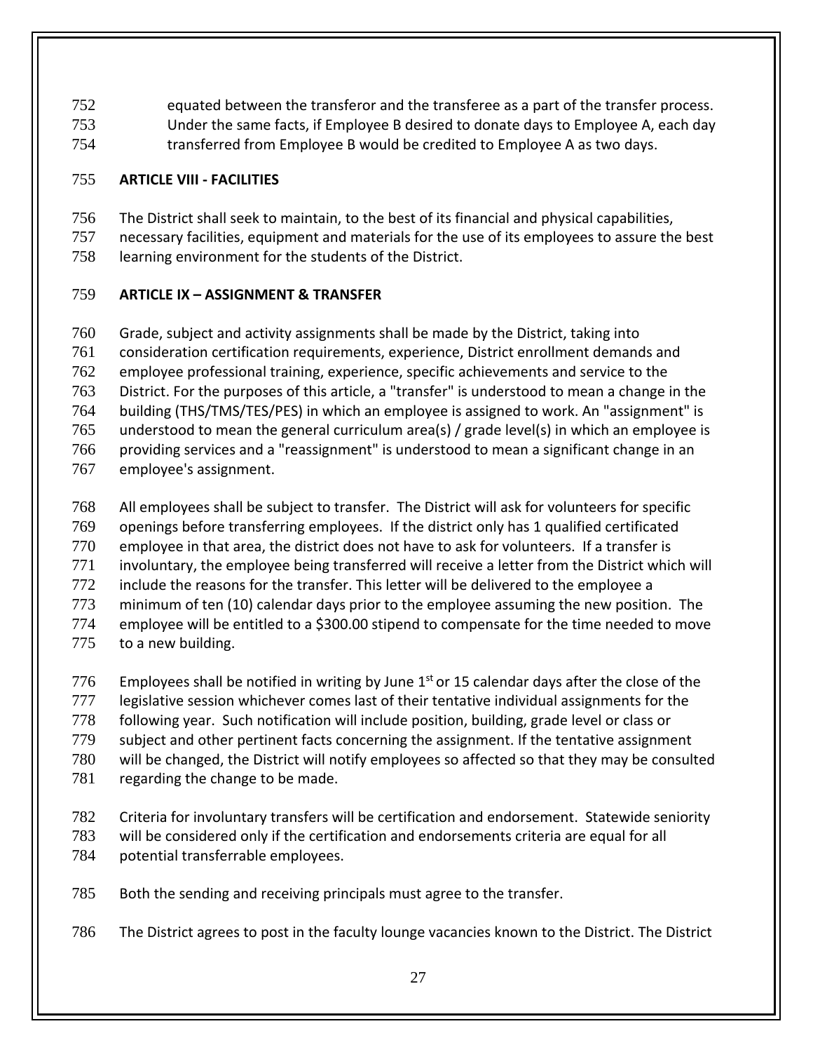equated between the transferor and the transferee as a part of the transfer process. Under the same facts, if Employee B desired to donate days to Employee A, each day transferred from Employee B would be credited to Employee A as two days.

**ARTICLE VIII - FACILITIES**

The District shall seek to maintain, to the best of its financial and physical capabilities, necessary facilities, equipment and materials for the use of its employees to assure the best learning environment for the students of the District.

**ARTICLE IX – ASSIGNMENT & TRANSFER**

Grade, subject and activity assignments shall be made by the District, taking into consideration certification requirements, experience, District enrollment demands and employee professional training, experience, specific achievements and service to the District. For the purposes of this article, a "transfer" is understood to mean a change in the building (THS/TMS/TES/PES) in which an employee is assigned to work. An "assignment" is understood to mean the general curriculum area(s) / grade level(s) in which an employee is providing services and a "reassignment" is understood to mean a significant change in an employee's assignment.

All employees shall be subject to transfer. The District will ask for volunteers for specific openings before transferring employees. If the district only has 1 qualified certificated employee in that area, the district does not have to ask for volunteers. If a transfer is involuntary, the employee being transferred will receive a letter from the District which will include the reasons for the transfer. This letter will be delivered to the employee a minimum of ten (10) calendar days prior to the employee assuming the new position. The employee will be entitled to a $300.00 stipend to compensate for the time needed to move to a new building.

Employees shall be notified in writing by June 1st or 15 calendar days after the close of the legislative session whichever comes last of their tentative individual assignments for the following year. Such notification will include position, building, grade level or class or subject and other pertinent facts concerning the assignment. If the tentative assignment will be changed, the District will notify employees so affected so that they may be consulted regarding the change to be made.

Criteria for involuntary transfers will be certification and endorsement. Statewide seniority will be considered only if the certification and endorsements criteria are equal for all potential transferrable employees.

Both the sending and receiving principals must agree to the transfer.

The District agrees to post in the faculty lounge vacancies known to the District. The District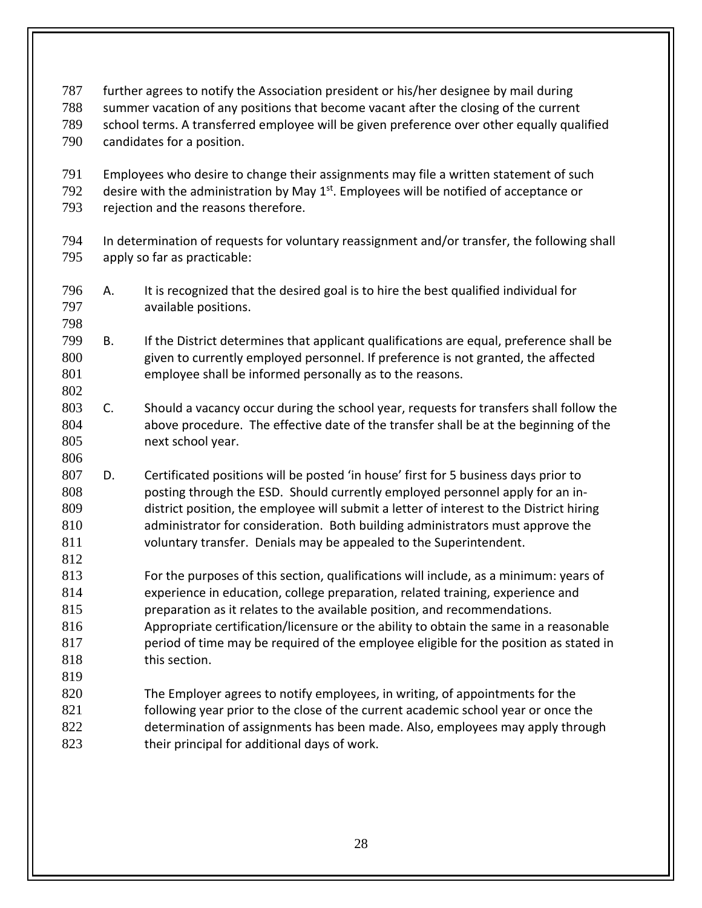further agrees to notify the Association president or his/her designee by mail during summer vacation of any positions that become vacant after the closing of the current school terms. A transferred employee will be given preference over other equally qualified candidates for a position.

Employees who desire to change their assignments may file a written statement of such desire with the administration by May 1st. Employees will be notified of acceptance or rejection and the reasons therefore.

In determination of requests for voluntary reassignment and/or transfer, the following shall apply so far as practicable:

A. It is recognized that the desired goal is to hire the best qualified individual for available positions.

B. If the District determines that applicant qualifications are equal, preference shall be given to currently employed personnel. If preference is not granted, the affected employee shall be informed personally as to the reasons.

C. Should a vacancy occur during the school year, requests for transfers shall follow the above procedure. The effective date of the transfer shall be at the beginning of the next school year.

D. Certificated positions will be posted 'in house' first for 5 business days prior to posting through the ESD. Should currently employed personnel apply for an in-district position, the employee will submit a letter of interest to the District hiring administrator for consideration. Both building administrators must approve the voluntary transfer. Denials may be appealed to the Superintendent.

For the purposes of this section, qualifications will include, as a minimum: years of experience in education, college preparation, related training, experience and preparation as it relates to the available position, and recommendations. Appropriate certification/licensure or the ability to obtain the same in a reasonable period of time may be required of the employee eligible for the position as stated in this section.

The Employer agrees to notify employees, in writing, of appointments for the following year prior to the close of the current academic school year or once the determination of assignments has been made. Also, employees may apply through their principal for additional days of work.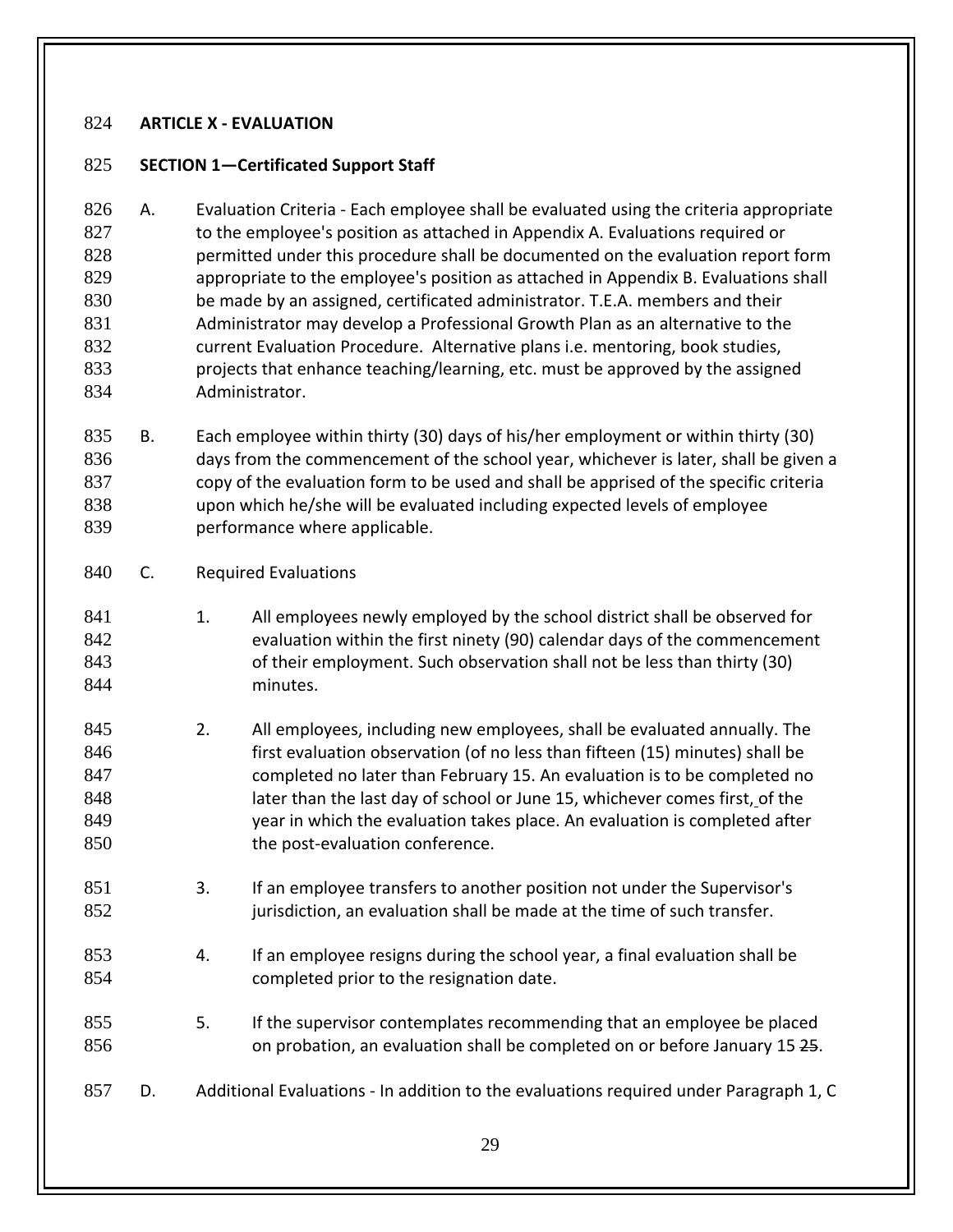# ARTICLE X - EVALUATION

## SECTION 1—Certificated Support Staff

A. Evaluation Criteria - Each employee shall be evaluated using the criteria appropriate to the employee's position as attached in Appendix A. Evaluations required or permitted under this procedure shall be documented on the evaluation report form appropriate to the employee's position as attached in Appendix B. Evaluations shall be made by an assigned, certificated administrator. T.E.A. members and their Administrator may develop a Professional Growth Plan as an alternative to the current Evaluation Procedure. Alternative plans i.e. mentoring, book studies, projects that enhance teaching/learning, etc. must be approved by the assigned Administrator.

B. Each employee within thirty (30) days of his/her employment or within thirty (30) days from the commencement of the school year, whichever is later, shall be given a copy of the evaluation form to be used and shall be apprised of the specific criteria upon which he/she will be evaluated including expected levels of employee performance where applicable.

C. Required Evaluations

1. All employees newly employed by the school district shall be observed for evaluation within the first ninety (90) calendar days of the commencement of their employment. Such observation shall not be less than thirty (30) minutes.

2. All employees, including new employees, shall be evaluated annually. The first evaluation observation (of no less than fifteen (15) minutes) shall be completed no later than February 15. An evaluation is to be completed no later than the last day of school or June 15, whichever comes first, of the year in which the evaluation takes place. An evaluation is completed after the post-evaluation conference.

3. If an employee transfers to another position not under the Supervisor's jurisdiction, an evaluation shall be made at the time of such transfer.

4. If an employee resigns during the school year, a final evaluation shall be completed prior to the resignation date.

5. If the supervisor contemplates recommending that an employee be placed on probation, an evaluation shall be completed on or before January 15 ~~25~~.

D. Additional Evaluations - In addition to the evaluations required under Paragraph 1, C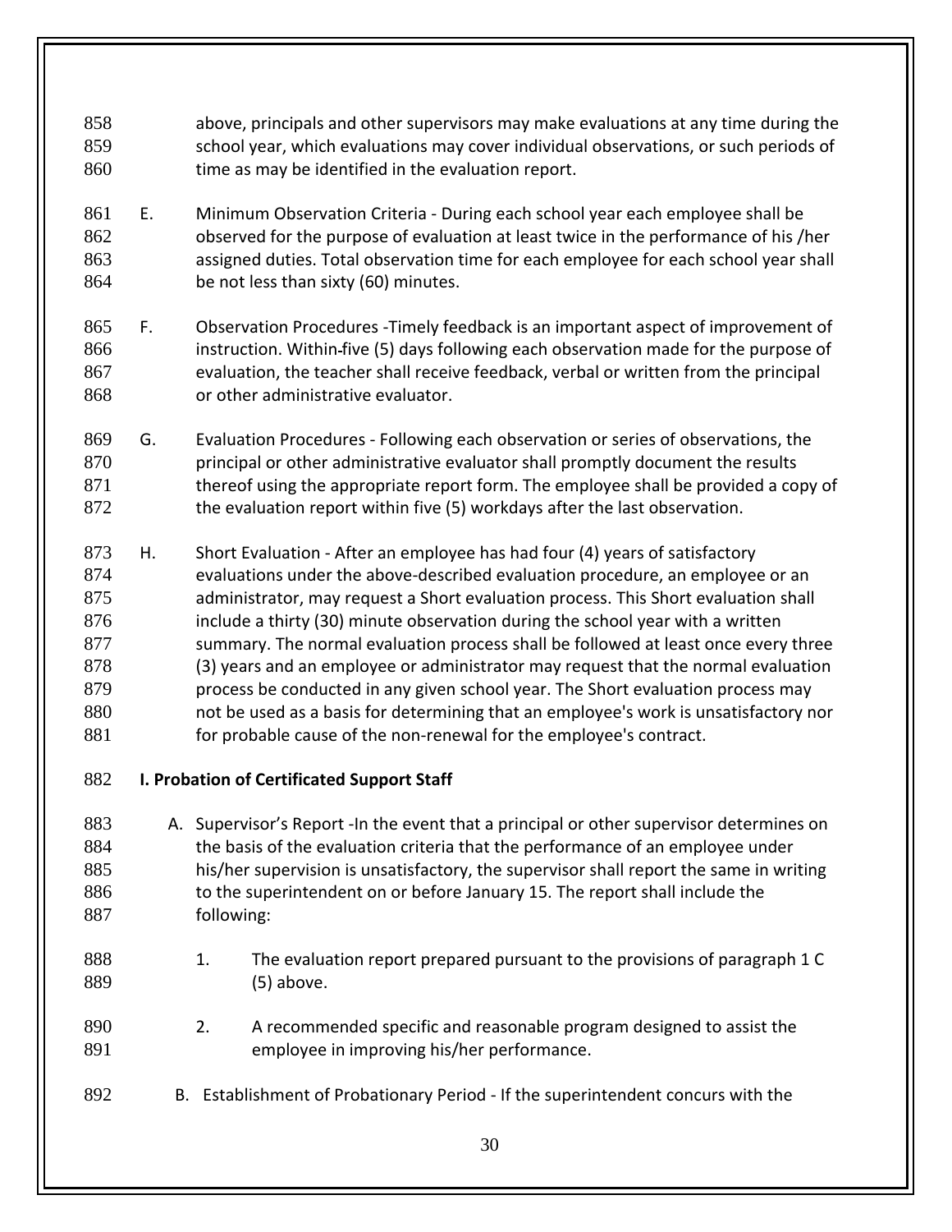above, principals and other supervisors may make evaluations at any time during the school year, which evaluations may cover individual observations, or such periods of time as may be identified in the evaluation report.

E. Minimum Observation Criteria - During each school year each employee shall be observed for the purpose of evaluation at least twice in the performance of his /her assigned duties. Total observation time for each employee for each school year shall be not less than sixty (60) minutes.

F. Observation Procedures -Timely feedback is an important aspect of improvement of instruction. Within-five (5) days following each observation made for the purpose of evaluation, the teacher shall receive feedback, verbal or written from the principal or other administrative evaluator.

G. Evaluation Procedures - Following each observation or series of observations, the principal or other administrative evaluator shall promptly document the results thereof using the appropriate report form. The employee shall be provided a copy of the evaluation report within five (5) workdays after the last observation.

H. Short Evaluation - After an employee has had four (4) years of satisfactory evaluations under the above-described evaluation procedure, an employee or an administrator, may request a Short evaluation process. This Short evaluation shall include a thirty (30) minute observation during the school year with a written summary. The normal evaluation process shall be followed at least once every three (3) years and an employee or administrator may request that the normal evaluation process be conducted in any given school year. The Short evaluation process may not be used as a basis for determining that an employee's work is unsatisfactory nor for probable cause of the non-renewal for the employee's contract.

**I. Probation of Certificated Support Staff**

A. Supervisor's Report -In the event that a principal or other supervisor determines on the basis of the evaluation criteria that the performance of an employee under his/her supervision is unsatisfactory, the supervisor shall report the same in writing to the superintendent on or before January 15. The report shall include the following:

   1. The evaluation report prepared pursuant to the provisions of paragraph 1 C (5) above.

   2. A recommended specific and reasonable program designed to assist the employee in improving his/her performance.

B. Establishment of Probationary Period - If the superintendent concurs with the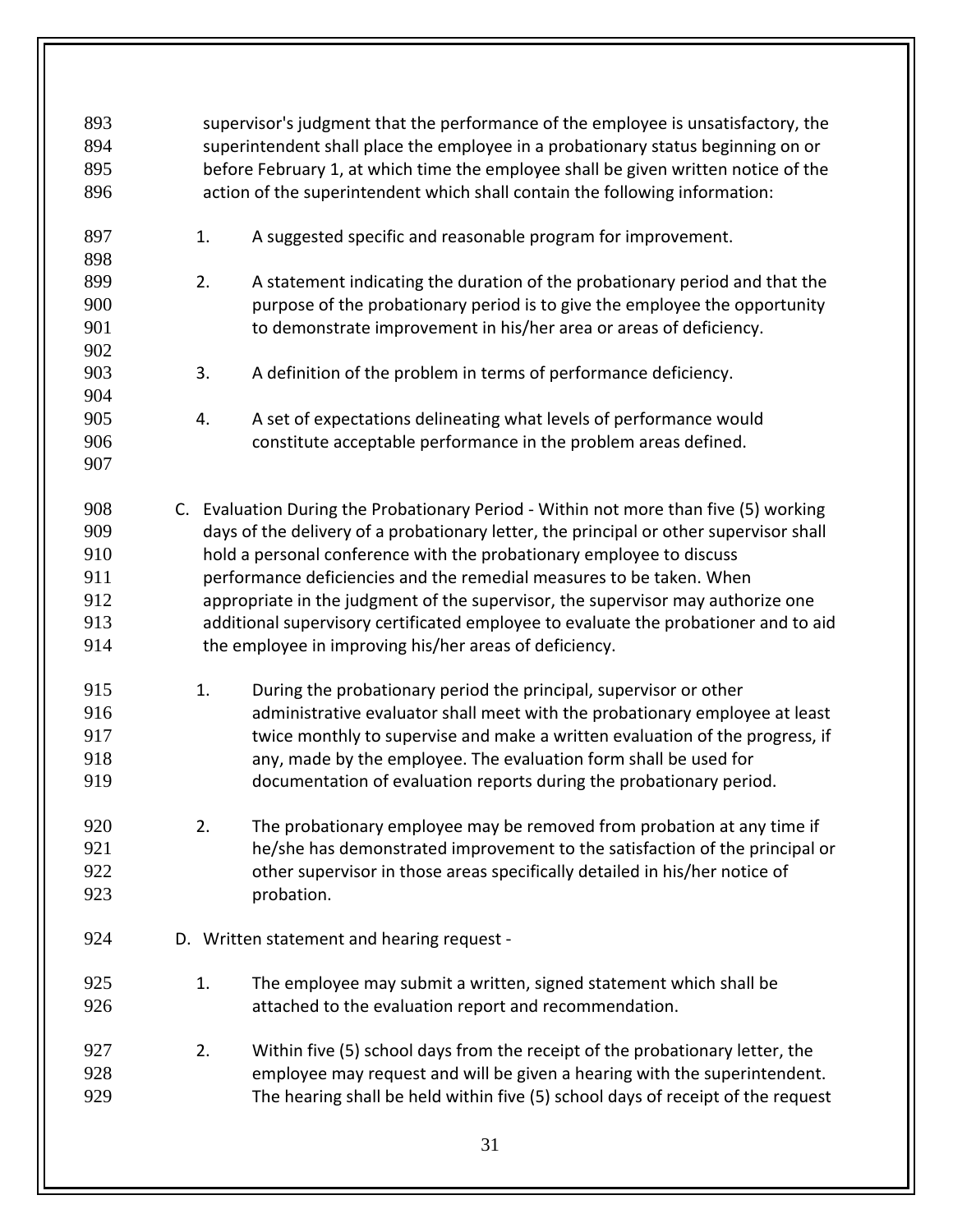supervisor's judgment that the performance of the employee is unsatisfactory, the superintendent shall place the employee in a probationary status beginning on or before February 1, at which time the employee shall be given written notice of the action of the superintendent which shall contain the following information:

1. A suggested specific and reasonable program for improvement.

2. A statement indicating the duration of the probationary period and that the purpose of the probationary period is to give the employee the opportunity to demonstrate improvement in his/her area or areas of deficiency.

3. A definition of the problem in terms of performance deficiency.

4. A set of expectations delineating what levels of performance would constitute acceptable performance in the problem areas defined.

C. Evaluation During the Probationary Period - Within not more than five (5) working days of the delivery of a probationary letter, the principal or other supervisor shall hold a personal conference with the probationary employee to discuss performance deficiencies and the remedial measures to be taken. When appropriate in the judgment of the supervisor, the supervisor may authorize one additional supervisory certificated employee to evaluate the probationer and to aid the employee in improving his/her areas of deficiency.

1. During the probationary period the principal, supervisor or other administrative evaluator shall meet with the probationary employee at least twice monthly to supervise and make a written evaluation of the progress, if any, made by the employee. The evaluation form shall be used for documentation of evaluation reports during the probationary period.

2. The probationary employee may be removed from probation at any time if he/she has demonstrated improvement to the satisfaction of the principal or other supervisor in those areas specifically detailed in his/her notice of probation.

D. Written statement and hearing request -

1. The employee may submit a written, signed statement which shall be attached to the evaluation report and recommendation.

2. Within five (5) school days from the receipt of the probationary letter, the employee may request and will be given a hearing with the superintendent. The hearing shall be held within five (5) school days of receipt of the request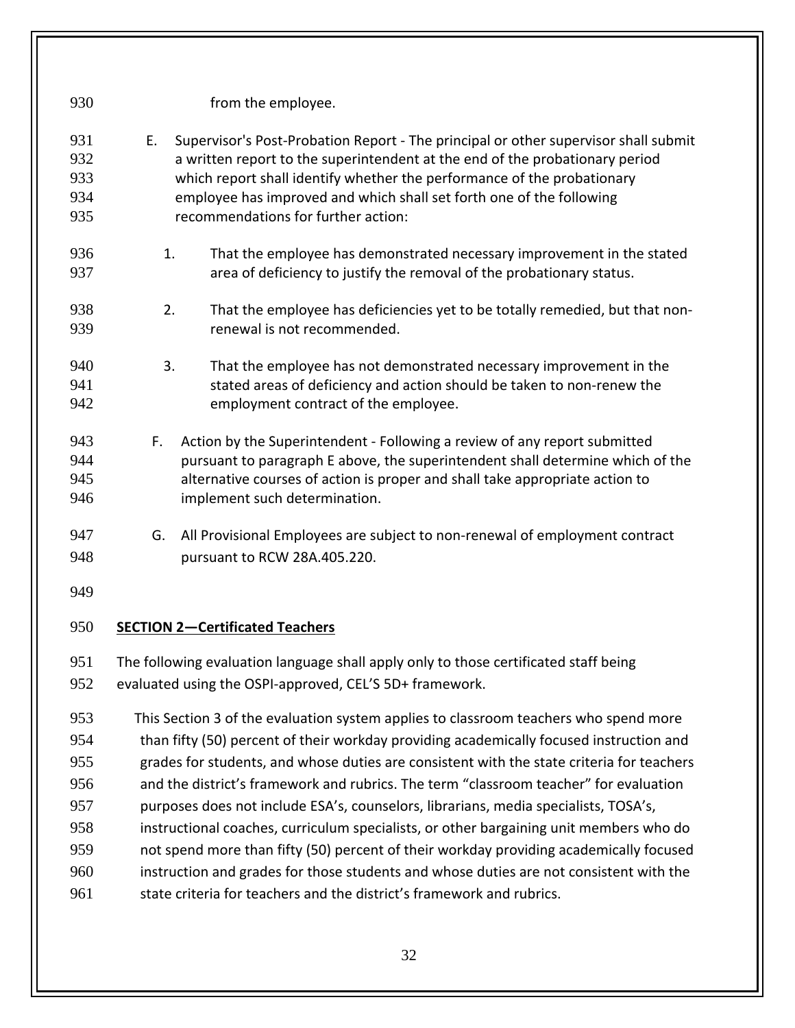from the employee.

E. Supervisor's Post-Probation Report - The principal or other supervisor shall submit a written report to the superintendent at the end of the probationary period which report shall identify whether the performance of the probationary employee has improved and which shall set forth one of the following recommendations for further action:

1. That the employee has demonstrated necessary improvement in the stated area of deficiency to justify the removal of the probationary status.

2. That the employee has deficiencies yet to be totally remedied, but that non-renewal is not recommended.

3. That the employee has not demonstrated necessary improvement in the stated areas of deficiency and action should be taken to non-renew the employment contract of the employee.

F. Action by the Superintendent - Following a review of any report submitted pursuant to paragraph E above, the superintendent shall determine which of the alternative courses of action is proper and shall take appropriate action to implement such determination.

G. All Provisional Employees are subject to non-renewal of employment contract pursuant to RCW 28A.405.220.

**SECTION 2—Certificated Teachers**

The following evaluation language shall apply only to those certificated staff being evaluated using the OSPI-approved, CEL'S 5D+ framework.

This Section 3 of the evaluation system applies to classroom teachers who spend more than fifty (50) percent of their workday providing academically focused instruction and grades for students, and whose duties are consistent with the state criteria for teachers and the district's framework and rubrics. The term "classroom teacher" for evaluation purposes does not include ESA's, counselors, librarians, media specialists, TOSA's, instructional coaches, curriculum specialists, or other bargaining unit members who do not spend more than fifty (50) percent of their workday providing academically focused instruction and grades for those students and whose duties are not consistent with the state criteria for teachers and the district's framework and rubrics.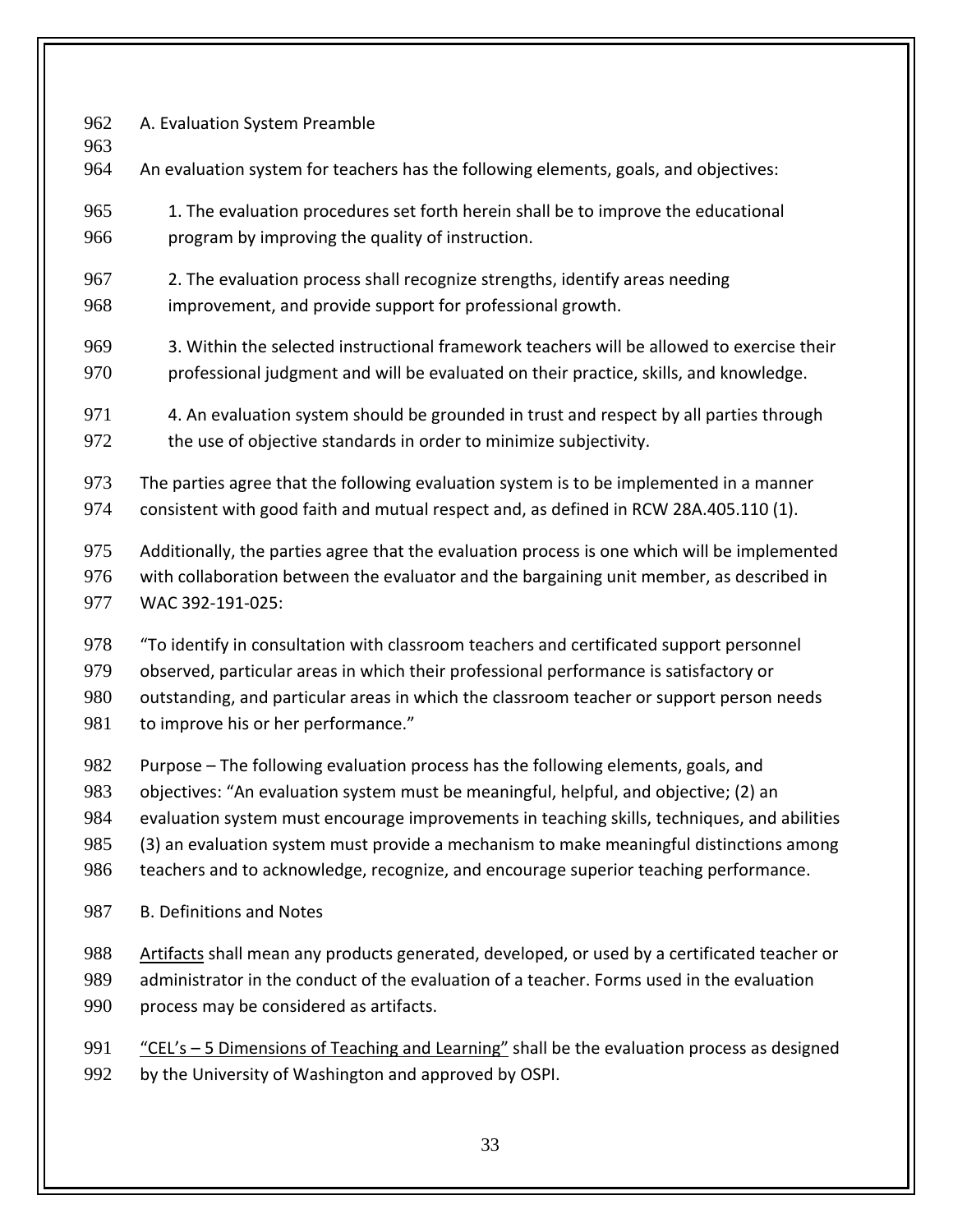A. Evaluation System Preamble

An evaluation system for teachers has the following elements, goals, and objectives:

1. The evaluation procedures set forth herein shall be to improve the educational program by improving the quality of instruction.

2. The evaluation process shall recognize strengths, identify areas needing improvement, and provide support for professional growth.

3. Within the selected instructional framework teachers will be allowed to exercise their professional judgment and will be evaluated on their practice, skills, and knowledge.

4. An evaluation system should be grounded in trust and respect by all parties through the use of objective standards in order to minimize subjectivity.

The parties agree that the following evaluation system is to be implemented in a manner consistent with good faith and mutual respect and, as defined in RCW 28A.405.110 (1).

Additionally, the parties agree that the evaluation process is one which will be implemented with collaboration between the evaluator and the bargaining unit member, as described in WAC 392-191-025:

"To identify in consultation with classroom teachers and certificated support personnel observed, particular areas in which their professional performance is satisfactory or outstanding, and particular areas in which the classroom teacher or support person needs to improve his or her performance."

Purpose – The following evaluation process has the following elements, goals, and objectives: "An evaluation system must be meaningful, helpful, and objective; (2) an evaluation system must encourage improvements in teaching skills, techniques, and abilities (3) an evaluation system must provide a mechanism to make meaningful distinctions among teachers and to acknowledge, recognize, and encourage superior teaching performance.

B. Definitions and Notes

Artifacts shall mean any products generated, developed, or used by a certificated teacher or administrator in the conduct of the evaluation of a teacher. Forms used in the evaluation process may be considered as artifacts.

"CEL's – 5 Dimensions of Teaching and Learning" shall be the evaluation process as designed by the University of Washington and approved by OSPI.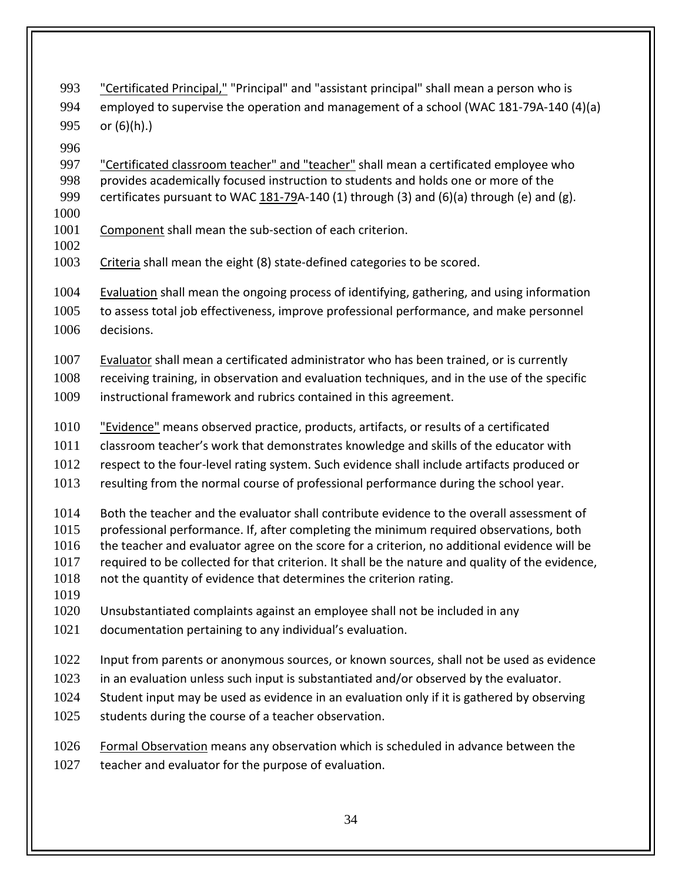<u>"Certificated Principal,"</u> "Principal" and "assistant principal" shall mean a person who is employed to supervise the operation and management of a school (WAC 181-79A-140 (4)(a) or (6)(h).)

<u>"Certificated classroom teacher" and "teacher"</u> shall mean a certificated employee who provides academically focused instruction to students and holds one or more of the certificates pursuant to WAC <u>181-79</u>A-140 (1) through (3) and (6)(a) through (e) and (g).

<u>Component</u> shall mean the sub-section of each criterion.

<u>Criteria</u> shall mean the eight (8) state-defined categories to be scored.

<u>Evaluation</u> shall mean the ongoing process of identifying, gathering, and using information to assess total job effectiveness, improve professional performance, and make personnel decisions.

<u>Evaluator</u> shall mean a certificated administrator who has been trained, or is currently receiving training, in observation and evaluation techniques, and in the use of the specific instructional framework and rubrics contained in this agreement.

<u>"Evidence"</u> means observed practice, products, artifacts, or results of a certificated classroom teacher's work that demonstrates knowledge and skills of the educator with respect to the four-level rating system. Such evidence shall include artifacts produced or resulting from the normal course of professional performance during the school year.

Both the teacher and the evaluator shall contribute evidence to the overall assessment of professional performance. If, after completing the minimum required observations, both the teacher and evaluator agree on the score for a criterion, no additional evidence will be required to be collected for that criterion. It shall be the nature and quality of the evidence, not the quantity of evidence that determines the criterion rating.

Unsubstantiated complaints against an employee shall not be included in any documentation pertaining to any individual's evaluation.

Input from parents or anonymous sources, or known sources, shall not be used as evidence in an evaluation unless such input is substantiated and/or observed by the evaluator. Student input may be used as evidence in an evaluation only if it is gathered by observing students during the course of a teacher observation.

<u>Formal Observation</u> means any observation which is scheduled in advance between the teacher and evaluator for the purpose of evaluation.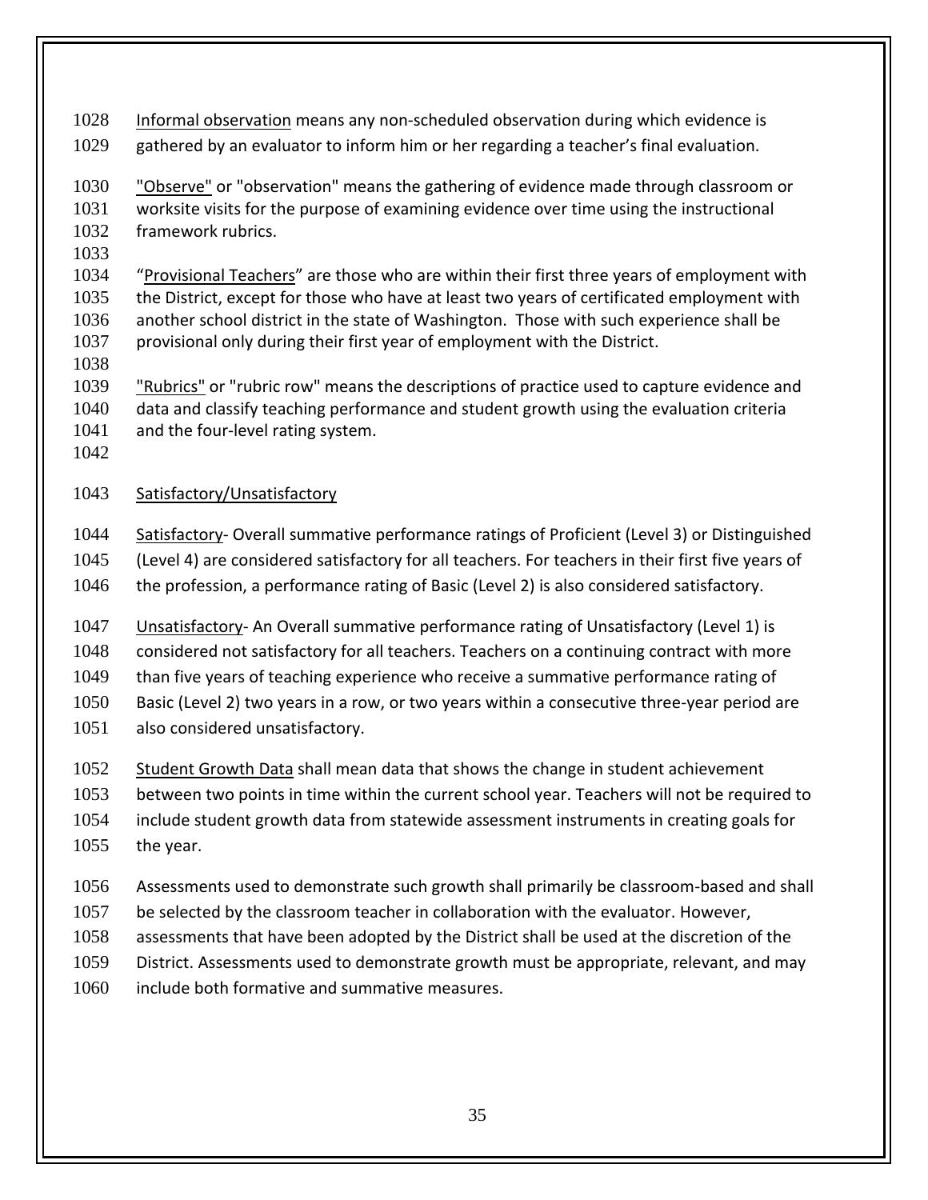Informal observation means any non-scheduled observation during which evidence is gathered by an evaluator to inform him or her regarding a teacher's final evaluation.

"Observe" or "observation" means the gathering of evidence made through classroom or worksite visits for the purpose of examining evidence over time using the instructional framework rubrics.

"Provisional Teachers" are those who are within their first three years of employment with the District, except for those who have at least two years of certificated employment with another school district in the state of Washington. Those with such experience shall be provisional only during their first year of employment with the District.

"Rubrics" or "rubric row" means the descriptions of practice used to capture evidence and data and classify teaching performance and student growth using the evaluation criteria and the four-level rating system.

Satisfactory/Unsatisfactory

Satisfactory- Overall summative performance ratings of Proficient (Level 3) or Distinguished (Level 4) are considered satisfactory for all teachers. For teachers in their first five years of the profession, a performance rating of Basic (Level 2) is also considered satisfactory.

Unsatisfactory- An Overall summative performance rating of Unsatisfactory (Level 1) is considered not satisfactory for all teachers. Teachers on a continuing contract with more than five years of teaching experience who receive a summative performance rating of Basic (Level 2) two years in a row, or two years within a consecutive three-year period are also considered unsatisfactory.

Student Growth Data shall mean data that shows the change in student achievement between two points in time within the current school year. Teachers will not be required to include student growth data from statewide assessment instruments in creating goals for the year.

Assessments used to demonstrate such growth shall primarily be classroom-based and shall be selected by the classroom teacher in collaboration with the evaluator. However, assessments that have been adopted by the District shall be used at the discretion of the District. Assessments used to demonstrate growth must be appropriate, relevant, and may include both formative and summative measures.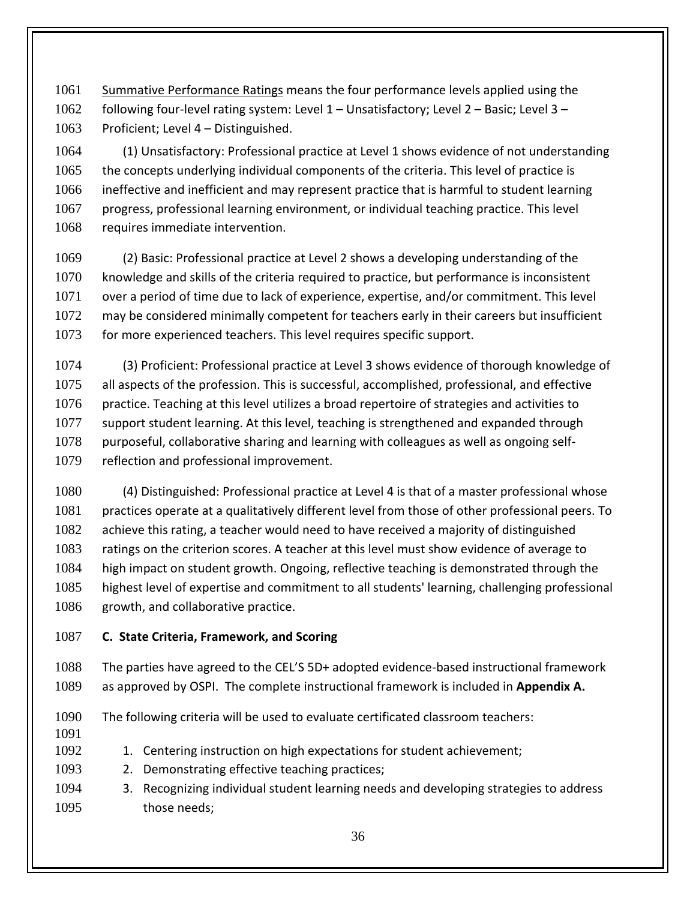Summative Performance Ratings means the four performance levels applied using the following four-level rating system: Level 1 – Unsatisfactory; Level 2 – Basic; Level 3 – Proficient; Level 4 – Distinguished.

(1) Unsatisfactory: Professional practice at Level 1 shows evidence of not understanding the concepts underlying individual components of the criteria. This level of practice is ineffective and inefficient and may represent practice that is harmful to student learning progress, professional learning environment, or individual teaching practice. This level requires immediate intervention.

(2) Basic: Professional practice at Level 2 shows a developing understanding of the knowledge and skills of the criteria required to practice, but performance is inconsistent over a period of time due to lack of experience, expertise, and/or commitment. This level may be considered minimally competent for teachers early in their careers but insufficient for more experienced teachers. This level requires specific support.

(3) Proficient: Professional practice at Level 3 shows evidence of thorough knowledge of all aspects of the profession. This is successful, accomplished, professional, and effective practice. Teaching at this level utilizes a broad repertoire of strategies and activities to support student learning. At this level, teaching is strengthened and expanded through purposeful, collaborative sharing and learning with colleagues as well as ongoing self-reflection and professional improvement.

(4) Distinguished: Professional practice at Level 4 is that of a master professional whose practices operate at a qualitatively different level from those of other professional peers. To achieve this rating, a teacher would need to have received a majority of distinguished ratings on the criterion scores. A teacher at this level must show evidence of average to high impact on student growth. Ongoing, reflective teaching is demonstrated through the highest level of expertise and commitment to all students' learning, challenging professional growth, and collaborative practice.

**C. State Criteria, Framework, and Scoring**

The parties have agreed to the CEL'S 5D+ adopted evidence-based instructional framework as approved by OSPI. The complete instructional framework is included in **Appendix A.**

The following criteria will be used to evaluate certificated classroom teachers:

1. Centering instruction on high expectations for student achievement;
2. Demonstrating effective teaching practices;
3. Recognizing individual student learning needs and developing strategies to address those needs;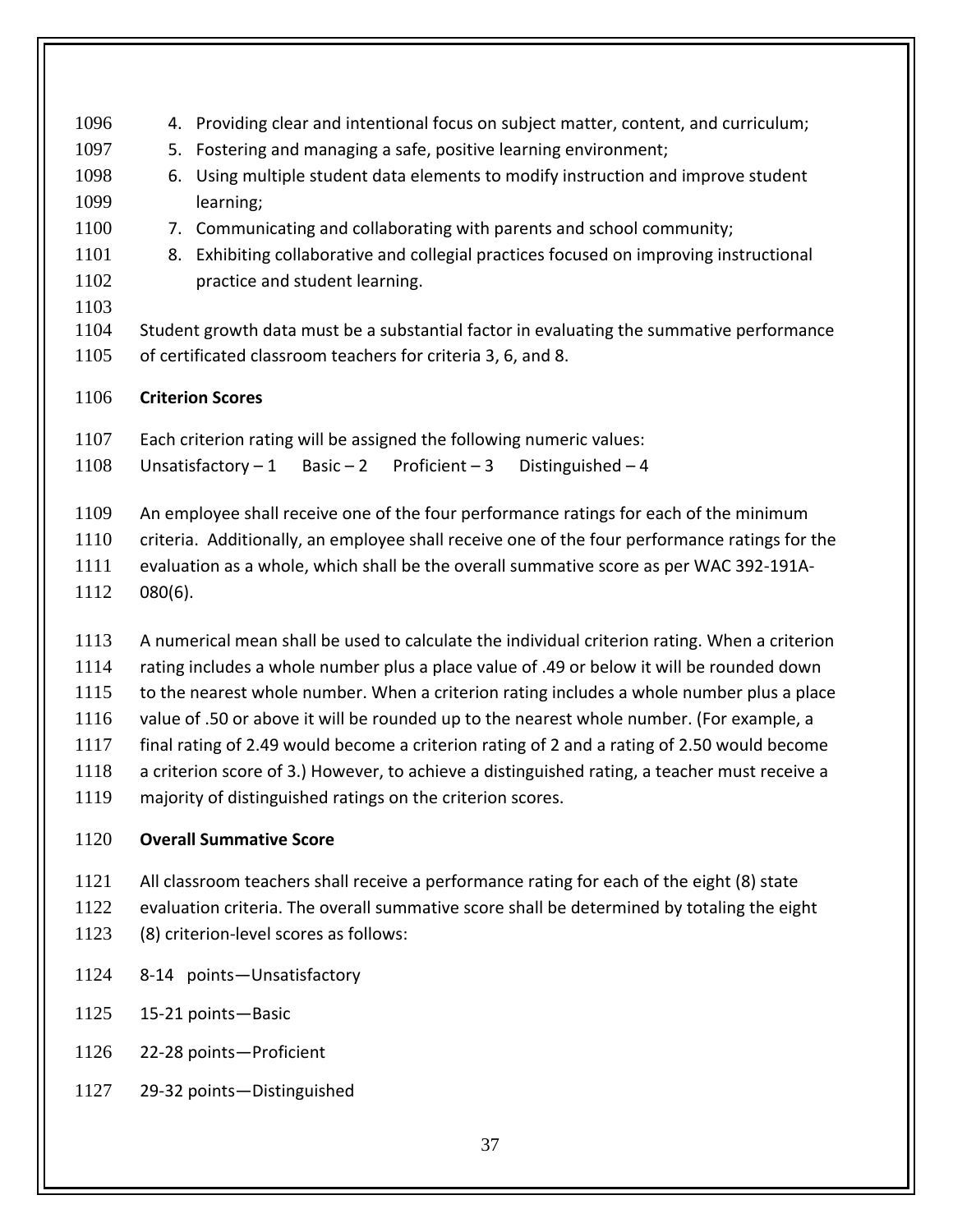4. Providing clear and intentional focus on subject matter, content, and curriculum;
5. Fostering and managing a safe, positive learning environment;
6. Using multiple student data elements to modify instruction and improve student learning;
7. Communicating and collaborating with parents and school community;
8. Exhibiting collaborative and collegial practices focused on improving instructional practice and student learning.

Student growth data must be a substantial factor in evaluating the summative performance of certificated classroom teachers for criteria 3, 6, and 8.

**Criterion Scores**

Each criterion rating will be assigned the following numeric values:
Unsatisfactory – 1 Basic – 2 Proficient – 3 Distinguished – 4

An employee shall receive one of the four performance ratings for each of the minimum criteria. Additionally, an employee shall receive one of the four performance ratings for the evaluation as a whole, which shall be the overall summative score as per WAC 392-191A-080(6).

A numerical mean shall be used to calculate the individual criterion rating. When a criterion rating includes a whole number plus a place value of .49 or below it will be rounded down to the nearest whole number. When a criterion rating includes a whole number plus a place value of .50 or above it will be rounded up to the nearest whole number. (For example, a final rating of 2.49 would become a criterion rating of 2 and a rating of 2.50 would become a criterion score of 3.) However, to achieve a distinguished rating, a teacher must receive a majority of distinguished ratings on the criterion scores.

**Overall Summative Score**

All classroom teachers shall receive a performance rating for each of the eight (8) state evaluation criteria. The overall summative score shall be determined by totaling the eight (8) criterion-level scores as follows:

8-14 points—Unsatisfactory

15-21 points—Basic

22-28 points—Proficient

29-32 points—Distinguished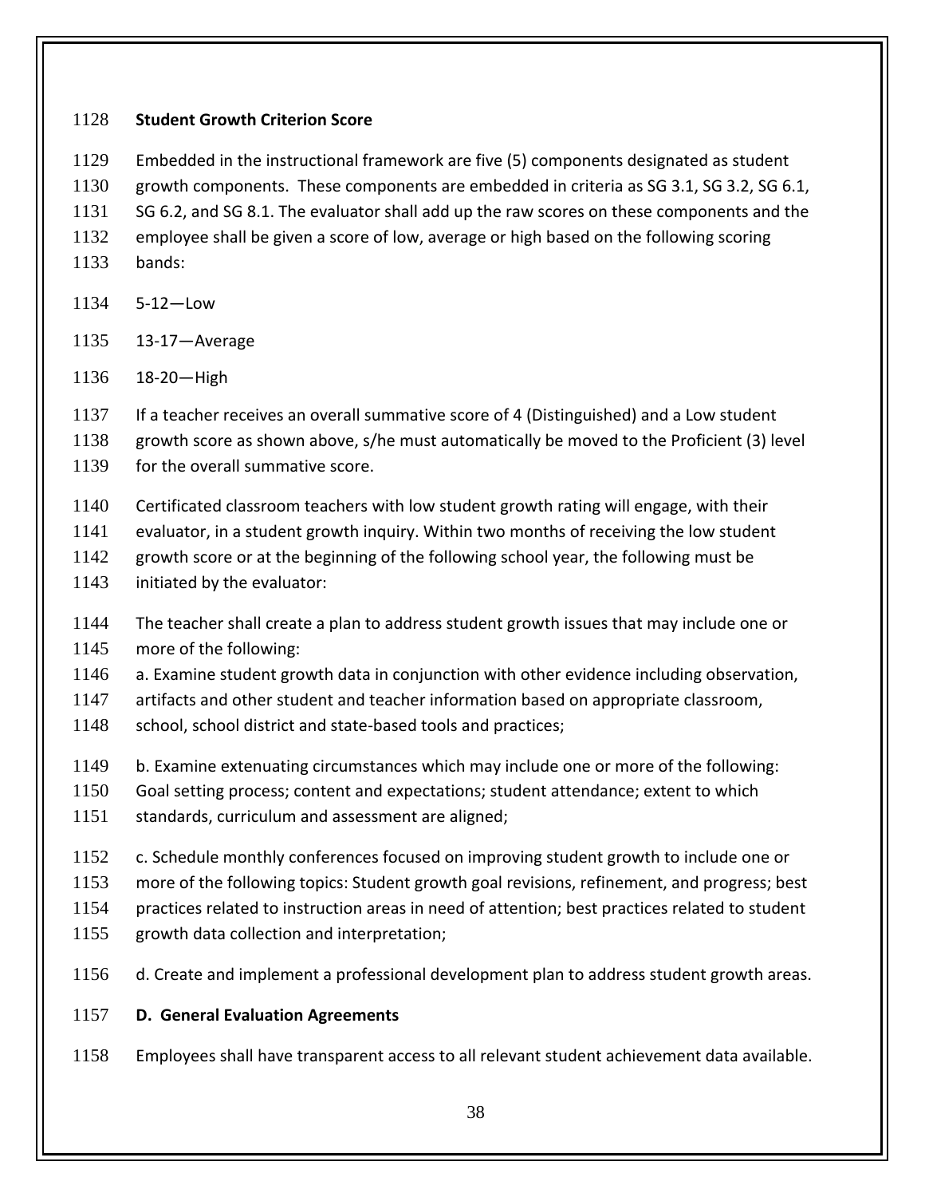**Student Growth Criterion Score**

Embedded in the instructional framework are five (5) components designated as student growth components. These components are embedded in criteria as SG 3.1, SG 3.2, SG 6.1, SG 6.2, and SG 8.1. The evaluator shall add up the raw scores on these components and the employee shall be given a score of low, average or high based on the following scoring bands:

5-12—Low

13-17—Average

18-20—High

If a teacher receives an overall summative score of 4 (Distinguished) and a Low student growth score as shown above, s/he must automatically be moved to the Proficient (3) level for the overall summative score.

Certificated classroom teachers with low student growth rating will engage, with their evaluator, in a student growth inquiry. Within two months of receiving the low student growth score or at the beginning of the following school year, the following must be initiated by the evaluator:

The teacher shall create a plan to address student growth issues that may include one or more of the following:

a. Examine student growth data in conjunction with other evidence including observation, artifacts and other student and teacher information based on appropriate classroom, school, school district and state-based tools and practices;

b. Examine extenuating circumstances which may include one or more of the following: Goal setting process; content and expectations; student attendance; extent to which standards, curriculum and assessment are aligned;

c. Schedule monthly conferences focused on improving student growth to include one or more of the following topics: Student growth goal revisions, refinement, and progress; best practices related to instruction areas in need of attention; best practices related to student growth data collection and interpretation;

d. Create and implement a professional development plan to address student growth areas.

**D. General Evaluation Agreements**

Employees shall have transparent access to all relevant student achievement data available.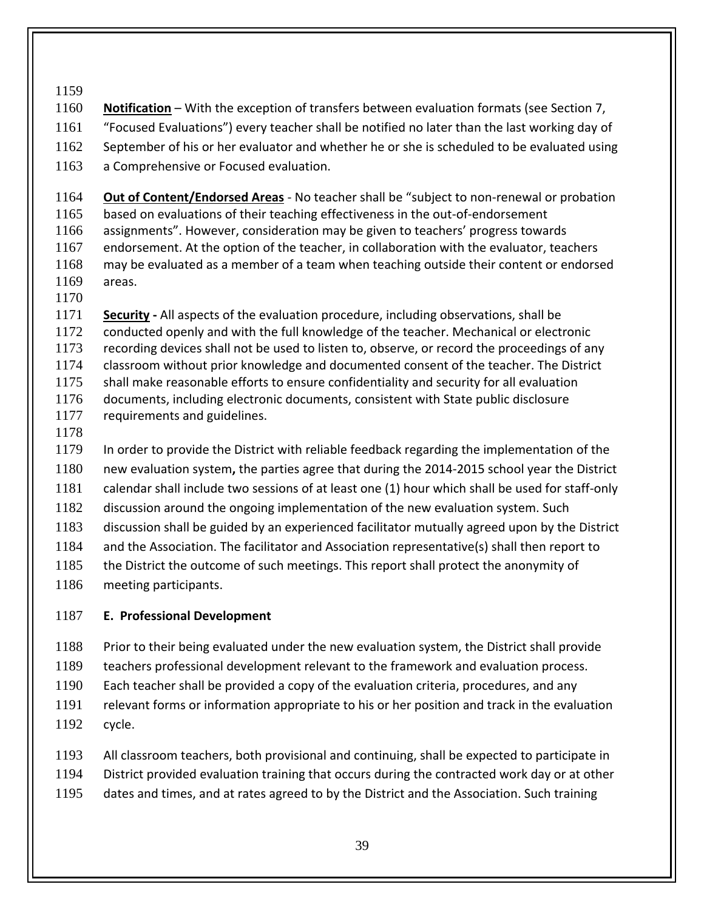**Notification** – With the exception of transfers between evaluation formats (see Section 7, "Focused Evaluations") every teacher shall be notified no later than the last working day of September of his or her evaluator and whether he or she is scheduled to be evaluated using a Comprehensive or Focused evaluation.

**Out of Content/Endorsed Areas** - No teacher shall be "subject to non-renewal or probation based on evaluations of their teaching effectiveness in the out-of-endorsement assignments". However, consideration may be given to teachers' progress towards endorsement. At the option of the teacher, in collaboration with the evaluator, teachers may be evaluated as a member of a team when teaching outside their content or endorsed areas.

**Security -** All aspects of the evaluation procedure, including observations, shall be conducted openly and with the full knowledge of the teacher. Mechanical or electronic recording devices shall not be used to listen to, observe, or record the proceedings of any classroom without prior knowledge and documented consent of the teacher. The District shall make reasonable efforts to ensure confidentiality and security for all evaluation documents, including electronic documents, consistent with State public disclosure requirements and guidelines.

In order to provide the District with reliable feedback regarding the implementation of the new evaluation system**,** the parties agree that during the 2014-2015 school year the District calendar shall include two sessions of at least one (1) hour which shall be used for staff-only discussion around the ongoing implementation of the new evaluation system. Such discussion shall be guided by an experienced facilitator mutually agreed upon by the District and the Association. The facilitator and Association representative(s) shall then report to the District the outcome of such meetings. This report shall protect the anonymity of meeting participants.

### E. Professional Development

Prior to their being evaluated under the new evaluation system, the District shall provide teachers professional development relevant to the framework and evaluation process. Each teacher shall be provided a copy of the evaluation criteria, procedures, and any relevant forms or information appropriate to his or her position and track in the evaluation cycle.

All classroom teachers, both provisional and continuing, shall be expected to participate in District provided evaluation training that occurs during the contracted work day or at other dates and times, and at rates agreed to by the District and the Association. Such training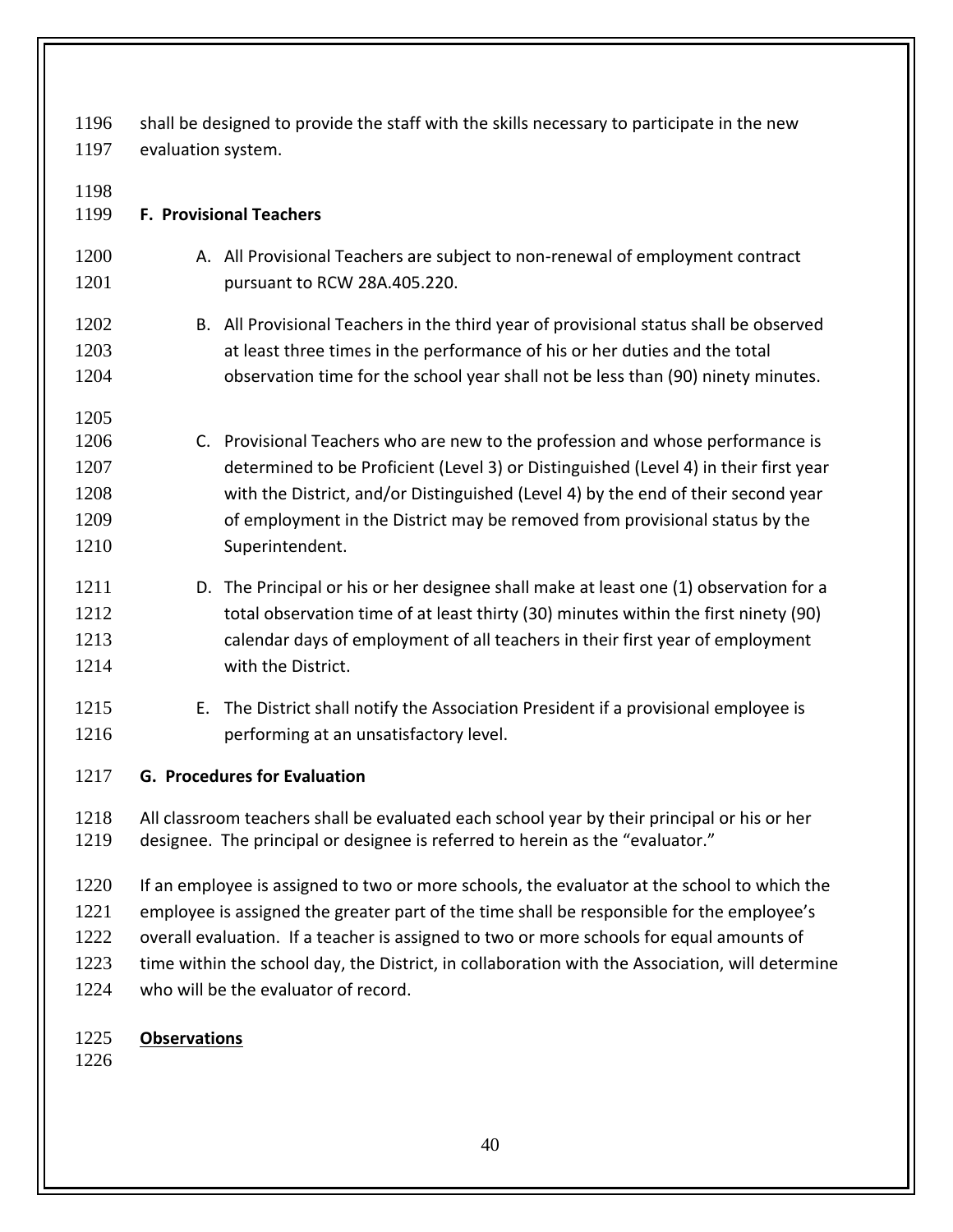shall be designed to provide the staff with the skills necessary to participate in the new evaluation system.

**F. Provisional Teachers**

A. All Provisional Teachers are subject to non-renewal of employment contract pursuant to RCW 28A.405.220.

B. All Provisional Teachers in the third year of provisional status shall be observed at least three times in the performance of his or her duties and the total observation time for the school year shall not be less than (90) ninety minutes.

C. Provisional Teachers who are new to the profession and whose performance is determined to be Proficient (Level 3) or Distinguished (Level 4) in their first year with the District, and/or Distinguished (Level 4) by the end of their second year of employment in the District may be removed from provisional status by the Superintendent.

D. The Principal or his or her designee shall make at least one (1) observation for a total observation time of at least thirty (30) minutes within the first ninety (90) calendar days of employment of all teachers in their first year of employment with the District.

E. The District shall notify the Association President if a provisional employee is performing at an unsatisfactory level.

**G. Procedures for Evaluation**

All classroom teachers shall be evaluated each school year by their principal or his or her designee. The principal or designee is referred to herein as the "evaluator."

If an employee is assigned to two or more schools, the evaluator at the school to which the employee is assigned the greater part of the time shall be responsible for the employee's overall evaluation. If a teacher is assigned to two or more schools for equal amounts of time within the school day, the District, in collaboration with the Association, will determine who will be the evaluator of record.

**Observations**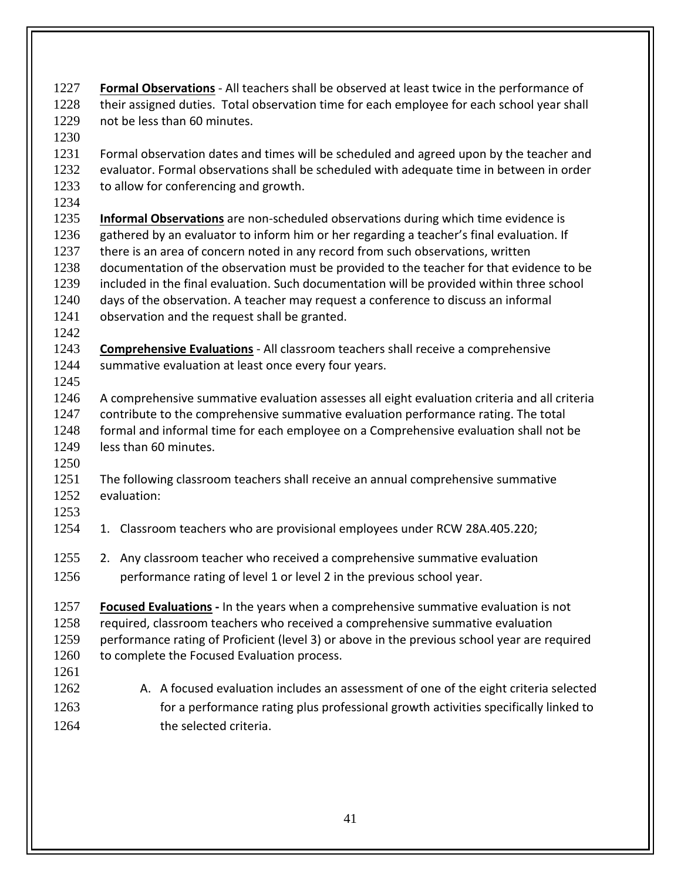**Formal Observations** - All teachers shall be observed at least twice in the performance of their assigned duties. Total observation time for each employee for each school year shall not be less than 60 minutes.

Formal observation dates and times will be scheduled and agreed upon by the teacher and evaluator. Formal observations shall be scheduled with adequate time in between in order to allow for conferencing and growth.

**Informal Observations** are non-scheduled observations during which time evidence is gathered by an evaluator to inform him or her regarding a teacher's final evaluation. If there is an area of concern noted in any record from such observations, written documentation of the observation must be provided to the teacher for that evidence to be included in the final evaluation. Such documentation will be provided within three school days of the observation. A teacher may request a conference to discuss an informal observation and the request shall be granted.

**Comprehensive Evaluations** - All classroom teachers shall receive a comprehensive summative evaluation at least once every four years.

A comprehensive summative evaluation assesses all eight evaluation criteria and all criteria contribute to the comprehensive summative evaluation performance rating. The total formal and informal time for each employee on a Comprehensive evaluation shall not be less than 60 minutes.

The following classroom teachers shall receive an annual comprehensive summative evaluation:

1. Classroom teachers who are provisional employees under RCW 28A.405.220;
2. Any classroom teacher who received a comprehensive summative evaluation performance rating of level 1 or level 2 in the previous school year.

**Focused Evaluations -** In the years when a comprehensive summative evaluation is not required, classroom teachers who received a comprehensive summative evaluation performance rating of Proficient (level 3) or above in the previous school year are required to complete the Focused Evaluation process.

A. A focused evaluation includes an assessment of one of the eight criteria selected for a performance rating plus professional growth activities specifically linked to the selected criteria.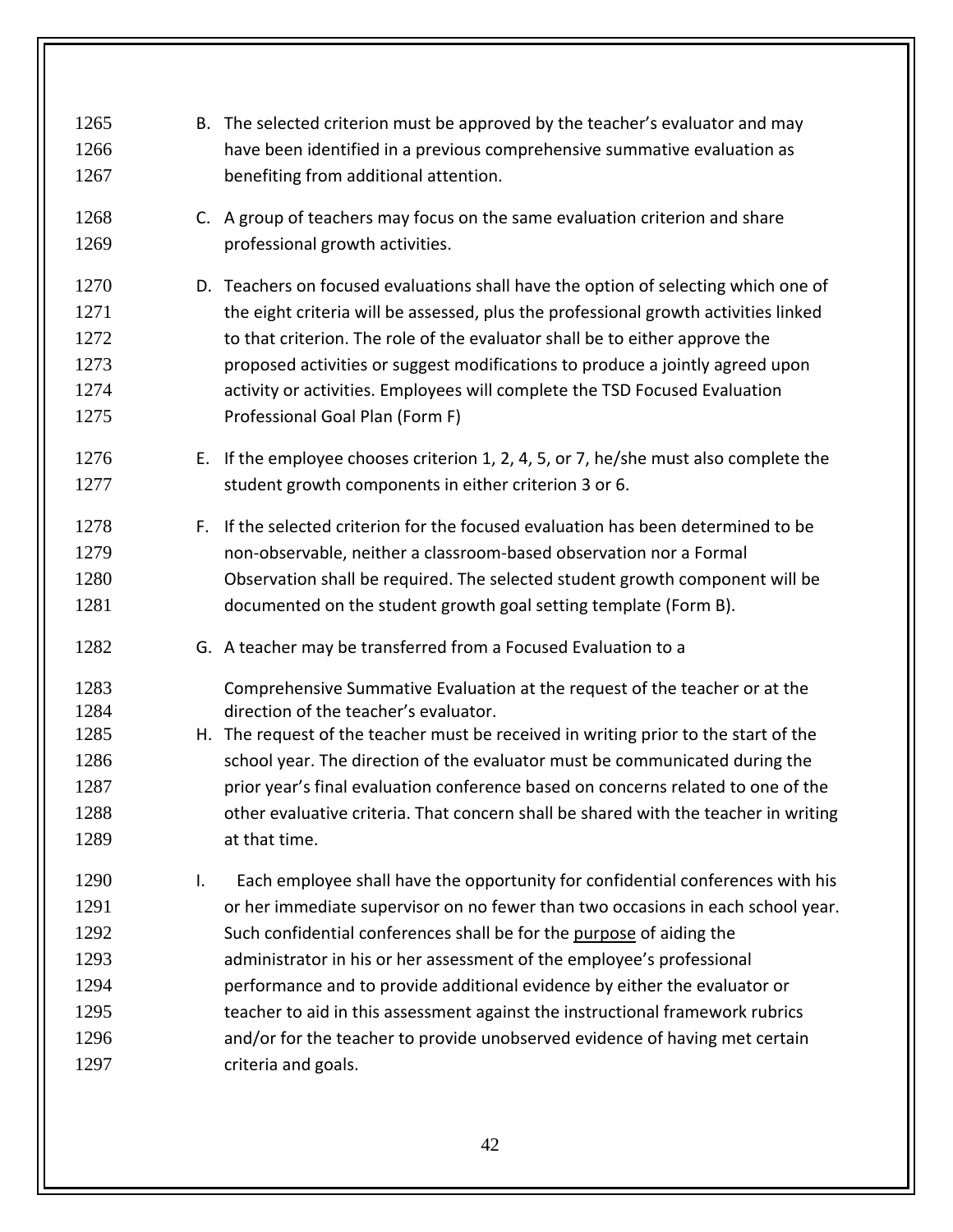B. The selected criterion must be approved by the teacher's evaluator and may have been identified in a previous comprehensive summative evaluation as benefiting from additional attention.

C. A group of teachers may focus on the same evaluation criterion and share professional growth activities.

D. Teachers on focused evaluations shall have the option of selecting which one of the eight criteria will be assessed, plus the professional growth activities linked to that criterion. The role of the evaluator shall be to either approve the proposed activities or suggest modifications to produce a jointly agreed upon activity or activities. Employees will complete the TSD Focused Evaluation Professional Goal Plan (Form F)

E. If the employee chooses criterion 1, 2, 4, 5, or 7, he/she must also complete the student growth components in either criterion 3 or 6.

F. If the selected criterion for the focused evaluation has been determined to be non-observable, neither a classroom-based observation nor a Formal Observation shall be required. The selected student growth component will be documented on the student growth goal setting template (Form B).

G. A teacher may be transferred from a Focused Evaluation to a Comprehensive Summative Evaluation at the request of the teacher or at the direction of the teacher's evaluator.

H. The request of the teacher must be received in writing prior to the start of the school year. The direction of the evaluator must be communicated during the prior year's final evaluation conference based on concerns related to one of the other evaluative criteria. That concern shall be shared with the teacher in writing at that time.

I. Each employee shall have the opportunity for confidential conferences with his or her immediate supervisor on no fewer than two occasions in each school year. Such confidential conferences shall be for the purpose of aiding the administrator in his or her assessment of the employee's professional performance and to provide additional evidence by either the evaluator or teacher to aid in this assessment against the instructional framework rubrics and/or for the teacher to provide unobserved evidence of having met certain criteria and goals.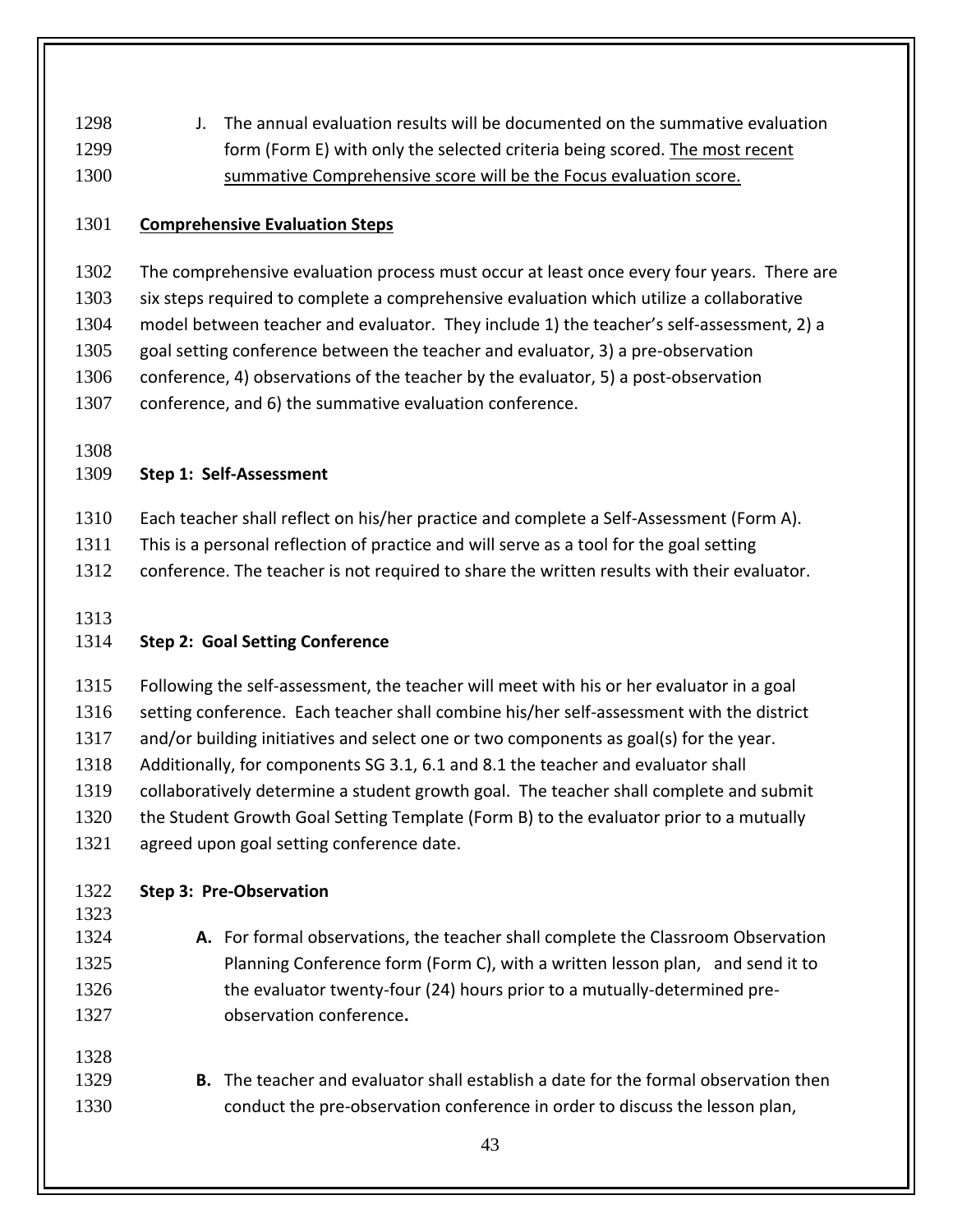J. The annual evaluation results will be documented on the summative evaluation form (Form E) with only the selected criteria being scored. <u>The most recent summative Comprehensive score will be the Focus evaluation score.</u>

**<u>Comprehensive Evaluation Steps</u>**

The comprehensive evaluation process must occur at least once every four years. There are six steps required to complete a comprehensive evaluation which utilize a collaborative model between teacher and evaluator. They include 1) the teacher's self-assessment, 2) a goal setting conference between the teacher and evaluator, 3) a pre-observation conference, 4) observations of the teacher by the evaluator, 5) a post-observation conference, and 6) the summative evaluation conference.

**Step 1: Self-Assessment**

Each teacher shall reflect on his/her practice and complete a Self-Assessment (Form A). This is a personal reflection of practice and will serve as a tool for the goal setting conference. The teacher is not required to share the written results with their evaluator.

**Step 2: Goal Setting Conference**

Following the self-assessment, the teacher will meet with his or her evaluator in a goal setting conference. Each teacher shall combine his/her self-assessment with the district and/or building initiatives and select one or two components as goal(s) for the year. Additionally, for components SG 3.1, 6.1 and 8.1 the teacher and evaluator shall collaboratively determine a student growth goal. The teacher shall complete and submit the Student Growth Goal Setting Template (Form B) to the evaluator prior to a mutually agreed upon goal setting conference date.

**Step 3: Pre-Observation**

**A.** For formal observations, the teacher shall complete the Classroom Observation Planning Conference form (Form C), with a written lesson plan, and send it to the evaluator twenty-four (24) hours prior to a mutually-determined pre-observation conference.

**B.** The teacher and evaluator shall establish a date for the formal observation then conduct the pre-observation conference in order to discuss the lesson plan,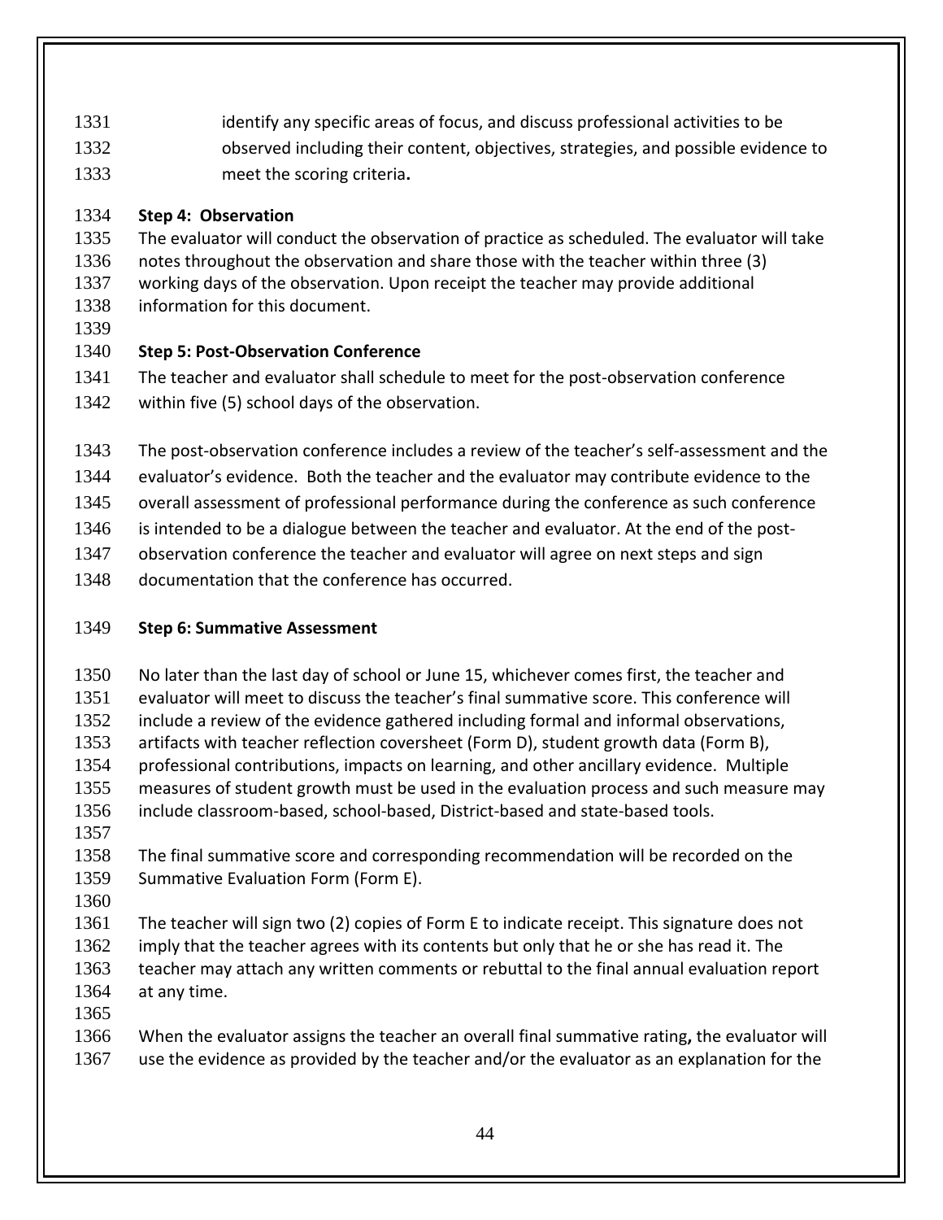identify any specific areas of focus, and discuss professional activities to be observed including their content, objectives, strategies, and possible evidence to meet the scoring criteria**.**

**Step 4: Observation**

The evaluator will conduct the observation of practice as scheduled. The evaluator will take notes throughout the observation and share those with the teacher within three (3) working days of the observation. Upon receipt the teacher may provide additional information for this document.

**Step 5: Post-Observation Conference**

The teacher and evaluator shall schedule to meet for the post-observation conference within five (5) school days of the observation.

The post-observation conference includes a review of the teacher's self-assessment and the evaluator's evidence. Both the teacher and the evaluator may contribute evidence to the overall assessment of professional performance during the conference as such conference is intended to be a dialogue between the teacher and evaluator. At the end of the post-observation conference the teacher and evaluator will agree on next steps and sign documentation that the conference has occurred.

**Step 6: Summative Assessment**

No later than the last day of school or June 15, whichever comes first, the teacher and evaluator will meet to discuss the teacher's final summative score. This conference will include a review of the evidence gathered including formal and informal observations, artifacts with teacher reflection coversheet (Form D), student growth data (Form B), professional contributions, impacts on learning, and other ancillary evidence. Multiple measures of student growth must be used in the evaluation process and such measure may include classroom-based, school-based, District-based and state-based tools.

The final summative score and corresponding recommendation will be recorded on the Summative Evaluation Form (Form E).

The teacher will sign two (2) copies of Form E to indicate receipt. This signature does not imply that the teacher agrees with its contents but only that he or she has read it. The teacher may attach any written comments or rebuttal to the final annual evaluation report at any time.

When the evaluator assigns the teacher an overall final summative rating**,** the evaluator will use the evidence as provided by the teacher and/or the evaluator as an explanation for the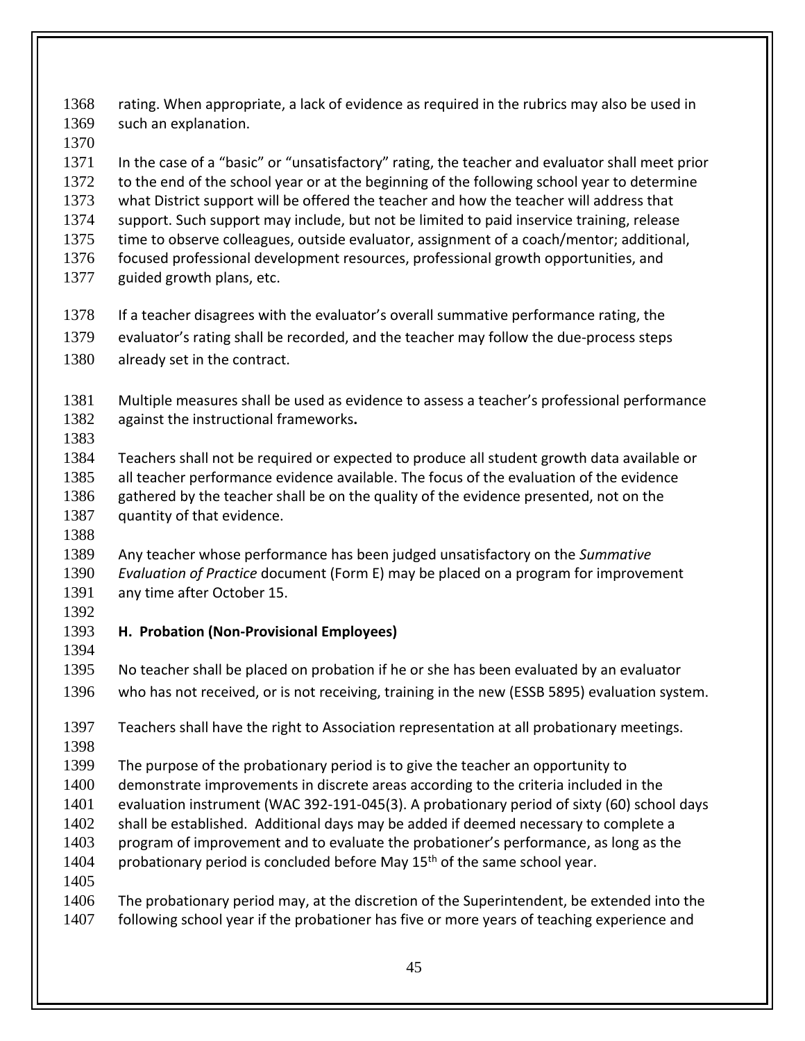rating. When appropriate, a lack of evidence as required in the rubrics may also be used in such an explanation.

In the case of a "basic" or "unsatisfactory" rating, the teacher and evaluator shall meet prior to the end of the school year or at the beginning of the following school year to determine what District support will be offered the teacher and how the teacher will address that support. Such support may include, but not be limited to paid inservice training, release time to observe colleagues, outside evaluator, assignment of a coach/mentor; additional, focused professional development resources, professional growth opportunities, and guided growth plans, etc.

If a teacher disagrees with the evaluator's overall summative performance rating, the evaluator's rating shall be recorded, and the teacher may follow the due-process steps already set in the contract.

Multiple measures shall be used as evidence to assess a teacher's professional performance against the instructional frameworks**.**

Teachers shall not be required or expected to produce all student growth data available or all teacher performance evidence available. The focus of the evaluation of the evidence gathered by the teacher shall be on the quality of the evidence presented, not on the quantity of that evidence.

Any teacher whose performance has been judged unsatisfactory on the *Summative Evaluation of Practice* document (Form E) may be placed on a program for improvement any time after October 15.

**H. Probation (Non-Provisional Employees)**

No teacher shall be placed on probation if he or she has been evaluated by an evaluator who has not received, or is not receiving, training in the new (ESSB 5895) evaluation system.

Teachers shall have the right to Association representation at all probationary meetings.

The purpose of the probationary period is to give the teacher an opportunity to demonstrate improvements in discrete areas according to the criteria included in the evaluation instrument (WAC 392-191-045(3). A probationary period of sixty (60) school days shall be established. Additional days may be added if deemed necessary to complete a program of improvement and to evaluate the probationer's performance, as long as the probationary period is concluded before May 15th of the same school year.

The probationary period may, at the discretion of the Superintendent, be extended into the following school year if the probationer has five or more years of teaching experience and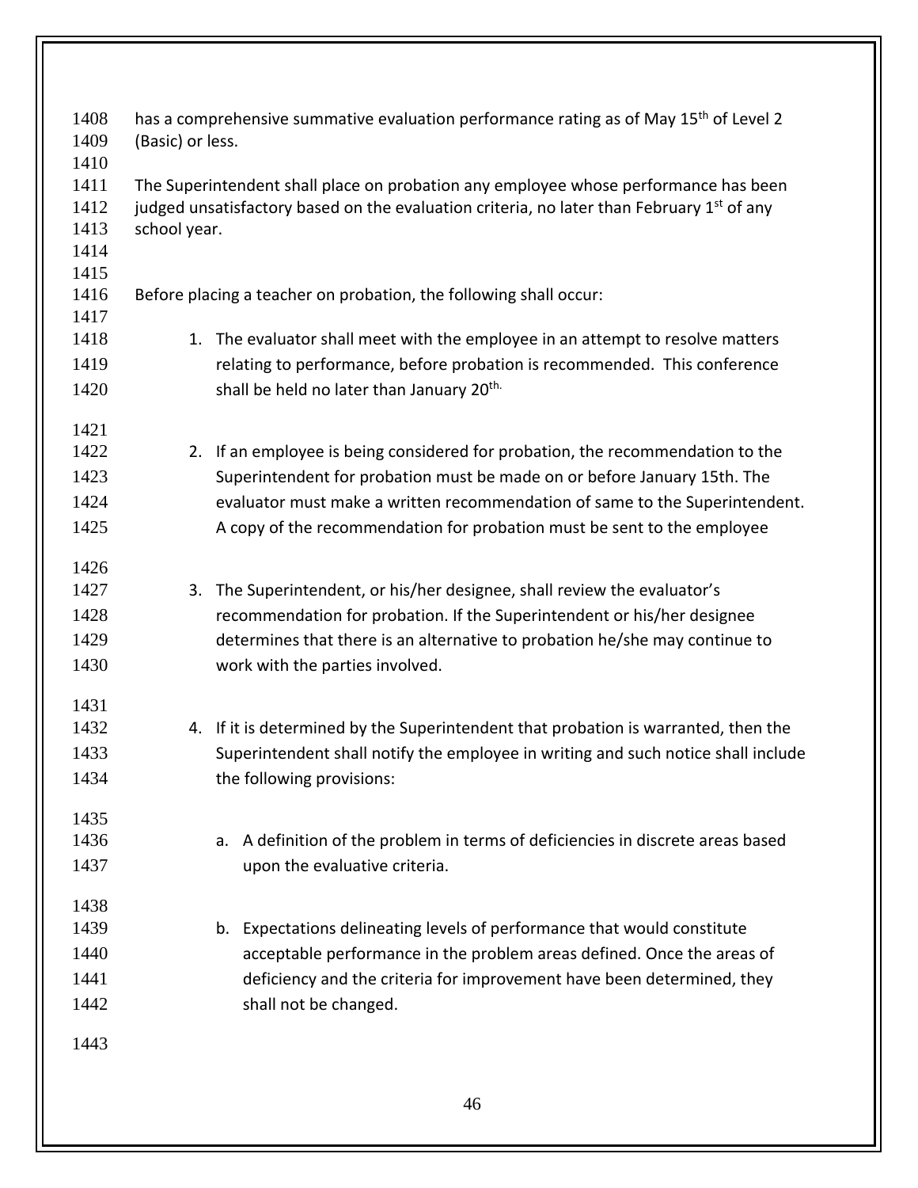has a comprehensive summative evaluation performance rating as of May 15th of Level 2 (Basic) or less.

The Superintendent shall place on probation any employee whose performance has been judged unsatisfactory based on the evaluation criteria, no later than February 1st of any school year.

Before placing a teacher on probation, the following shall occur:

1. The evaluator shall meet with the employee in an attempt to resolve matters relating to performance, before probation is recommended. This conference shall be held no later than January 20th.

2. If an employee is being considered for probation, the recommendation to the Superintendent for probation must be made on or before January 15th. The evaluator must make a written recommendation of same to the Superintendent. A copy of the recommendation for probation must be sent to the employee

3. The Superintendent, or his/her designee, shall review the evaluator's recommendation for probation. If the Superintendent or his/her designee determines that there is an alternative to probation he/she may continue to work with the parties involved.

4. If it is determined by the Superintendent that probation is warranted, then the Superintendent shall notify the employee in writing and such notice shall include the following provisions:

   a. A definition of the problem in terms of deficiencies in discrete areas based upon the evaluative criteria.

   b. Expectations delineating levels of performance that would constitute acceptable performance in the problem areas defined. Once the areas of deficiency and the criteria for improvement have been determined, they shall not be changed.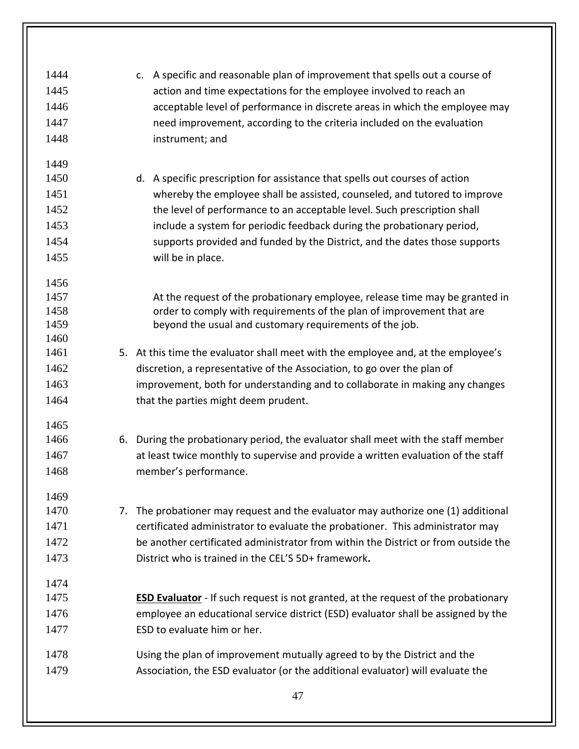c. A specific and reasonable plan of improvement that spells out a course of action and time expectations for the employee involved to reach an acceptable level of performance in discrete areas in which the employee may need improvement, according to the criteria included on the evaluation instrument; and

d. A specific prescription for assistance that spells out courses of action whereby the employee shall be assisted, counseled, and tutored to improve the level of performance to an acceptable level. Such prescription shall include a system for periodic feedback during the probationary period, supports provided and funded by the District, and the dates those supports will be in place.

At the request of the probationary employee, release time may be granted in order to comply with requirements of the plan of improvement that are beyond the usual and customary requirements of the job.

5. At this time the evaluator shall meet with the employee and, at the employee's discretion, a representative of the Association, to go over the plan of improvement, both for understanding and to collaborate in making any changes that the parties might deem prudent.

6. During the probationary period, the evaluator shall meet with the staff member at least twice monthly to supervise and provide a written evaluation of the staff member's performance.

7. The probationer may request and the evaluator may authorize one (1) additional certificated administrator to evaluate the probationer. This administrator may be another certificated administrator from within the District or from outside the District who is trained in the CEL'S 5D+ framework**.**

**ESD Evaluator** - If such request is not granted, at the request of the probationary employee an educational service district (ESD) evaluator shall be assigned by the ESD to evaluate him or her.

Using the plan of improvement mutually agreed to by the District and the Association, the ESD evaluator (or the additional evaluator) will evaluate the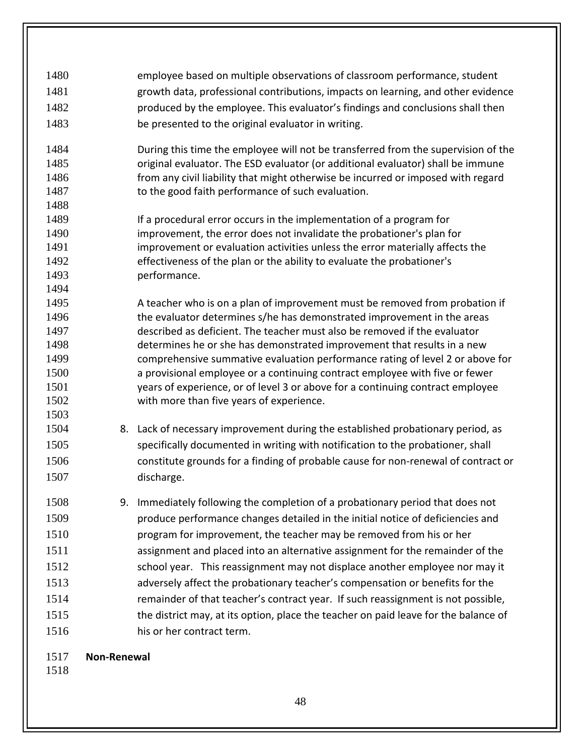employee based on multiple observations of classroom performance, student growth data, professional contributions, impacts on learning, and other evidence produced by the employee. This evaluator's findings and conclusions shall then be presented to the original evaluator in writing.

During this time the employee will not be transferred from the supervision of the original evaluator. The ESD evaluator (or additional evaluator) shall be immune from any civil liability that might otherwise be incurred or imposed with regard to the good faith performance of such evaluation.

If a procedural error occurs in the implementation of a program for improvement, the error does not invalidate the probationer's plan for improvement or evaluation activities unless the error materially affects the effectiveness of the plan or the ability to evaluate the probationer's performance.

A teacher who is on a plan of improvement must be removed from probation if the evaluator determines s/he has demonstrated improvement in the areas described as deficient. The teacher must also be removed if the evaluator determines he or she has demonstrated improvement that results in a new comprehensive summative evaluation performance rating of level 2 or above for a provisional employee or a continuing contract employee with five or fewer years of experience, or of level 3 or above for a continuing contract employee with more than five years of experience.

8. Lack of necessary improvement during the established probationary period, as specifically documented in writing with notification to the probationer, shall constitute grounds for a finding of probable cause for non-renewal of contract or discharge.

9. Immediately following the completion of a probationary period that does not produce performance changes detailed in the initial notice of deficiencies and program for improvement, the teacher may be removed from his or her assignment and placed into an alternative assignment for the remainder of the school year. This reassignment may not displace another employee nor may it adversely affect the probationary teacher's compensation or benefits for the remainder of that teacher's contract year. If such reassignment is not possible, the district may, at its option, place the teacher on paid leave for the balance of his or her contract term.

**Non-Renewal**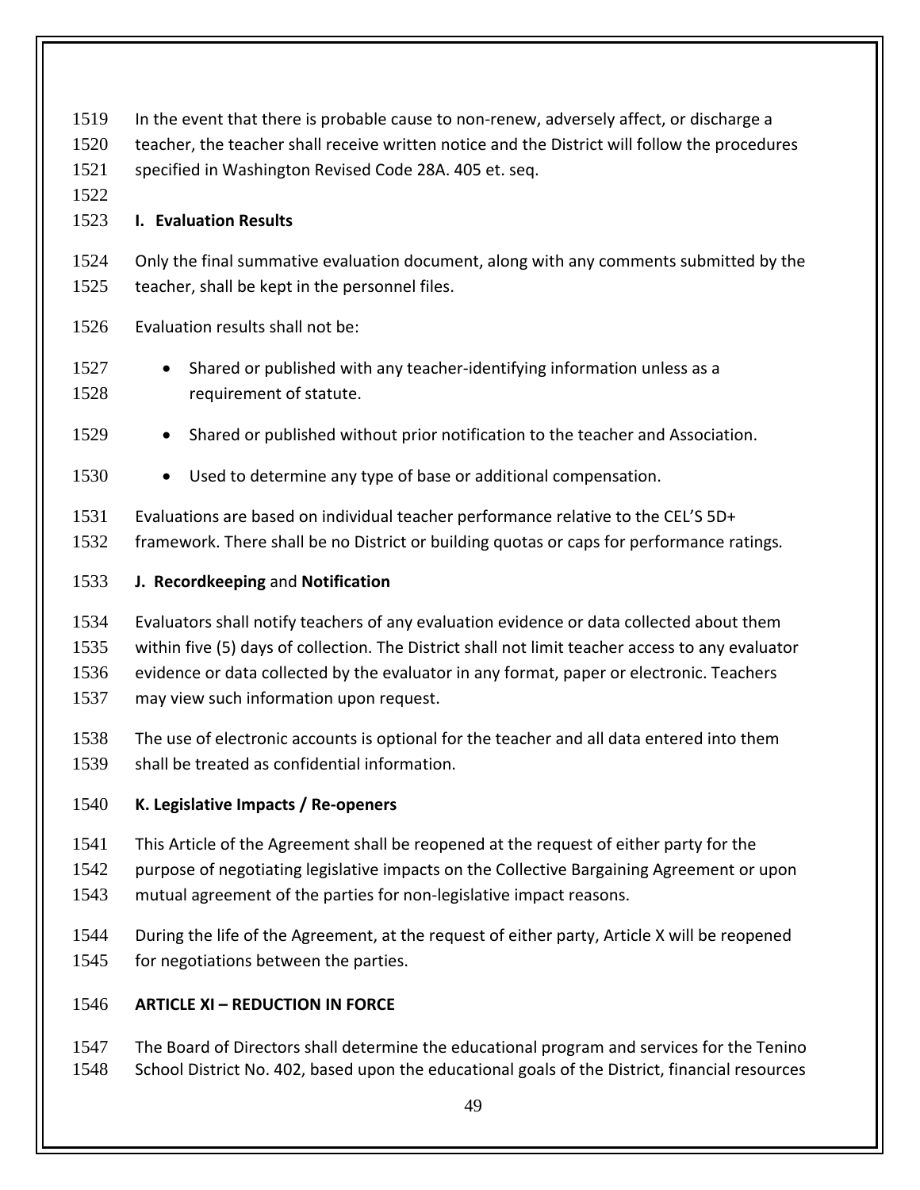In the event that there is probable cause to non-renew, adversely affect, or discharge a teacher, the teacher shall receive written notice and the District will follow the procedures specified in Washington Revised Code 28A. 405 et. seq.

**I. Evaluation Results**

Only the final summative evaluation document, along with any comments submitted by the teacher, shall be kept in the personnel files.

Evaluation results shall not be:

- Shared or published with any teacher-identifying information unless as a requirement of statute.
- Shared or published without prior notification to the teacher and Association.
- Used to determine any type of base or additional compensation.

Evaluations are based on individual teacher performance relative to the CEL'S 5D+ framework. There shall be no District or building quotas or caps for performance ratings.

**J. Recordkeeping** and **Notification**

Evaluators shall notify teachers of any evaluation evidence or data collected about them within five (5) days of collection. The District shall not limit teacher access to any evaluator evidence or data collected by the evaluator in any format, paper or electronic. Teachers may view such information upon request.

The use of electronic accounts is optional for the teacher and all data entered into them shall be treated as confidential information.

**K. Legislative Impacts / Re-openers**

This Article of the Agreement shall be reopened at the request of either party for the purpose of negotiating legislative impacts on the Collective Bargaining Agreement or upon mutual agreement of the parties for non-legislative impact reasons.

During the life of the Agreement, at the request of either party, Article X will be reopened for negotiations between the parties.

**ARTICLE XI – REDUCTION IN FORCE**

The Board of Directors shall determine the educational program and services for the Tenino School District No. 402, based upon the educational goals of the District, financial resources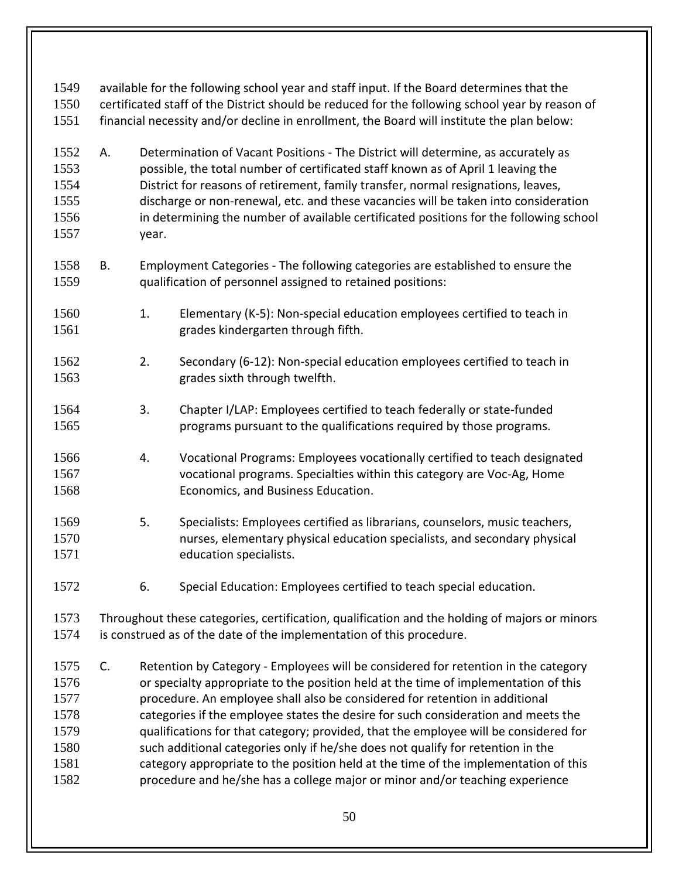available for the following school year and staff input. If the Board determines that the certificated staff of the District should be reduced for the following school year by reason of financial necessity and/or decline in enrollment, the Board will institute the plan below:

A. Determination of Vacant Positions - The District will determine, as accurately as possible, the total number of certificated staff known as of April 1 leaving the District for reasons of retirement, family transfer, normal resignations, leaves, discharge or non-renewal, etc. and these vacancies will be taken into consideration in determining the number of available certificated positions for the following school year.

B. Employment Categories - The following categories are established to ensure the qualification of personnel assigned to retained positions:

   1. Elementary (K-5): Non-special education employees certified to teach in grades kindergarten through fifth.

   2. Secondary (6-12): Non-special education employees certified to teach in grades sixth through twelfth.

   3. Chapter I/LAP: Employees certified to teach federally or state-funded programs pursuant to the qualifications required by those programs.

   4. Vocational Programs: Employees vocationally certified to teach designated vocational programs. Specialties within this category are Voc-Ag, Home Economics, and Business Education.

   5. Specialists: Employees certified as librarians, counselors, music teachers, nurses, elementary physical education specialists, and secondary physical education specialists.

   6. Special Education: Employees certified to teach special education.

Throughout these categories, certification, qualification and the holding of majors or minors is construed as of the date of the implementation of this procedure.

C. Retention by Category - Employees will be considered for retention in the category or specialty appropriate to the position held at the time of implementation of this procedure. An employee shall also be considered for retention in additional categories if the employee states the desire for such consideration and meets the qualifications for that category; provided, that the employee will be considered for such additional categories only if he/she does not qualify for retention in the category appropriate to the position held at the time of the implementation of this procedure and he/she has a college major or minor and/or teaching experience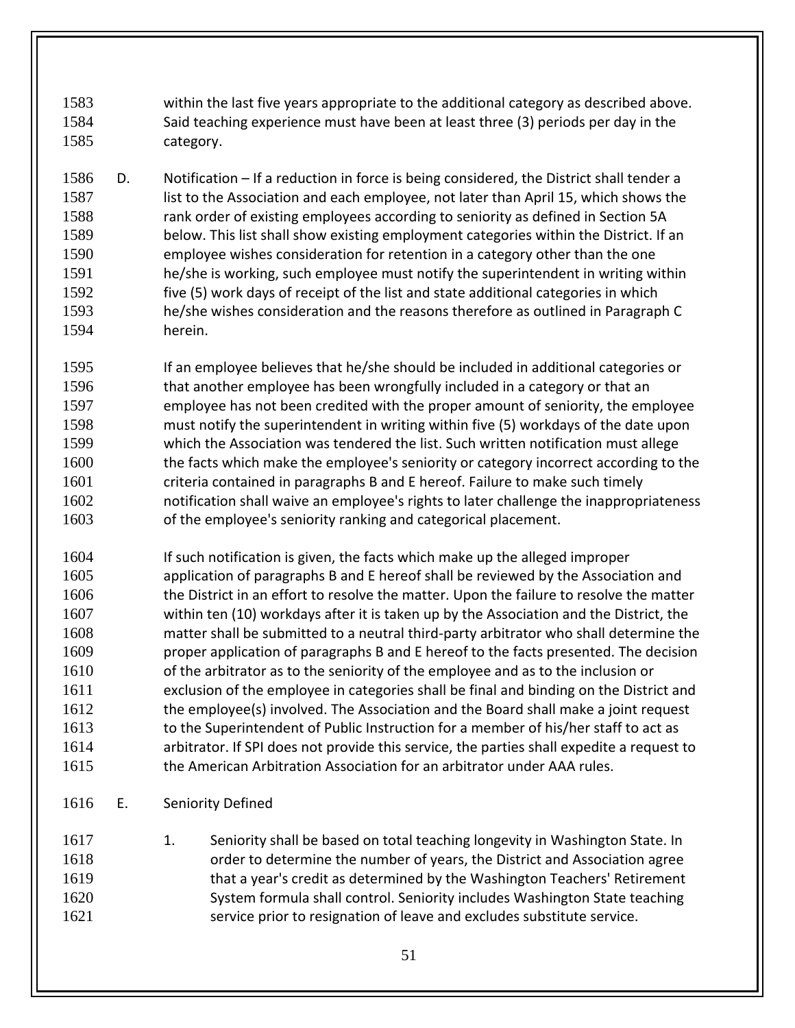within the last five years appropriate to the additional category as described above. Said teaching experience must have been at least three (3) periods per day in the category.

D. Notification – If a reduction in force is being considered, the District shall tender a list to the Association and each employee, not later than April 15, which shows the rank order of existing employees according to seniority as defined in Section 5A below. This list shall show existing employment categories within the District. If an employee wishes consideration for retention in a category other than the one he/she is working, such employee must notify the superintendent in writing within five (5) work days of receipt of the list and state additional categories in which he/she wishes consideration and the reasons therefore as outlined in Paragraph C herein.

If an employee believes that he/she should be included in additional categories or that another employee has been wrongfully included in a category or that an employee has not been credited with the proper amount of seniority, the employee must notify the superintendent in writing within five (5) workdays of the date upon which the Association was tendered the list. Such written notification must allege the facts which make the employee's seniority or category incorrect according to the criteria contained in paragraphs B and E hereof. Failure to make such timely notification shall waive an employee's rights to later challenge the inappropriateness of the employee's seniority ranking and categorical placement.

If such notification is given, the facts which make up the alleged improper application of paragraphs B and E hereof shall be reviewed by the Association and the District in an effort to resolve the matter. Upon the failure to resolve the matter within ten (10) workdays after it is taken up by the Association and the District, the matter shall be submitted to a neutral third-party arbitrator who shall determine the proper application of paragraphs B and E hereof to the facts presented. The decision of the arbitrator as to the seniority of the employee and as to the inclusion or exclusion of the employee in categories shall be final and binding on the District and the employee(s) involved. The Association and the Board shall make a joint request to the Superintendent of Public Instruction for a member of his/her staff to act as arbitrator. If SPI does not provide this service, the parties shall expedite a request to the American Arbitration Association for an arbitrator under AAA rules.

E. Seniority Defined

1. Seniority shall be based on total teaching longevity in Washington State. In order to determine the number of years, the District and Association agree that a year's credit as determined by the Washington Teachers' Retirement System formula shall control. Seniority includes Washington State teaching service prior to resignation of leave and excludes substitute service.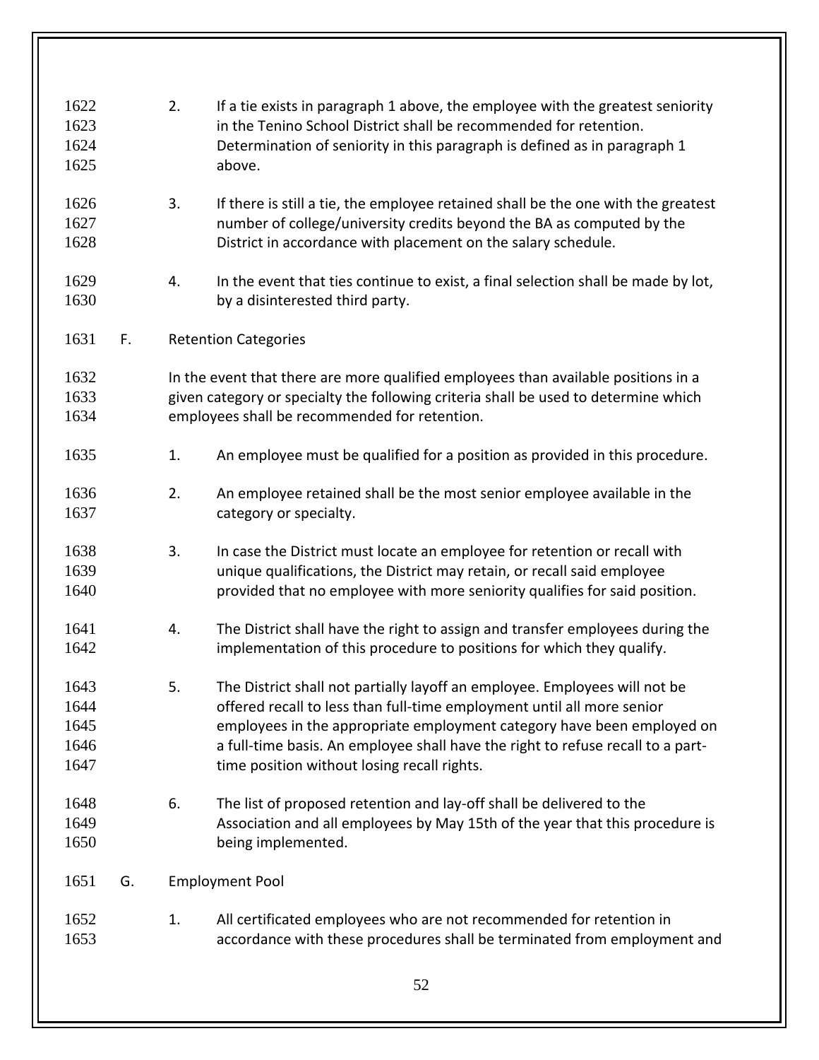2. If a tie exists in paragraph 1 above, the employee with the greatest seniority in the Tenino School District shall be recommended for retention. Determination of seniority in this paragraph is defined as in paragraph 1 above.

3. If there is still a tie, the employee retained shall be the one with the greatest number of college/university credits beyond the BA as computed by the District in accordance with placement on the salary schedule.

4. In the event that ties continue to exist, a final selection shall be made by lot, by a disinterested third party.

F. Retention Categories

In the event that there are more qualified employees than available positions in a given category or specialty the following criteria shall be used to determine which employees shall be recommended for retention.

1. An employee must be qualified for a position as provided in this procedure.

2. An employee retained shall be the most senior employee available in the category or specialty.

3. In case the District must locate an employee for retention or recall with unique qualifications, the District may retain, or recall said employee provided that no employee with more seniority qualifies for said position.

4. The District shall have the right to assign and transfer employees during the implementation of this procedure to positions for which they qualify.

5. The District shall not partially layoff an employee. Employees will not be offered recall to less than full-time employment until all more senior employees in the appropriate employment category have been employed on a full-time basis. An employee shall have the right to refuse recall to a part-time position without losing recall rights.

6. The list of proposed retention and lay-off shall be delivered to the Association and all employees by May 15th of the year that this procedure is being implemented.

G. Employment Pool

1. All certificated employees who are not recommended for retention in accordance with these procedures shall be terminated from employment and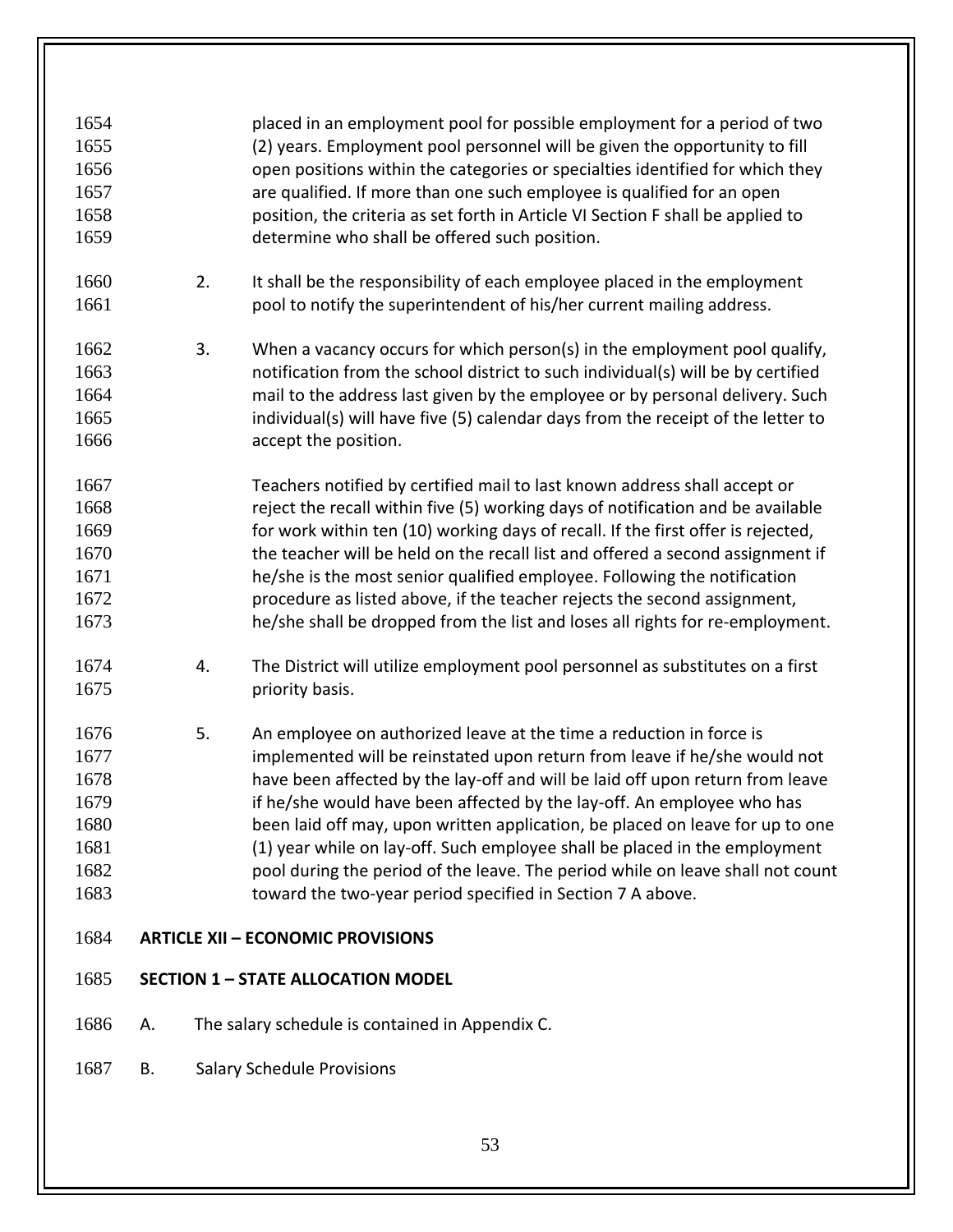placed in an employment pool for possible employment for a period of two (2) years. Employment pool personnel will be given the opportunity to fill open positions within the categories or specialties identified for which they are qualified. If more than one such employee is qualified for an open position, the criteria as set forth in Article VI Section F shall be applied to determine who shall be offered such position.

2. It shall be the responsibility of each employee placed in the employment pool to notify the superintendent of his/her current mailing address.

3. When a vacancy occurs for which person(s) in the employment pool qualify, notification from the school district to such individual(s) will be by certified mail to the address last given by the employee or by personal delivery. Such individual(s) will have five (5) calendar days from the receipt of the letter to accept the position.

   Teachers notified by certified mail to last known address shall accept or reject the recall within five (5) working days of notification and be available for work within ten (10) working days of recall. If the first offer is rejected, the teacher will be held on the recall list and offered a second assignment if he/she is the most senior qualified employee. Following the notification procedure as listed above, if the teacher rejects the second assignment, he/she shall be dropped from the list and loses all rights for re-employment.

4. The District will utilize employment pool personnel as substitutes on a first priority basis.

5. An employee on authorized leave at the time a reduction in force is implemented will be reinstated upon return from leave if he/she would not have been affected by the lay-off and will be laid off upon return from leave if he/she would have been affected by the lay-off. An employee who has been laid off may, upon written application, be placed on leave for up to one (1) year while on lay-off. Such employee shall be placed in the employment pool during the period of the leave. The period while on leave shall not count toward the two-year period specified in Section 7 A above.

## ARTICLE XII – ECONOMIC PROVISIONS

### SECTION 1 – STATE ALLOCATION MODEL

A. The salary schedule is contained in Appendix C.

B. Salary Schedule Provisions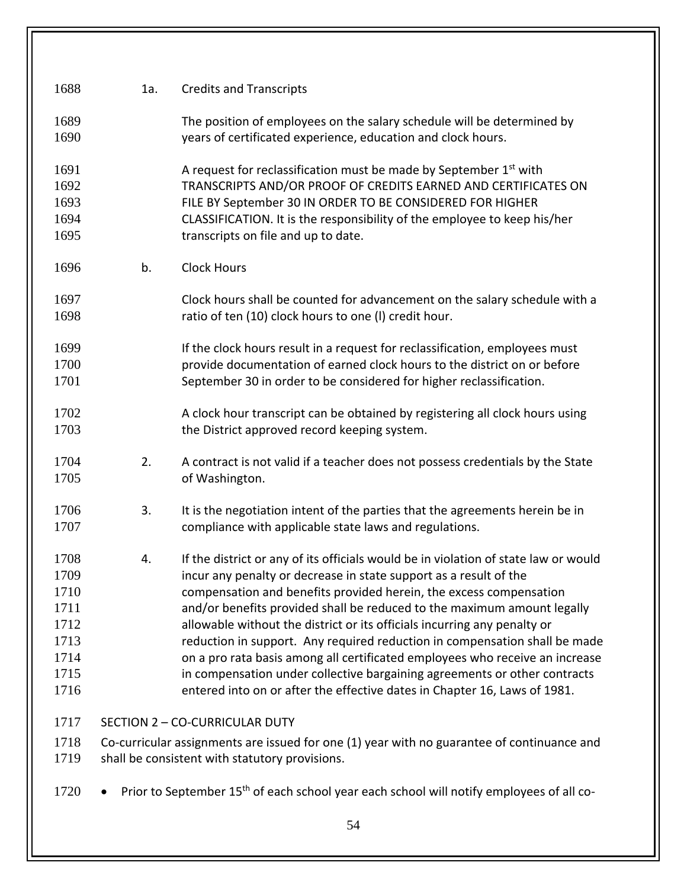1a. Credits and Transcripts

The position of employees on the salary schedule will be determined by years of certificated experience, education and clock hours.

A request for reclassification must be made by September 1st with TRANSCRIPTS AND/OR PROOF OF CREDITS EARNED AND CERTIFICATES ON FILE BY September 30 IN ORDER TO BE CONSIDERED FOR HIGHER CLASSIFICATION. It is the responsibility of the employee to keep his/her transcripts on file and up to date.

b. Clock Hours

Clock hours shall be counted for advancement on the salary schedule with a ratio of ten (10) clock hours to one (l) credit hour.

If the clock hours result in a request for reclassification, employees must provide documentation of earned clock hours to the district on or before September 30 in order to be considered for higher reclassification.

A clock hour transcript can be obtained by registering all clock hours using the District approved record keeping system.

2. A contract is not valid if a teacher does not possess credentials by the State of Washington.

3. It is the negotiation intent of the parties that the agreements herein be in compliance with applicable state laws and regulations.

4. If the district or any of its officials would be in violation of state law or would incur any penalty or decrease in state support as a result of the compensation and benefits provided herein, the excess compensation and/or benefits provided shall be reduced to the maximum amount legally allowable without the district or its officials incurring any penalty or reduction in support. Any required reduction in compensation shall be made on a pro rata basis among all certificated employees who receive an increase in compensation under collective bargaining agreements or other contracts entered into on or after the effective dates in Chapter 16, Laws of 1981.

SECTION 2 – CO-CURRICULAR DUTY

Co-curricular assignments are issued for one (1) year with no guarantee of continuance and shall be consistent with statutory provisions.

- Prior to September 15th of each school year each school will notify employees of all co-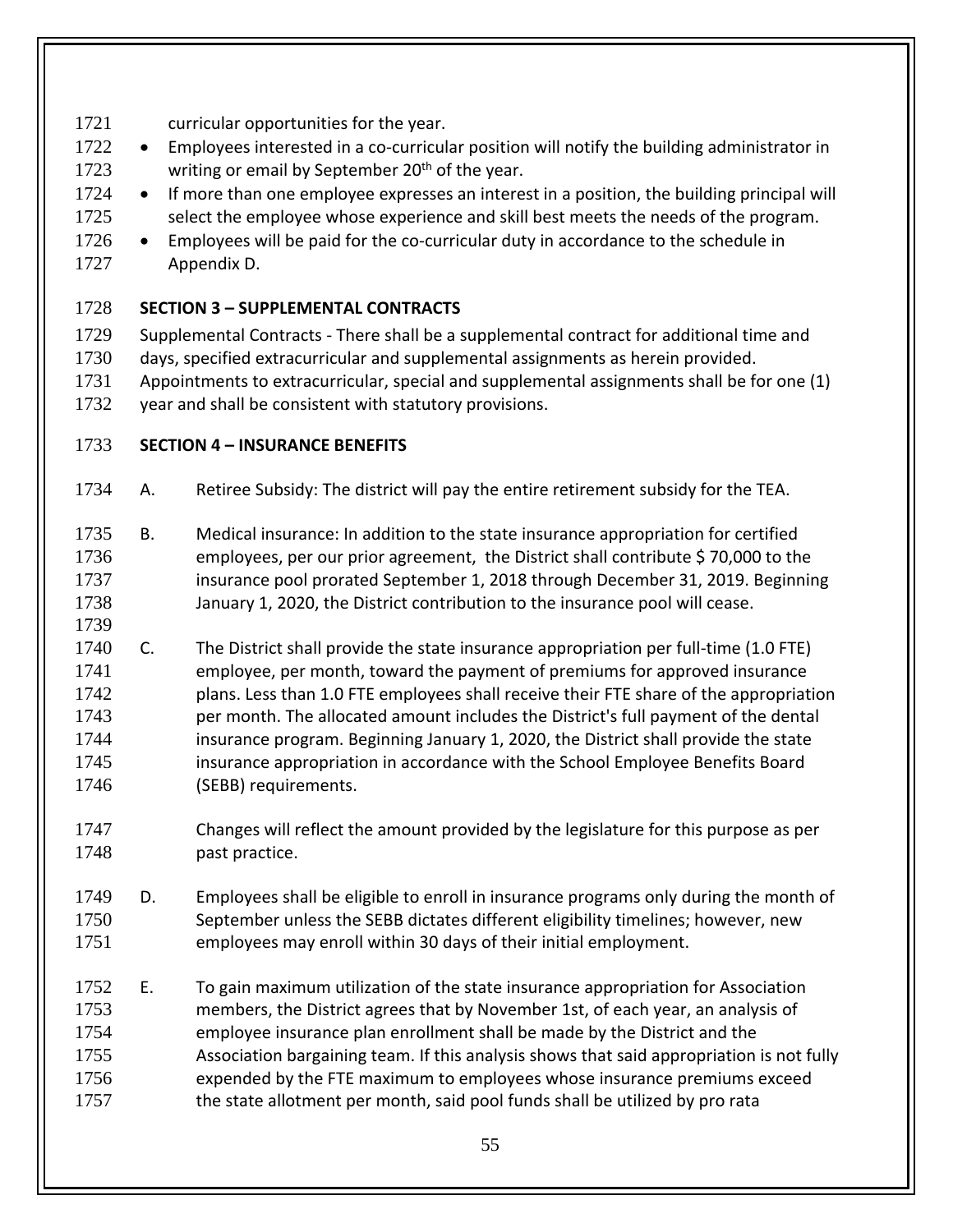curricular opportunities for the year.

- Employees interested in a co-curricular position will notify the building administrator in writing or email by September 20th of the year.
- If more than one employee expresses an interest in a position, the building principal will select the employee whose experience and skill best meets the needs of the program.
- Employees will be paid for the co-curricular duty in accordance to the schedule in Appendix D.

**SECTION 3 – SUPPLEMENTAL CONTRACTS**

Supplemental Contracts - There shall be a supplemental contract for additional time and days, specified extracurricular and supplemental assignments as herein provided. Appointments to extracurricular, special and supplemental assignments shall be for one (1) year and shall be consistent with statutory provisions.

**SECTION 4 – INSURANCE BENEFITS**

A. Retiree Subsidy: The district will pay the entire retirement subsidy for the TEA.

B. Medical insurance: In addition to the state insurance appropriation for certified employees, per our prior agreement, the District shall contribute $ 70,000 to the insurance pool prorated September 1, 2018 through December 31, 2019. Beginning January 1, 2020, the District contribution to the insurance pool will cease.

C. The District shall provide the state insurance appropriation per full-time (1.0 FTE) employee, per month, toward the payment of premiums for approved insurance plans. Less than 1.0 FTE employees shall receive their FTE share of the appropriation per month. The allocated amount includes the District's full payment of the dental insurance program. Beginning January 1, 2020, the District shall provide the state insurance appropriation in accordance with the School Employee Benefits Board (SEBB) requirements.

Changes will reflect the amount provided by the legislature for this purpose as per past practice.

D. Employees shall be eligible to enroll in insurance programs only during the month of September unless the SEBB dictates different eligibility timelines; however, new employees may enroll within 30 days of their initial employment.

E. To gain maximum utilization of the state insurance appropriation for Association members, the District agrees that by November 1st, of each year, an analysis of employee insurance plan enrollment shall be made by the District and the Association bargaining team. If this analysis shows that said appropriation is not fully expended by the FTE maximum to employees whose insurance premiums exceed the state allotment per month, said pool funds shall be utilized by pro rata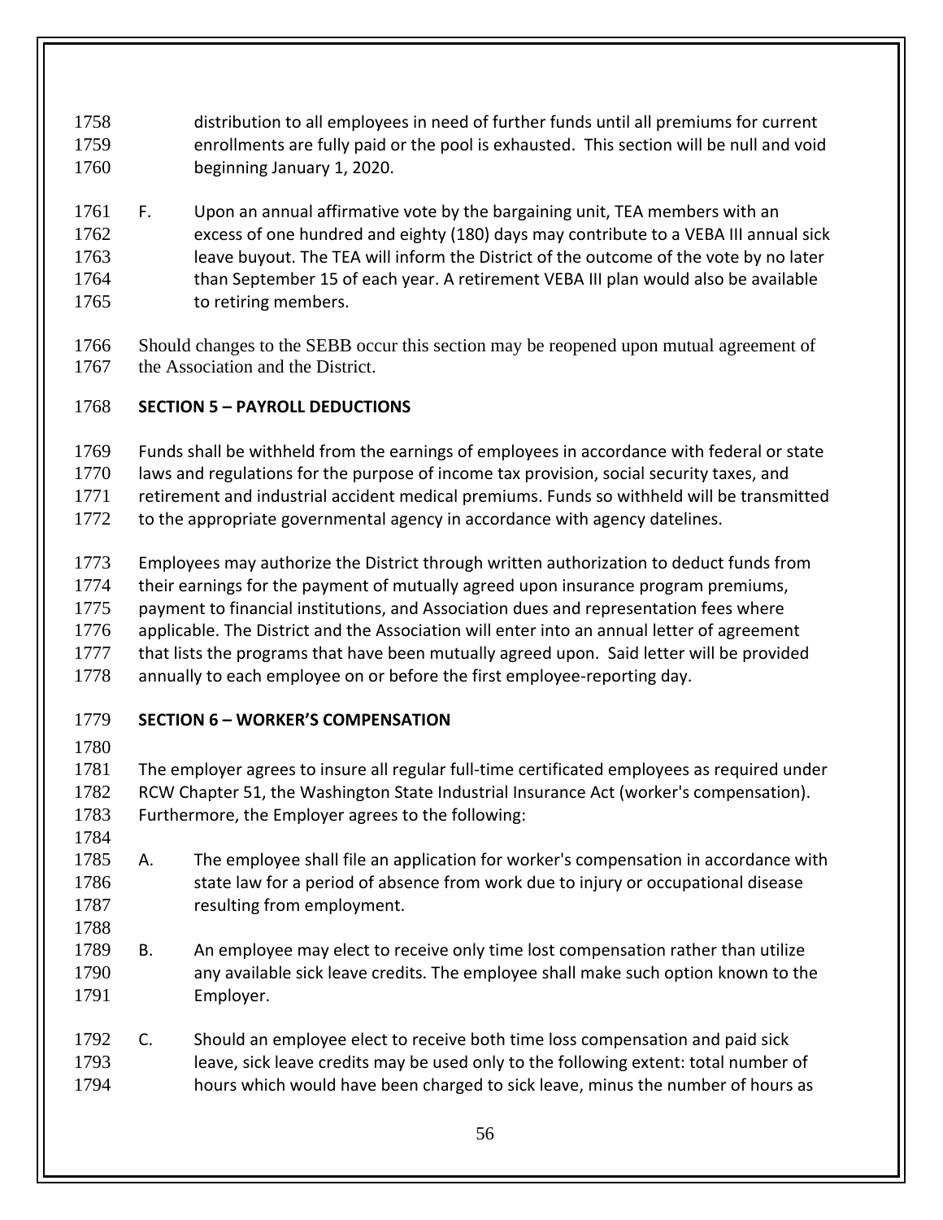distribution to all employees in need of further funds until all premiums for current enrollments are fully paid or the pool is exhausted. This section will be null and void beginning January 1, 2020.

F. Upon an annual affirmative vote by the bargaining unit, TEA members with an excess of one hundred and eighty (180) days may contribute to a VEBA III annual sick leave buyout. The TEA will inform the District of the outcome of the vote by no later than September 15 of each year. A retirement VEBA III plan would also be available to retiring members.

Should changes to the SEBB occur this section may be reopened upon mutual agreement of the Association and the District.

**SECTION 5 – PAYROLL DEDUCTIONS**

Funds shall be withheld from the earnings of employees in accordance with federal or state laws and regulations for the purpose of income tax provision, social security taxes, and retirement and industrial accident medical premiums. Funds so withheld will be transmitted to the appropriate governmental agency in accordance with agency datelines.

Employees may authorize the District through written authorization to deduct funds from their earnings for the payment of mutually agreed upon insurance program premiums, payment to financial institutions, and Association dues and representation fees where applicable. The District and the Association will enter into an annual letter of agreement that lists the programs that have been mutually agreed upon. Said letter will be provided annually to each employee on or before the first employee-reporting day.

**SECTION 6 – WORKER'S COMPENSATION**

The employer agrees to insure all regular full-time certificated employees as required under RCW Chapter 51, the Washington State Industrial Insurance Act (worker's compensation). Furthermore, the Employer agrees to the following:

A. The employee shall file an application for worker's compensation in accordance with state law for a period of absence from work due to injury or occupational disease resulting from employment.

B. An employee may elect to receive only time lost compensation rather than utilize any available sick leave credits. The employee shall make such option known to the Employer.

C. Should an employee elect to receive both time loss compensation and paid sick leave, sick leave credits may be used only to the following extent: total number of hours which would have been charged to sick leave, minus the number of hours as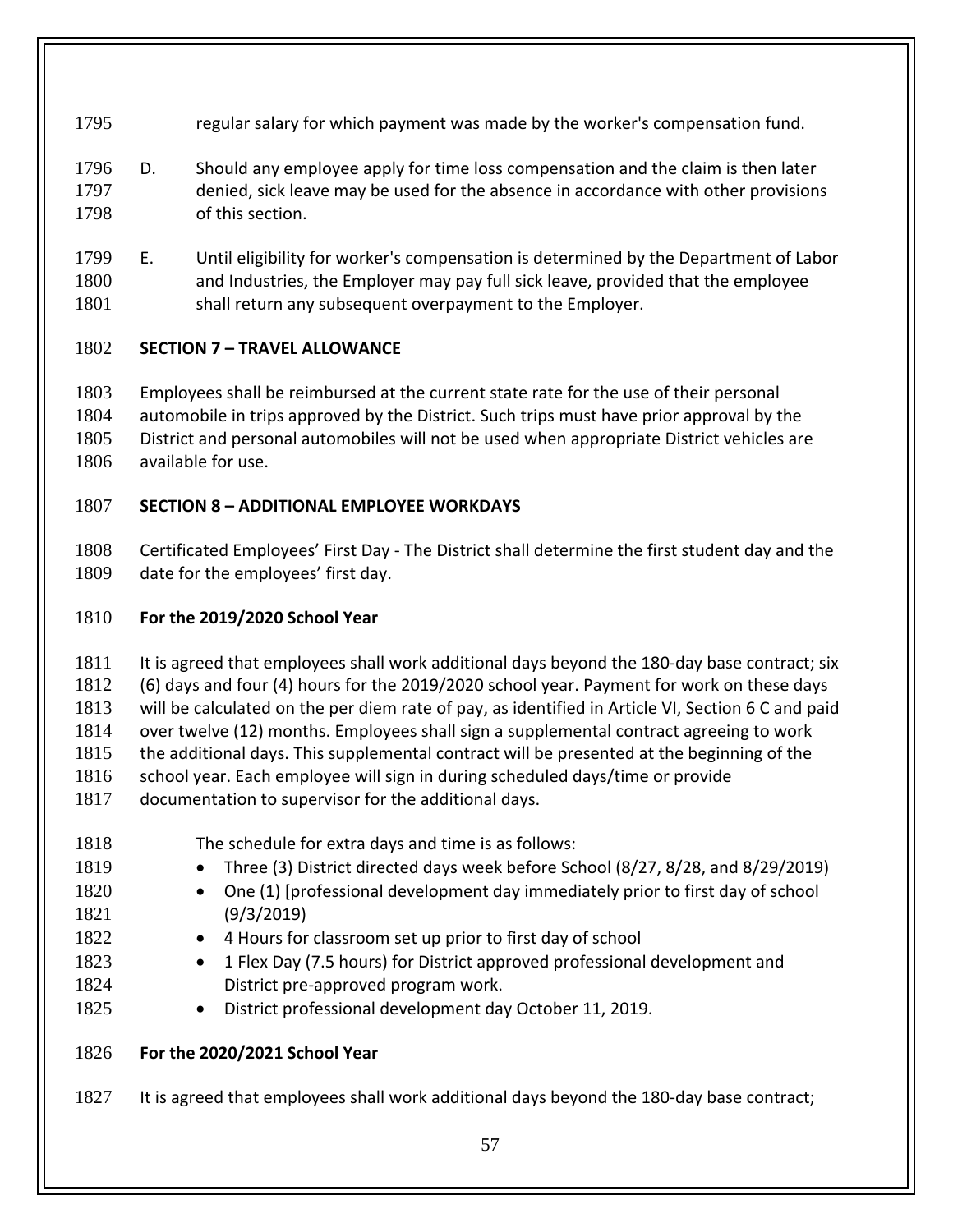regular salary for which payment was made by the worker's compensation fund.

D. Should any employee apply for time loss compensation and the claim is then later denied, sick leave may be used for the absence in accordance with other provisions of this section.

E. Until eligibility for worker's compensation is determined by the Department of Labor and Industries, the Employer may pay full sick leave, provided that the employee shall return any subsequent overpayment to the Employer.

## SECTION 7 – TRAVEL ALLOWANCE

Employees shall be reimbursed at the current state rate for the use of their personal automobile in trips approved by the District. Such trips must have prior approval by the District and personal automobiles will not be used when appropriate District vehicles are available for use.

## SECTION 8 – ADDITIONAL EMPLOYEE WORKDAYS

Certificated Employees' First Day - The District shall determine the first student day and the date for the employees' first day.

### For the 2019/2020 School Year

It is agreed that employees shall work additional days beyond the 180-day base contract; six (6) days and four (4) hours for the 2019/2020 school year. Payment for work on these days will be calculated on the per diem rate of pay, as identified in Article VI, Section 6 C and paid over twelve (12) months. Employees shall sign a supplemental contract agreeing to work the additional days. This supplemental contract will be presented at the beginning of the school year. Each employee will sign in during scheduled days/time or provide documentation to supervisor for the additional days.

The schedule for extra days and time is as follows:

- Three (3) District directed days week before School (8/27, 8/28, and 8/29/2019)
- One (1) [professional development day immediately prior to first day of school (9/3/2019)
- 4 Hours for classroom set up prior to first day of school
- 1 Flex Day (7.5 hours) for District approved professional development and District pre-approved program work.
- District professional development day October 11, 2019.

### For the 2020/2021 School Year

It is agreed that employees shall work additional days beyond the 180-day base contract;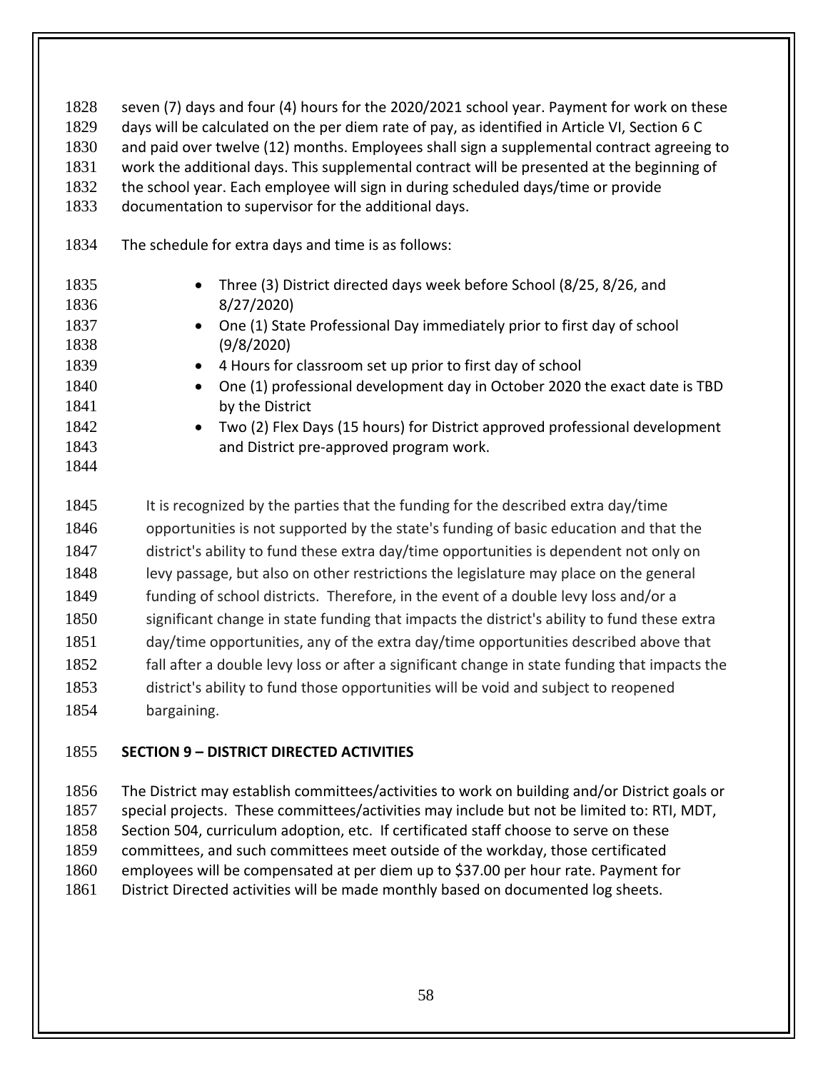seven (7) days and four (4) hours for the 2020/2021 school year. Payment for work on these days will be calculated on the per diem rate of pay, as identified in Article VI, Section 6 C and paid over twelve (12) months. Employees shall sign a supplemental contract agreeing to work the additional days. This supplemental contract will be presented at the beginning of the school year. Each employee will sign in during scheduled days/time or provide documentation to supervisor for the additional days.

The schedule for extra days and time is as follows:

- Three (3) District directed days week before School (8/25, 8/26, and 8/27/2020)
- One (1) State Professional Day immediately prior to first day of school (9/8/2020)
- 4 Hours for classroom set up prior to first day of school
- One (1) professional development day in October 2020 the exact date is TBD by the District
- Two (2) Flex Days (15 hours) for District approved professional development and District pre-approved program work.

It is recognized by the parties that the funding for the described extra day/time opportunities is not supported by the state's funding of basic education and that the district's ability to fund these extra day/time opportunities is dependent not only on levy passage, but also on other restrictions the legislature may place on the general funding of school districts. Therefore, in the event of a double levy loss and/or a significant change in state funding that impacts the district's ability to fund these extra day/time opportunities, any of the extra day/time opportunities described above that fall after a double levy loss or after a significant change in state funding that impacts the district's ability to fund those opportunities will be void and subject to reopened bargaining.

**SECTION 9 – DISTRICT DIRECTED ACTIVITIES**

The District may establish committees/activities to work on building and/or District goals or special projects. These committees/activities may include but not be limited to: RTI, MDT, Section 504, curriculum adoption, etc. If certificated staff choose to serve on these committees, and such committees meet outside of the workday, those certificated employees will be compensated at per diem up to $37.00 per hour rate. Payment for District Directed activities will be made monthly based on documented log sheets.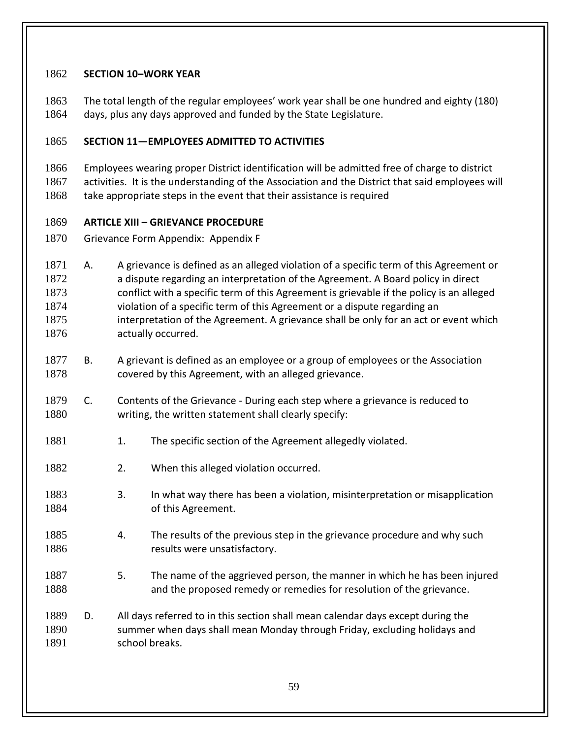**SECTION 10–WORK YEAR**

The total length of the regular employees' work year shall be one hundred and eighty (180) days, plus any days approved and funded by the State Legislature.

**SECTION 11—EMPLOYEES ADMITTED TO ACTIVITIES**

Employees wearing proper District identification will be admitted free of charge to district activities. It is the understanding of the Association and the District that said employees will take appropriate steps in the event that their assistance is required

## ARTICLE XIII – GRIEVANCE PROCEDURE

Grievance Form Appendix: Appendix F

A. A grievance is defined as an alleged violation of a specific term of this Agreement or a dispute regarding an interpretation of the Agreement. A Board policy in direct conflict with a specific term of this Agreement is grievable if the policy is an alleged violation of a specific term of this Agreement or a dispute regarding an interpretation of the Agreement. A grievance shall be only for an act or event which actually occurred.

B. A grievant is defined as an employee or a group of employees or the Association covered by this Agreement, with an alleged grievance.

C. Contents of the Grievance - During each step where a grievance is reduced to writing, the written statement shall clearly specify:

1. The specific section of the Agreement allegedly violated.
2. When this alleged violation occurred.
3. In what way there has been a violation, misinterpretation or misapplication of this Agreement.
4. The results of the previous step in the grievance procedure and why such results were unsatisfactory.
5. The name of the aggrieved person, the manner in which he has been injured and the proposed remedy or remedies for resolution of the grievance.

D. All days referred to in this section shall mean calendar days except during the summer when days shall mean Monday through Friday, excluding holidays and school breaks.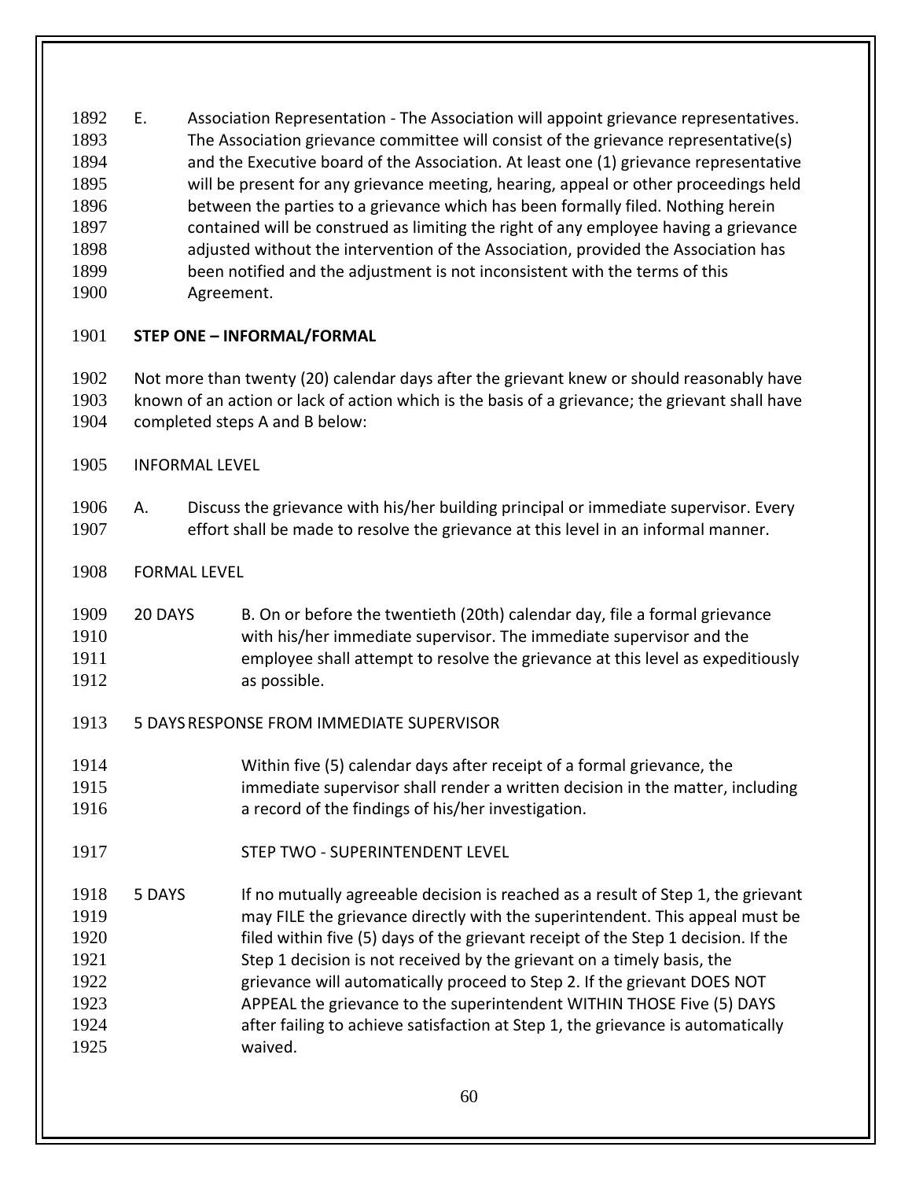E. Association Representation - The Association will appoint grievance representatives. The Association grievance committee will consist of the grievance representative(s) and the Executive board of the Association. At least one (1) grievance representative will be present for any grievance meeting, hearing, appeal or other proceedings held between the parties to a grievance which has been formally filed. Nothing herein contained will be construed as limiting the right of any employee having a grievance adjusted without the intervention of the Association, provided the Association has been notified and the adjustment is not inconsistent with the terms of this Agreement.

**STEP ONE – INFORMAL/FORMAL**

Not more than twenty (20) calendar days after the grievant knew or should reasonably have known of an action or lack of action which is the basis of a grievance; the grievant shall have completed steps A and B below:

INFORMAL LEVEL

A. Discuss the grievance with his/her building principal or immediate supervisor. Every effort shall be made to resolve the grievance at this level in an informal manner.

FORMAL LEVEL

20 DAYS B. On or before the twentieth (20th) calendar day, file a formal grievance with his/her immediate supervisor. The immediate supervisor and the employee shall attempt to resolve the grievance at this level as expeditiously as possible.

5 DAYS RESPONSE FROM IMMEDIATE SUPERVISOR

Within five (5) calendar days after receipt of a formal grievance, the immediate supervisor shall render a written decision in the matter, including a record of the findings of his/her investigation.

STEP TWO - SUPERINTENDENT LEVEL

5 DAYS If no mutually agreeable decision is reached as a result of Step 1, the grievant may FILE the grievance directly with the superintendent. This appeal must be filed within five (5) days of the grievant receipt of the Step 1 decision. If the Step 1 decision is not received by the grievant on a timely basis, the grievance will automatically proceed to Step 2. If the grievant DOES NOT APPEAL the grievance to the superintendent WITHIN THOSE Five (5) DAYS after failing to achieve satisfaction at Step 1, the grievance is automatically waived.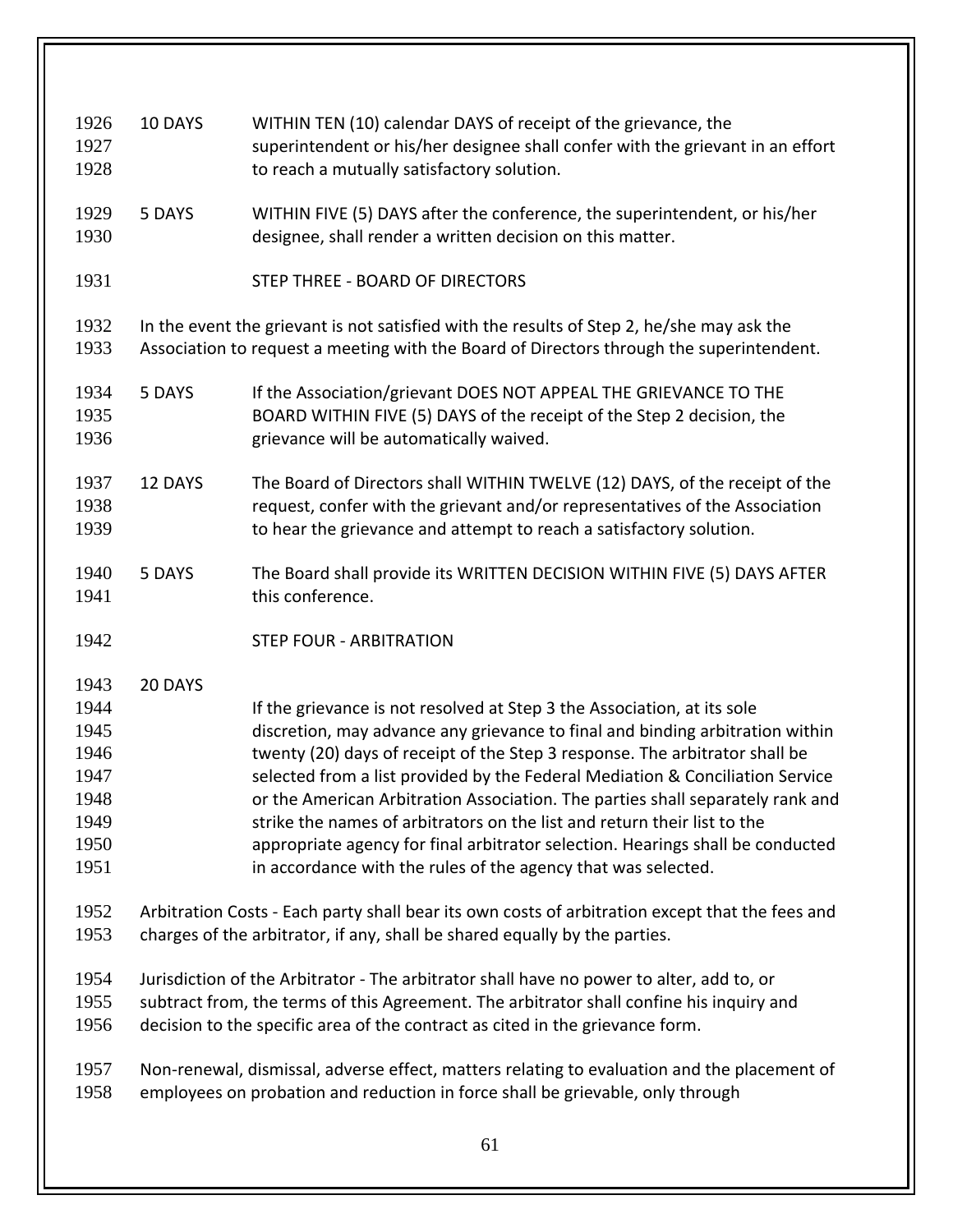10 DAYS WITHIN TEN (10) calendar DAYS of receipt of the grievance, the superintendent or his/her designee shall confer with the grievant in an effort to reach a mutually satisfactory solution.

5 DAYS WITHIN FIVE (5) DAYS after the conference, the superintendent, or his/her designee, shall render a written decision on this matter.

### STEP THREE - BOARD OF DIRECTORS

In the event the grievant is not satisfied with the results of Step 2, he/she may ask the Association to request a meeting with the Board of Directors through the superintendent.

5 DAYS If the Association/grievant DOES NOT APPEAL THE GRIEVANCE TO THE BOARD WITHIN FIVE (5) DAYS of the receipt of the Step 2 decision, the grievance will be automatically waived.

12 DAYS The Board of Directors shall WITHIN TWELVE (12) DAYS, of the receipt of the request, confer with the grievant and/or representatives of the Association to hear the grievance and attempt to reach a satisfactory solution.

5 DAYS The Board shall provide its WRITTEN DECISION WITHIN FIVE (5) DAYS AFTER this conference.

### STEP FOUR - ARBITRATION

20 DAYS

If the grievance is not resolved at Step 3 the Association, at its sole discretion, may advance any grievance to final and binding arbitration within twenty (20) days of receipt of the Step 3 response. The arbitrator shall be selected from a list provided by the Federal Mediation & Conciliation Service or the American Arbitration Association. The parties shall separately rank and strike the names of arbitrators on the list and return their list to the appropriate agency for final arbitrator selection. Hearings shall be conducted in accordance with the rules of the agency that was selected.

Arbitration Costs - Each party shall bear its own costs of arbitration except that the fees and charges of the arbitrator, if any, shall be shared equally by the parties.

Jurisdiction of the Arbitrator - The arbitrator shall have no power to alter, add to, or subtract from, the terms of this Agreement. The arbitrator shall confine his inquiry and decision to the specific area of the contract as cited in the grievance form.

Non-renewal, dismissal, adverse effect, matters relating to evaluation and the placement of employees on probation and reduction in force shall be grievable, only through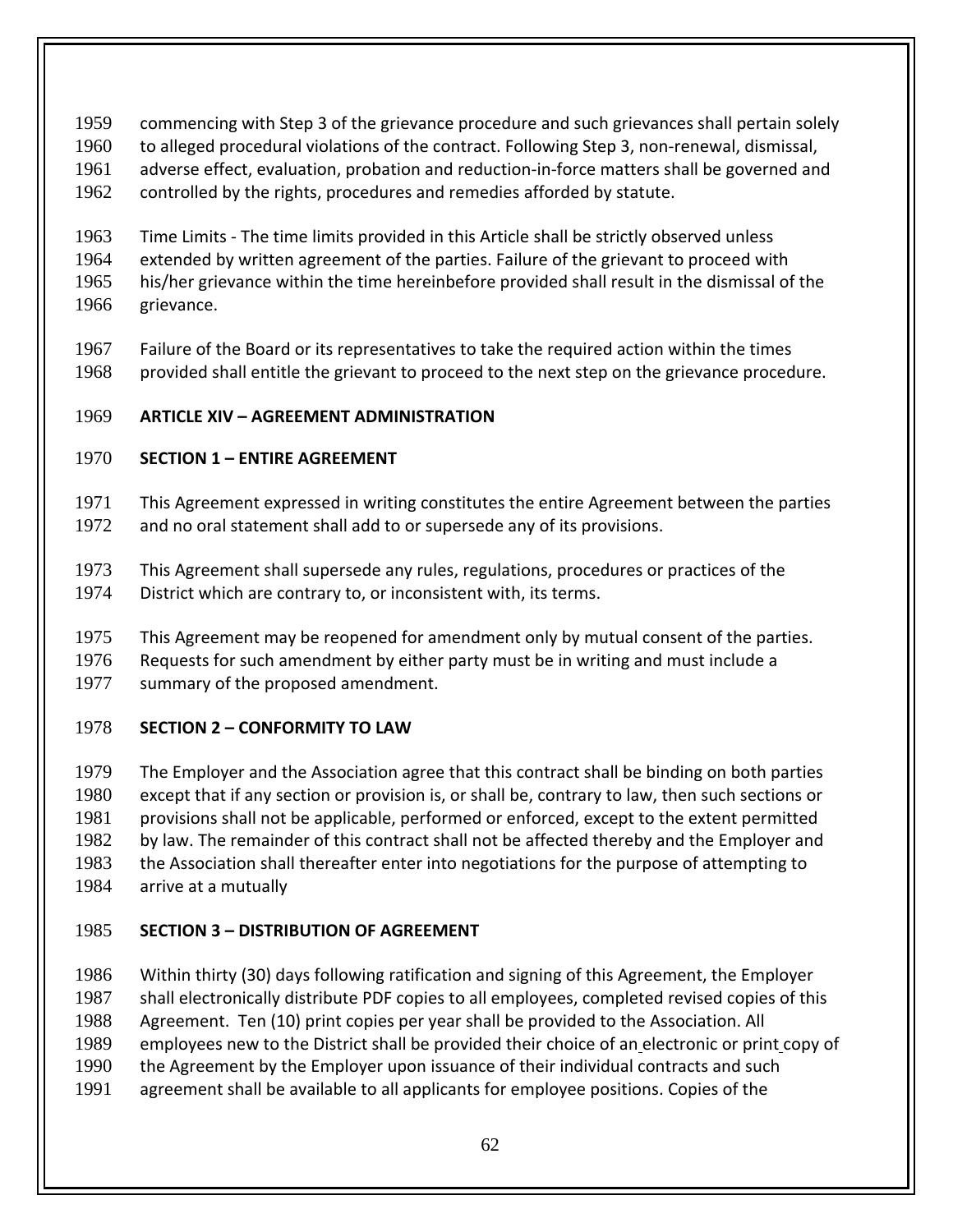commencing with Step 3 of the grievance procedure and such grievances shall pertain solely to alleged procedural violations of the contract. Following Step 3, non-renewal, dismissal, adverse effect, evaluation, probation and reduction-in-force matters shall be governed and controlled by the rights, procedures and remedies afforded by statute.

Time Limits - The time limits provided in this Article shall be strictly observed unless extended by written agreement of the parties. Failure of the grievant to proceed with his/her grievance within the time hereinbefore provided shall result in the dismissal of the grievance.

Failure of the Board or its representatives to take the required action within the times provided shall entitle the grievant to proceed to the next step on the grievance procedure.

## ARTICLE XIV – AGREEMENT ADMINISTRATION

### SECTION 1 – ENTIRE AGREEMENT

This Agreement expressed in writing constitutes the entire Agreement between the parties and no oral statement shall add to or supersede any of its provisions.

This Agreement shall supersede any rules, regulations, procedures or practices of the District which are contrary to, or inconsistent with, its terms.

This Agreement may be reopened for amendment only by mutual consent of the parties. Requests for such amendment by either party must be in writing and must include a summary of the proposed amendment.

### SECTION 2 – CONFORMITY TO LAW

The Employer and the Association agree that this contract shall be binding on both parties except that if any section or provision is, or shall be, contrary to law, then such sections or provisions shall not be applicable, performed or enforced, except to the extent permitted by law. The remainder of this contract shall not be affected thereby and the Employer and the Association shall thereafter enter into negotiations for the purpose of attempting to arrive at a mutually

### SECTION 3 – DISTRIBUTION OF AGREEMENT

Within thirty (30) days following ratification and signing of this Agreement, the Employer shall electronically distribute PDF copies to all employees, completed revised copies of this Agreement. Ten (10) print copies per year shall be provided to the Association. All employees new to the District shall be provided their choice of an electronic or print copy of the Agreement by the Employer upon issuance of their individual contracts and such agreement shall be available to all applicants for employee positions. Copies of the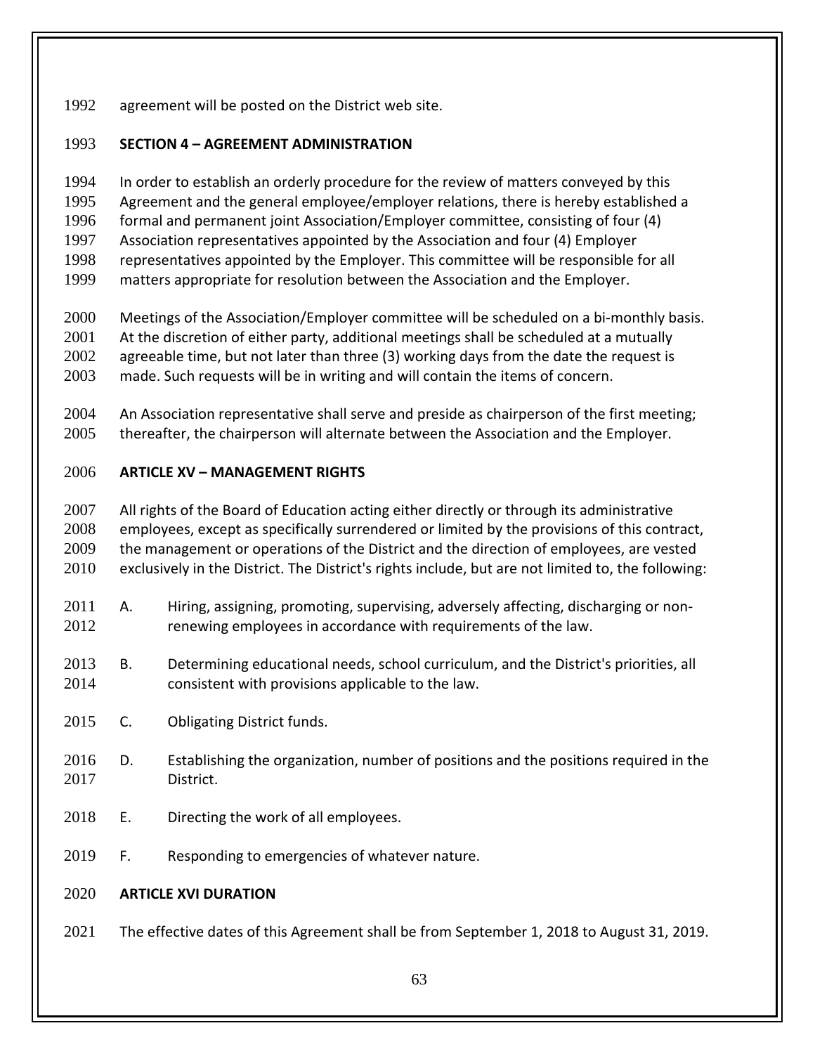agreement will be posted on the District web site.

**SECTION 4 – AGREEMENT ADMINISTRATION**

In order to establish an orderly procedure for the review of matters conveyed by this Agreement and the general employee/employer relations, there is hereby established a formal and permanent joint Association/Employer committee, consisting of four (4) Association representatives appointed by the Association and four (4) Employer representatives appointed by the Employer. This committee will be responsible for all matters appropriate for resolution between the Association and the Employer.

Meetings of the Association/Employer committee will be scheduled on a bi-monthly basis. At the discretion of either party, additional meetings shall be scheduled at a mutually agreeable time, but not later than three (3) working days from the date the request is made. Such requests will be in writing and will contain the items of concern.

An Association representative shall serve and preside as chairperson of the first meeting; thereafter, the chairperson will alternate between the Association and the Employer.

## ARTICLE XV – MANAGEMENT RIGHTS

All rights of the Board of Education acting either directly or through its administrative employees, except as specifically surrendered or limited by the provisions of this contract, the management or operations of the District and the direction of employees, are vested exclusively in the District. The District's rights include, but are not limited to, the following:

A. Hiring, assigning, promoting, supervising, adversely affecting, discharging or non-renewing employees in accordance with requirements of the law.

B. Determining educational needs, school curriculum, and the District's priorities, all consistent with provisions applicable to the law.

C. Obligating District funds.

D. Establishing the organization, number of positions and the positions required in the District.

E. Directing the work of all employees.

F. Responding to emergencies of whatever nature.

## ARTICLE XVI DURATION

The effective dates of this Agreement shall be from September 1, 2018 to August 31, 2019.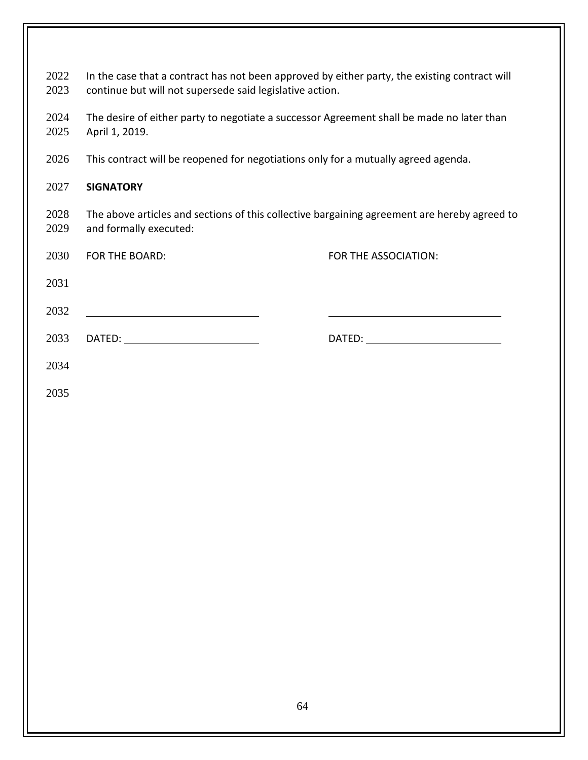In the case that a contract has not been approved by either party, the existing contract will continue but will not supersede said legislative action.

The desire of either party to negotiate a successor Agreement shall be made no later than April 1, 2019.

This contract will be reopened for negotiations only for a mutually agreed agenda.

**SIGNATORY**

The above articles and sections of this collective bargaining agreement are hereby agreed to and formally executed:

| FOR THE BOARD: | FOR THE ASSOCIATION: |
|---|---|
| | |
| ______________________________ | ______________________________ |
| DATED: ______________________ | DATED: ______________________ |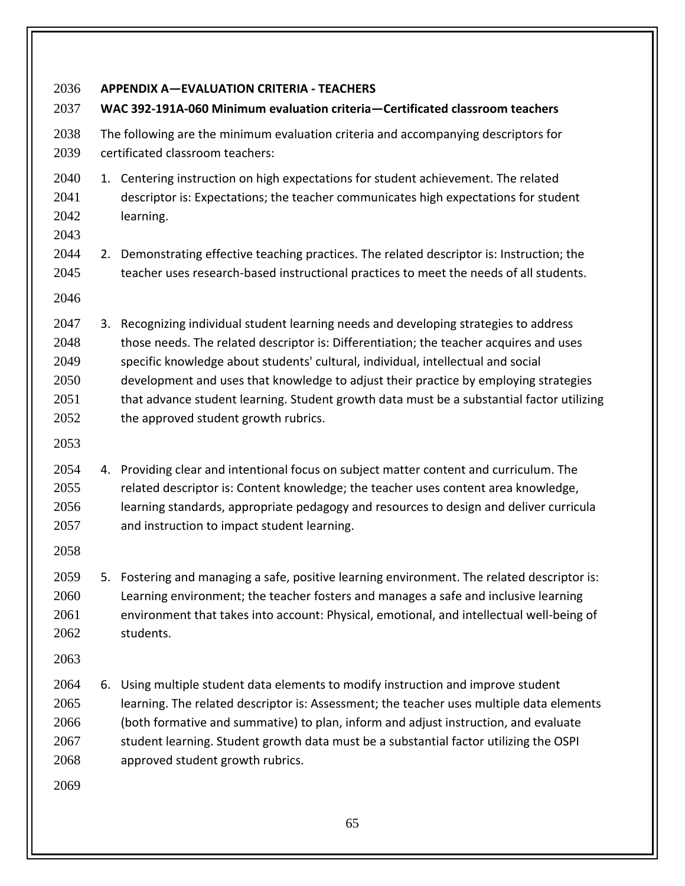**APPENDIX A—EVALUATION CRITERIA - TEACHERS**

**WAC 392-191A-060 Minimum evaluation criteria—Certificated classroom teachers**

The following are the minimum evaluation criteria and accompanying descriptors for certificated classroom teachers:

1. Centering instruction on high expectations for student achievement. The related descriptor is: Expectations; the teacher communicates high expectations for student learning.

2. Demonstrating effective teaching practices. The related descriptor is: Instruction; the teacher uses research-based instructional practices to meet the needs of all students.

3. Recognizing individual student learning needs and developing strategies to address those needs. The related descriptor is: Differentiation; the teacher acquires and uses specific knowledge about students' cultural, individual, intellectual and social development and uses that knowledge to adjust their practice by employing strategies that advance student learning. Student growth data must be a substantial factor utilizing the approved student growth rubrics.

4. Providing clear and intentional focus on subject matter content and curriculum. The related descriptor is: Content knowledge; the teacher uses content area knowledge, learning standards, appropriate pedagogy and resources to design and deliver curricula and instruction to impact student learning.

5. Fostering and managing a safe, positive learning environment. The related descriptor is: Learning environment; the teacher fosters and manages a safe and inclusive learning environment that takes into account: Physical, emotional, and intellectual well-being of students.

6. Using multiple student data elements to modify instruction and improve student learning. The related descriptor is: Assessment; the teacher uses multiple data elements (both formative and summative) to plan, inform and adjust instruction, and evaluate student learning. Student growth data must be a substantial factor utilizing the OSPI approved student growth rubrics.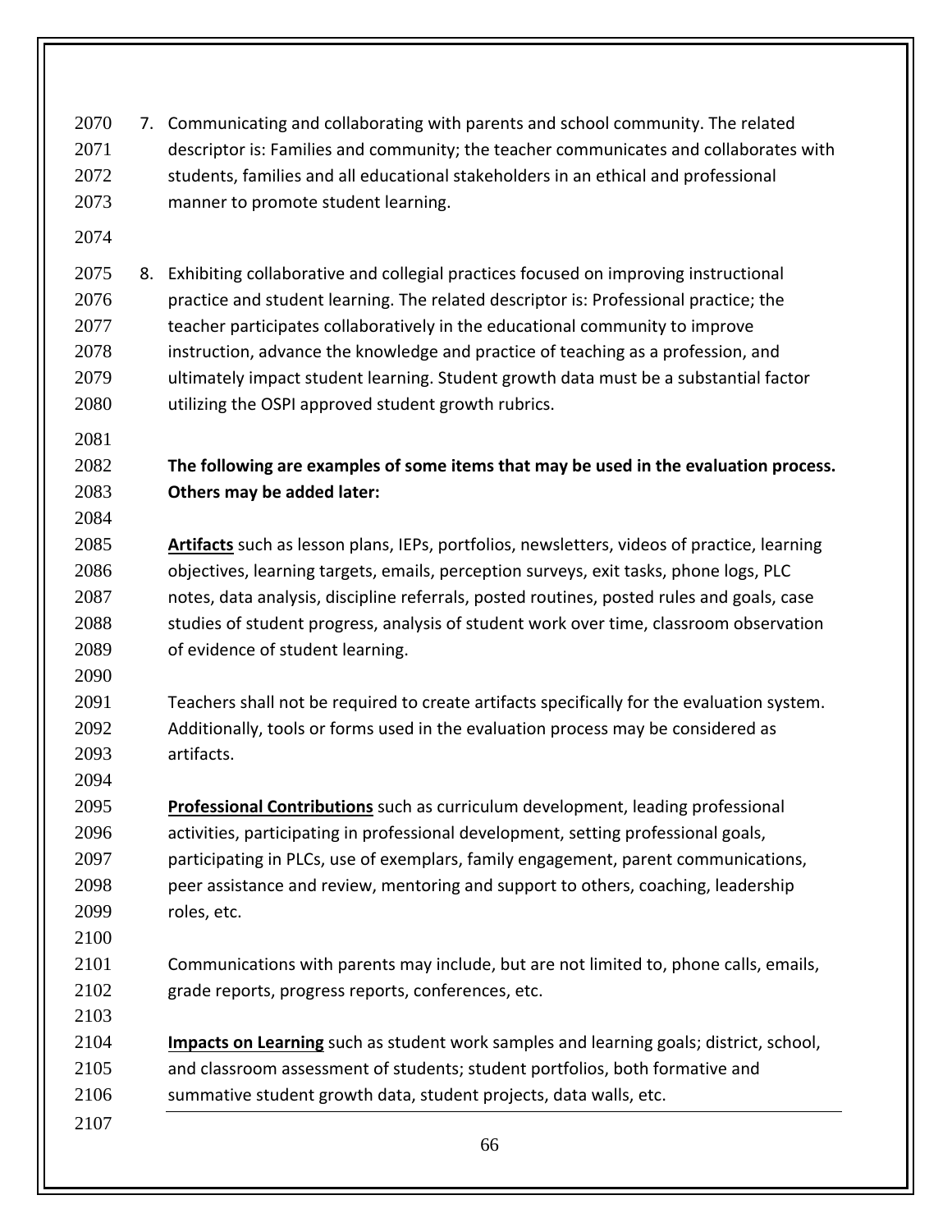7. Communicating and collaborating with parents and school community. The related descriptor is: Families and community; the teacher communicates and collaborates with students, families and all educational stakeholders in an ethical and professional manner to promote student learning.

8. Exhibiting collaborative and collegial practices focused on improving instructional practice and student learning. The related descriptor is: Professional practice; the teacher participates collaboratively in the educational community to improve instruction, advance the knowledge and practice of teaching as a profession, and ultimately impact student learning. Student growth data must be a substantial factor utilizing the OSPI approved student growth rubrics.

**The following are examples of some items that may be used in the evaluation process. Others may be added later:**

**Artifacts** such as lesson plans, IEPs, portfolios, newsletters, videos of practice, learning objectives, learning targets, emails, perception surveys, exit tasks, phone logs, PLC notes, data analysis, discipline referrals, posted routines, posted rules and goals, case studies of student progress, analysis of student work over time, classroom observation of evidence of student learning.

Teachers shall not be required to create artifacts specifically for the evaluation system. Additionally, tools or forms used in the evaluation process may be considered as artifacts.

**Professional Contributions** such as curriculum development, leading professional activities, participating in professional development, setting professional goals, participating in PLCs, use of exemplars, family engagement, parent communications, peer assistance and review, mentoring and support to others, coaching, leadership roles, etc.

Communications with parents may include, but are not limited to, phone calls, emails, grade reports, progress reports, conferences, etc.

**Impacts on Learning** such as student work samples and learning goals; district, school, and classroom assessment of students; student portfolios, both formative and summative student growth data, student projects, data walls, etc.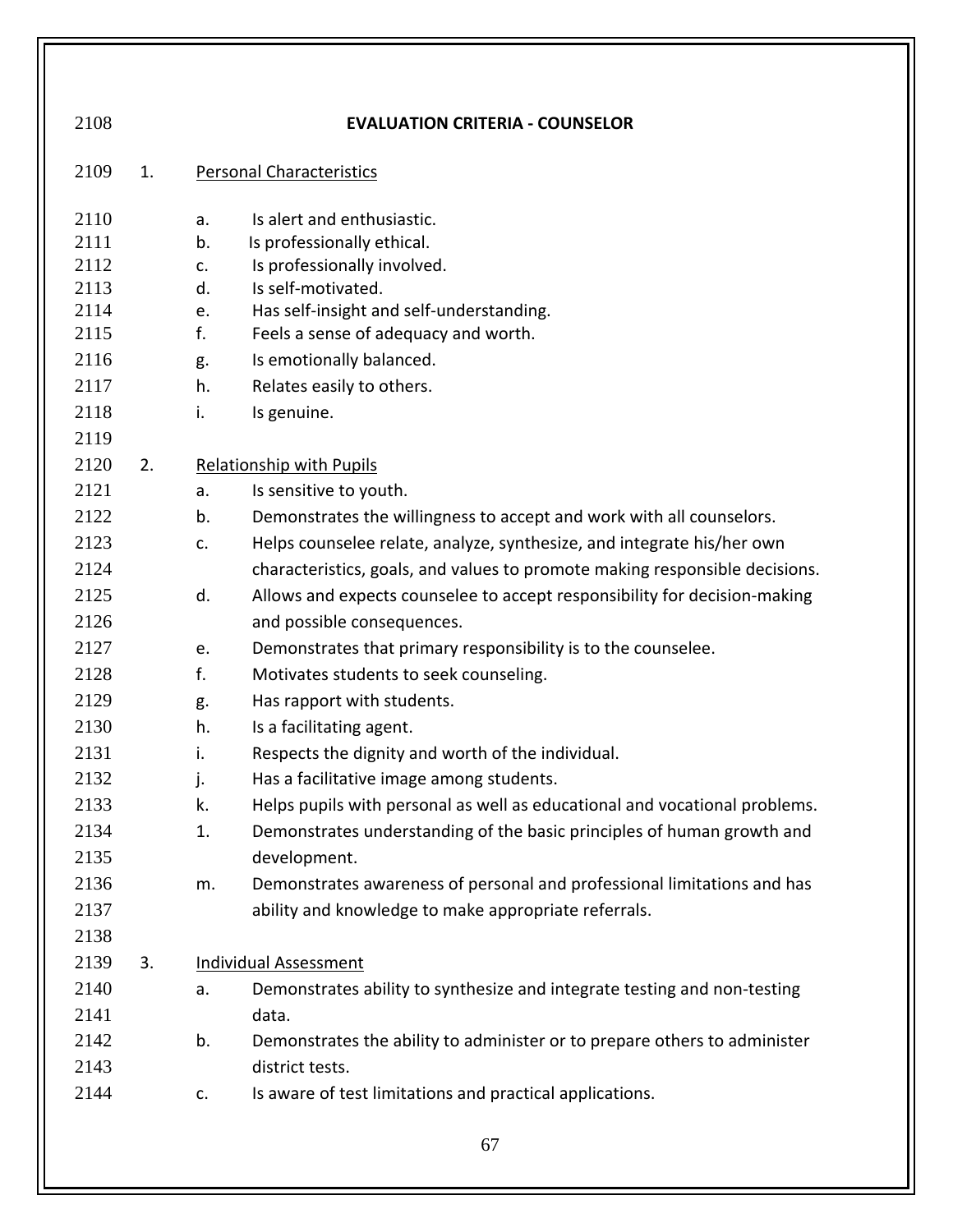## EVALUATION CRITERIA - COUNSELOR

1. Personal Characteristics

    a. Is alert and enthusiastic.
    b. Is professionally ethical.
    c. Is professionally involved.
    d. Is self-motivated.
    e. Has self-insight and self-understanding.
    f. Feels a sense of adequacy and worth.
    g. Is emotionally balanced.
    h. Relates easily to others.
    i. Is genuine.

2. Relationship with Pupils

    a. Is sensitive to youth.
    b. Demonstrates the willingness to accept and work with all counselors.
    c. Helps counselee relate, analyze, synthesize, and integrate his/her own characteristics, goals, and values to promote making responsible decisions.
    d. Allows and expects counselee to accept responsibility for decision-making and possible consequences.
    e. Demonstrates that primary responsibility is to the counselee.
    f. Motivates students to seek counseling.
    g. Has rapport with students.
    h. Is a facilitating agent.
    i. Respects the dignity and worth of the individual.
    j. Has a facilitative image among students.
    k. Helps pupils with personal as well as educational and vocational problems.
    1. Demonstrates understanding of the basic principles of human growth and development.
    m. Demonstrates awareness of personal and professional limitations and has ability and knowledge to make appropriate referrals.

3. Individual Assessment

    a. Demonstrates ability to synthesize and integrate testing and non-testing data.
    b. Demonstrates the ability to administer or to prepare others to administer district tests.
    c. Is aware of test limitations and practical applications.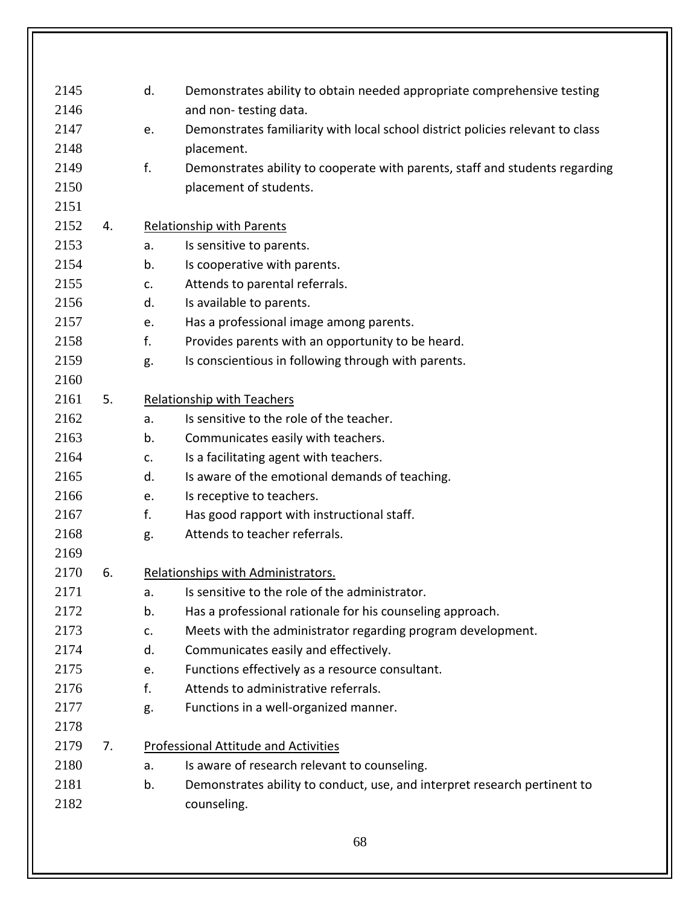d. Demonstrates ability to obtain needed appropriate comprehensive testing and non- testing data.

e. Demonstrates familiarity with local school district policies relevant to class placement.

f. Demonstrates ability to cooperate with parents, staff and students regarding placement of students.

4. Relationship with Parents

   a. Is sensitive to parents.
   b. Is cooperative with parents.
   c. Attends to parental referrals.
   d. Is available to parents.
   e. Has a professional image among parents.
   f. Provides parents with an opportunity to be heard.
   g. Is conscientious in following through with parents.

5. Relationship with Teachers

   a. Is sensitive to the role of the teacher.
   b. Communicates easily with teachers.
   c. Is a facilitating agent with teachers.
   d. Is aware of the emotional demands of teaching.
   e. Is receptive to teachers.
   f. Has good rapport with instructional staff.
   g. Attends to teacher referrals.

6. Relationships with Administrators.

   a. Is sensitive to the role of the administrator.
   b. Has a professional rationale for his counseling approach.
   c. Meets with the administrator regarding program development.
   d. Communicates easily and effectively.
   e. Functions effectively as a resource consultant.
   f. Attends to administrative referrals.
   g. Functions in a well-organized manner.

7. Professional Attitude and Activities

   a. Is aware of research relevant to counseling.
   b. Demonstrates ability to conduct, use, and interpret research pertinent to counseling.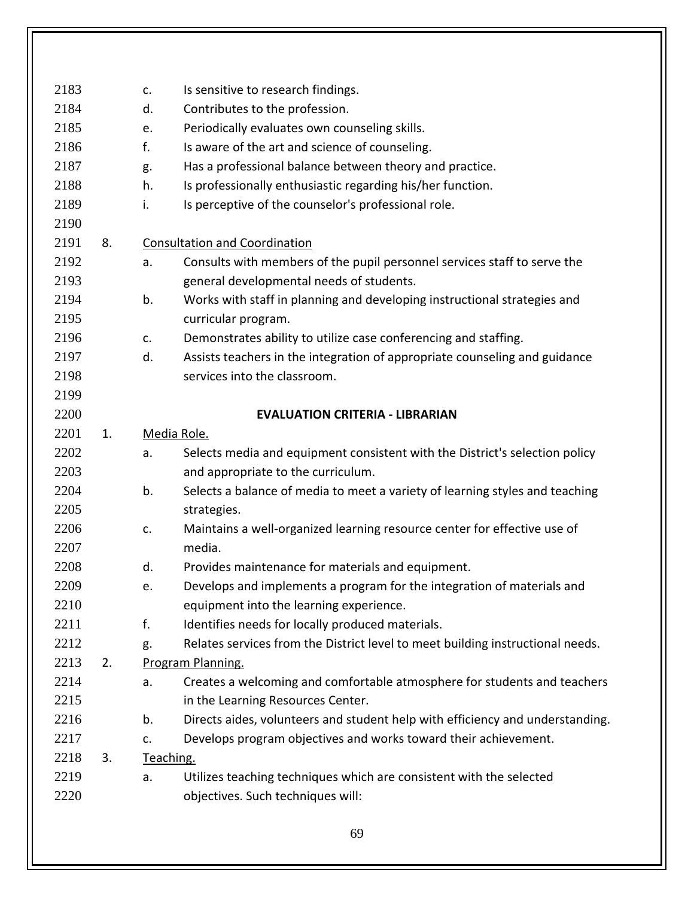c. Is sensitive to research findings.
d. Contributes to the profession.
e. Periodically evaluates own counseling skills.
f. Is aware of the art and science of counseling.
g. Has a professional balance between theory and practice.
h. Is professionally enthusiastic regarding his/her function.
i. Is perceptive of the counselor's professional role.

8. Consultation and Coordination
   a. Consults with members of the pupil personnel services staff to serve the general developmental needs of students.
   b. Works with staff in planning and developing instructional strategies and curricular program.
   c. Demonstrates ability to utilize case conferencing and staffing.
   d. Assists teachers in the integration of appropriate counseling and guidance services into the classroom.

## EVALUATION CRITERIA - LIBRARIAN

1. Media Role.
   a. Selects media and equipment consistent with the District's selection policy and appropriate to the curriculum.
   b. Selects a balance of media to meet a variety of learning styles and teaching strategies.
   c. Maintains a well-organized learning resource center for effective use of media.
   d. Provides maintenance for materials and equipment.
   e. Develops and implements a program for the integration of materials and equipment into the learning experience.
   f. Identifies needs for locally produced materials.
   g. Relates services from the District level to meet building instructional needs.
2. Program Planning.
   a. Creates a welcoming and comfortable atmosphere for students and teachers in the Learning Resources Center.
   b. Directs aides, volunteers and student help with efficiency and understanding.
   c. Develops program objectives and works toward their achievement.
3. Teaching.
   a. Utilizes teaching techniques which are consistent with the selected objectives. Such techniques will: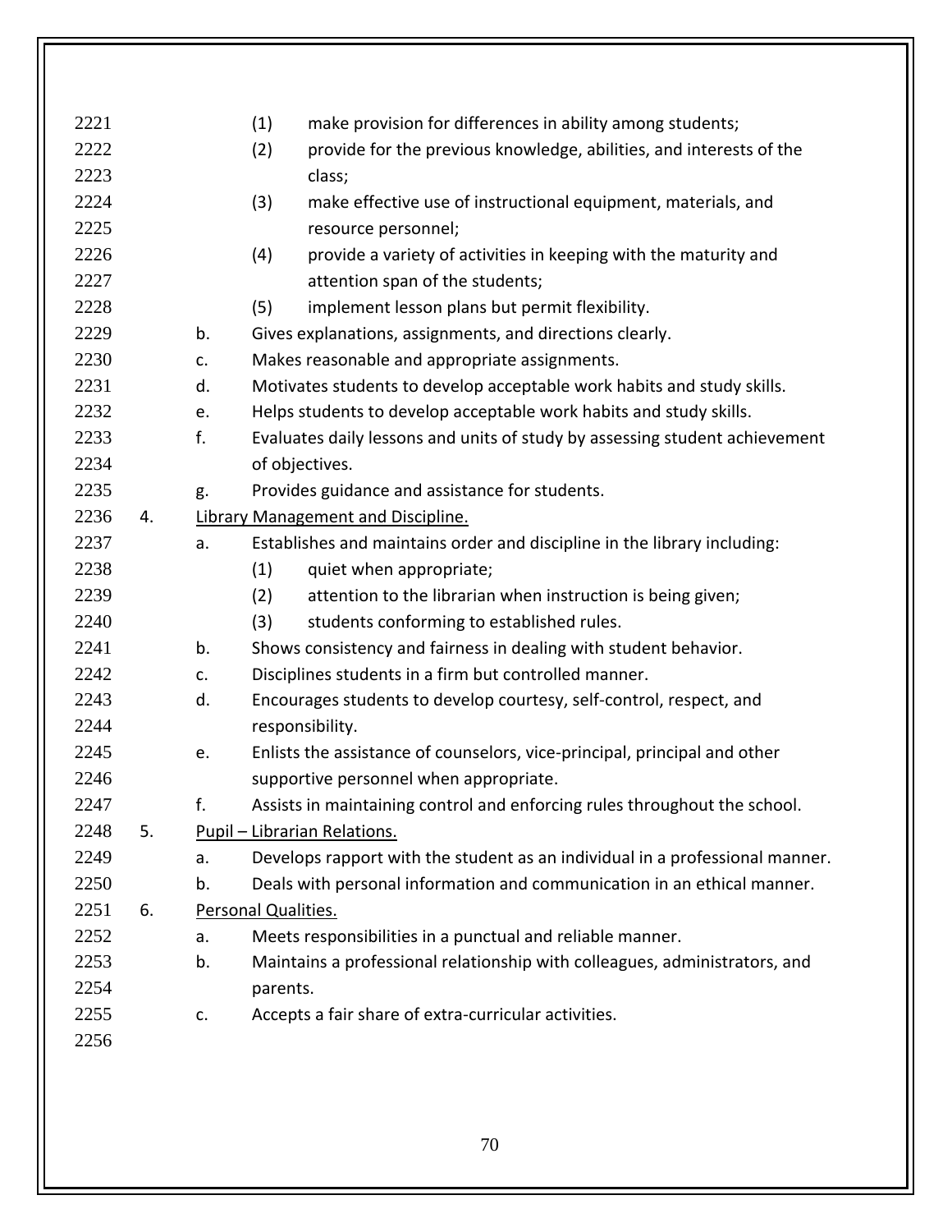(1) make provision for differences in ability among students;
(2) provide for the previous knowledge, abilities, and interests of the class;
(3) make effective use of instructional equipment, materials, and resource personnel;
(4) provide a variety of activities in keeping with the maturity and attention span of the students;
(5) implement lesson plans but permit flexibility.

b. Gives explanations, assignments, and directions clearly.
c. Makes reasonable and appropriate assignments.
d. Motivates students to develop acceptable work habits and study skills.
e. Helps students to develop acceptable work habits and study skills.
f. Evaluates daily lessons and units of study by assessing student achievement of objectives.
g. Provides guidance and assistance for students.

4. <u>Library Management and Discipline.</u>
   a. Establishes and maintains order and discipline in the library including:
      (1) quiet when appropriate;
      (2) attention to the librarian when instruction is being given;
      (3) students conforming to established rules.
   b. Shows consistency and fairness in dealing with student behavior.
   c. Disciplines students in a firm but controlled manner.
   d. Encourages students to develop courtesy, self-control, respect, and responsibility.
   e. Enlists the assistance of counselors, vice-principal, principal and other supportive personnel when appropriate.
   f. Assists in maintaining control and enforcing rules throughout the school.

5. <u>Pupil – Librarian Relations.</u>
   a. Develops rapport with the student as an individual in a professional manner.
   b. Deals with personal information and communication in an ethical manner.

6. <u>Personal Qualities.</u>
   a. Meets responsibilities in a punctual and reliable manner.
   b. Maintains a professional relationship with colleagues, administrators, and parents.
   c. Accepts a fair share of extra-curricular activities.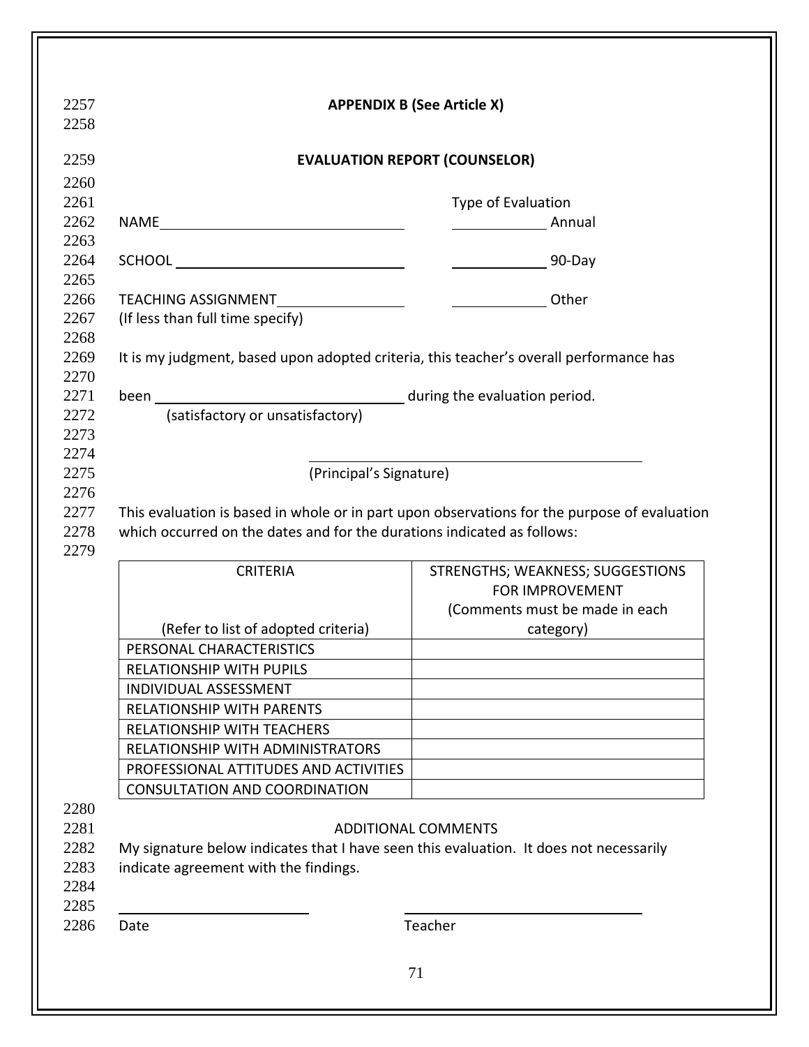## APPENDIX B (See Article X)

## EVALUATION REPORT (COUNSELOR)

NAME ______________________________

SCHOOL ______________________________

TEACHING ASSIGNMENT ______________
(If less than full time specify)

Type of Evaluation

__________ Annual

__________ 90-Day

__________ Other

It is my judgment, based upon adopted criteria, this teacher's overall performance has

been ______________________________ during the evaluation period.
(satisfactory or unsatisfactory)

______________________________
(Principal's Signature)

This evaluation is based in whole or in part upon observations for the purpose of evaluation which occurred on the dates and for the durations indicated as follows:

| CRITERIA<br><br>(Refer to list of adopted criteria) | STRENGTHS; WEAKNESS; SUGGESTIONS FOR IMPROVEMENT<br>(Comments must be made in each category) |
|---|---|
| PERSONAL CHARACTERISTICS | |
| RELATIONSHIP WITH PUPILS | |
| INDIVIDUAL ASSESSMENT | |
| RELATIONSHIP WITH PARENTS | |
| RELATIONSHIP WITH TEACHERS | |
| RELATIONSHIP WITH ADMINISTRATORS | |
| PROFESSIONAL ATTITUDES AND ACTIVITIES | |
| CONSULTATION AND COORDINATION | |

ADDITIONAL COMMENTS

My signature below indicates that I have seen this evaluation. It does not necessarily indicate agreement with the findings.

______________________ ______________________________

Date Teacher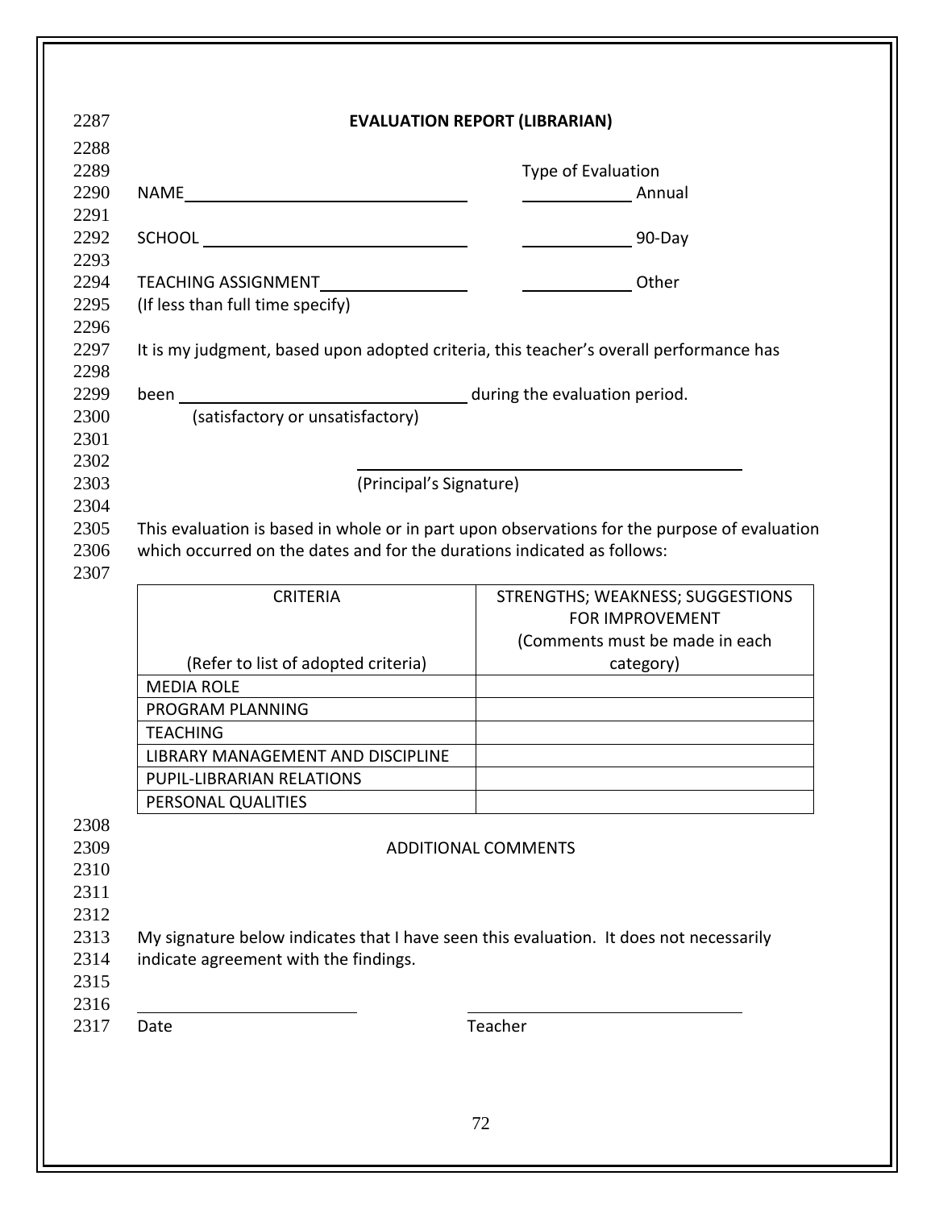## EVALUATION REPORT (LIBRARIAN)

Type of Evaluation

NAME ______________________________ ___________ Annual

SCHOOL ______________________________ ___________ 90-Day

TEACHING ASSIGNMENT________________ ___________ Other
(If less than full time specify)

It is my judgment, based upon adopted criteria, this teacher's overall performance has

been ______________________________ during the evaluation period.
(satisfactory or unsatisfactory)

______________________________________
(Principal's Signature)

This evaluation is based in whole or in part upon observations for the purpose of evaluation which occurred on the dates and for the durations indicated as follows:

| CRITERIA (Refer to list of adopted criteria) | STRENGTHS; WEAKNESS; SUGGESTIONS FOR IMPROVEMENT (Comments must be made in each category) |
|---|---|
| MEDIA ROLE | |
| PROGRAM PLANNING | |
| TEACHING | |
| LIBRARY MANAGEMENT AND DISCIPLINE | |
| PUPIL-LIBRARIAN RELATIONS | |
| PERSONAL QUALITIES | |

ADDITIONAL COMMENTS

My signature below indicates that I have seen this evaluation. It does not necessarily indicate agreement with the findings.

________________________ ______________________________
Date Teacher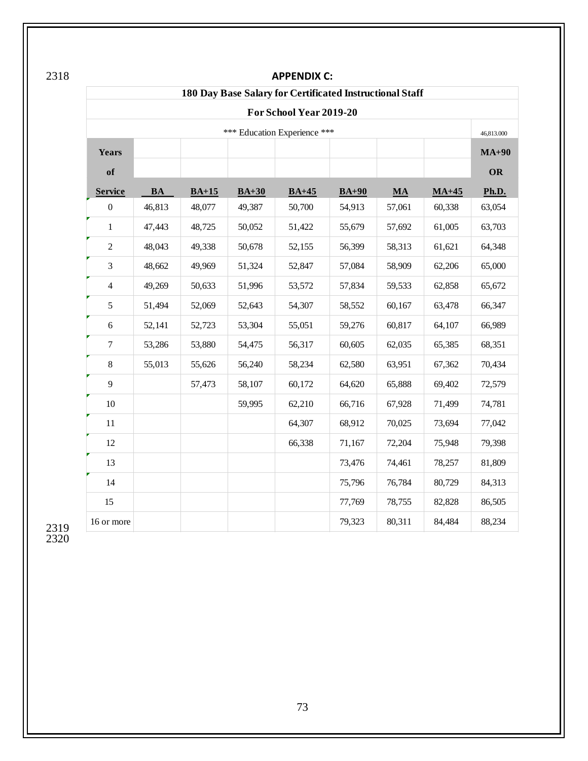## APPENDIX C:

| 180 Day Base Salary for Certificated Instructional Staff | | | | | | | | |
|---|---|---|---|---|---|---|---|---|
| For School Year 2019-20 | | | | | | | | |
| *** Education Experience *** | | | | | | | | 46,813.000 |
| Years of Service | BA | BA+15 | BA+30 | BA+45 | BA+90 | MA | MA+45 | MA+90 OR Ph.D. |
| 0 | 46,813 | 48,077 | 49,387 | 50,700 | 54,913 | 57,061 | 60,338 | 63,054 |
| 1 | 47,443 | 48,725 | 50,052 | 51,422 | 55,679 | 57,692 | 61,005 | 63,703 |
| 2 | 48,043 | 49,338 | 50,678 | 52,155 | 56,399 | 58,313 | 61,621 | 64,348 |
| 3 | 48,662 | 49,969 | 51,324 | 52,847 | 57,084 | 58,909 | 62,206 | 65,000 |
| 4 | 49,269 | 50,633 | 51,996 | 53,572 | 57,834 | 59,533 | 62,858 | 65,672 |
| 5 | 51,494 | 52,069 | 52,643 | 54,307 | 58,552 | 60,167 | 63,478 | 66,347 |
| 6 | 52,141 | 52,723 | 53,304 | 55,051 | 59,276 | 60,817 | 64,107 | 66,989 |
| 7 | 53,286 | 53,880 | 54,475 | 56,317 | 60,605 | 62,035 | 65,385 | 68,351 |
| 8 | 55,013 | 55,626 | 56,240 | 58,234 | 62,580 | 63,951 | 67,362 | 70,434 |
| 9 | | 57,473 | 58,107 | 60,172 | 64,620 | 65,888 | 69,402 | 72,579 |
| 10 | | | 59,995 | 62,210 | 66,716 | 67,928 | 71,499 | 74,781 |
| 11 | | | | 64,307 | 68,912 | 70,025 | 73,694 | 77,042 |
| 12 | | | | 66,338 | 71,167 | 72,204 | 75,948 | 79,398 |
| 13 | | | | | 73,476 | 74,461 | 78,257 | 81,809 |
| 14 | | | | | 75,796 | 76,784 | 80,729 | 84,313 |
| 15 | | | | | 77,769 | 78,755 | 82,828 | 86,505 |
| 16 or more | | | | | 79,323 | 80,311 | 84,484 | 88,234 |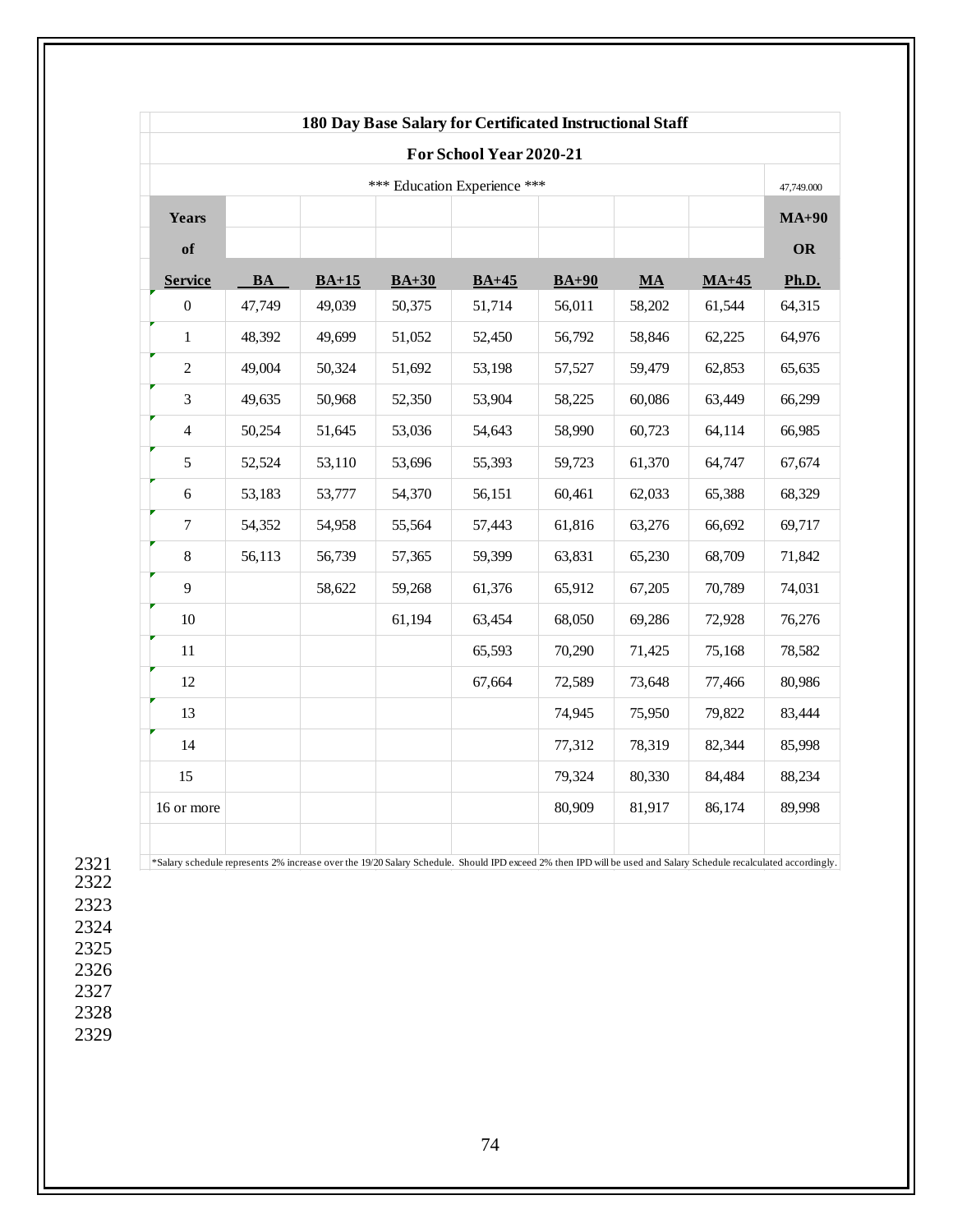**180 Day Base Salary for Certificated Instructional Staff**

**For School Year 2020-21**

*** Education Experience *** 47,749.000

| Years of Service | BA | BA+15 | BA+30 | BA+45 | BA+90 | MA | MA+45 | MA+90 OR Ph.D. |
|---|---|---|---|---|---|---|---|---|
| 0 | 47,749 | 49,039 | 50,375 | 51,714 | 56,011 | 58,202 | 61,544 | 64,315 |
| 1 | 48,392 | 49,699 | 51,052 | 52,450 | 56,792 | 58,846 | 62,225 | 64,976 |
| 2 | 49,004 | 50,324 | 51,692 | 53,198 | 57,527 | 59,479 | 62,853 | 65,635 |
| 3 | 49,635 | 50,968 | 52,350 | 53,904 | 58,225 | 60,086 | 63,449 | 66,299 |
| 4 | 50,254 | 51,645 | 53,036 | 54,643 | 58,990 | 60,723 | 64,114 | 66,985 |
| 5 | 52,524 | 53,110 | 53,696 | 55,393 | 59,723 | 61,370 | 64,747 | 67,674 |
| 6 | 53,183 | 53,777 | 54,370 | 56,151 | 60,461 | 62,033 | 65,388 | 68,329 |
| 7 | 54,352 | 54,958 | 55,564 | 57,443 | 61,816 | 63,276 | 66,692 | 69,717 |
| 8 | 56,113 | 56,739 | 57,365 | 59,399 | 63,831 | 65,230 | 68,709 | 71,842 |
| 9 | | 58,622 | 59,268 | 61,376 | 65,912 | 67,205 | 70,789 | 74,031 |
| 10 | | | 61,194 | 63,454 | 68,050 | 69,286 | 72,928 | 76,276 |
| 11 | | | | 65,593 | 70,290 | 71,425 | 75,168 | 78,582 |
| 12 | | | | 67,664 | 72,589 | 73,648 | 77,466 | 80,986 |
| 13 | | | | | 74,945 | 75,950 | 79,822 | 83,444 |
| 14 | | | | | 77,312 | 78,319 | 82,344 | 85,998 |
| 15 | | | | | 79,324 | 80,330 | 84,484 | 88,234 |
| 16 or more | | | | | 80,909 | 81,917 | 86,174 | 89,998 |

*Salary schedule represents 2% increase over the 19/20 Salary Schedule. Should IPD exceed 2% then IPD will be used and Salary Schedule recalculated accordingly.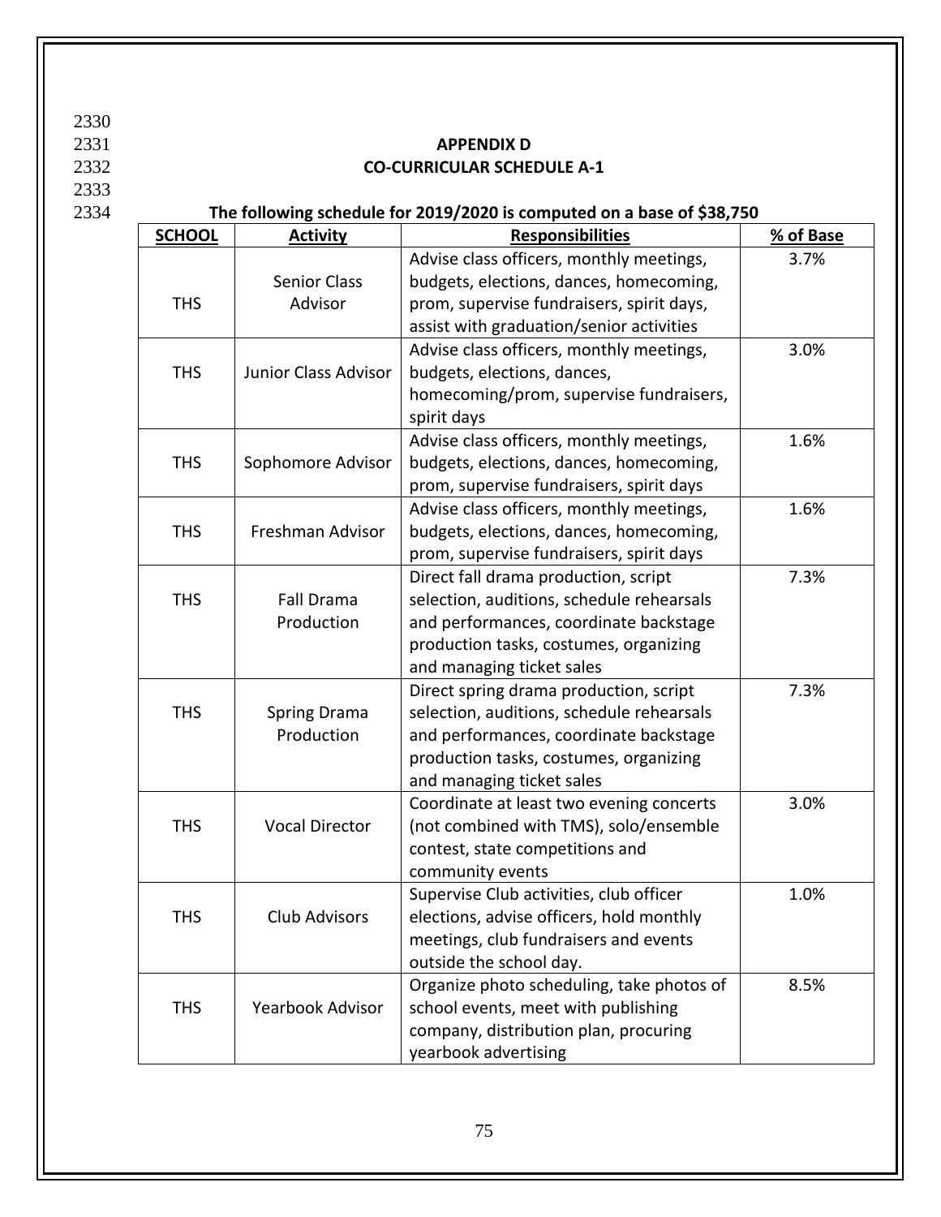# APPENDIX D

## CO-CURRICULAR SCHEDULE A-1

**The following schedule for 2019/2020 is computed on a base of $38,750**

| SCHOOL | Activity | Responsibilities | % of Base |
|---|---|---|---|
| THS | Senior Class Advisor | Advise class officers, monthly meetings, budgets, elections, dances, homecoming, prom, supervise fundraisers, spirit days, assist with graduation/senior activities | 3.7% |
| THS | Junior Class Advisor | Advise class officers, monthly meetings, budgets, elections, dances, homecoming/prom, supervise fundraisers, spirit days | 3.0% |
| THS | Sophomore Advisor | Advise class officers, monthly meetings, budgets, elections, dances, homecoming, prom, supervise fundraisers, spirit days | 1.6% |
| THS | Freshman Advisor | Advise class officers, monthly meetings, budgets, elections, dances, homecoming, prom, supervise fundraisers, spirit days | 1.6% |
| THS | Fall Drama Production | Direct fall drama production, script selection, auditions, schedule rehearsals and performances, coordinate backstage production tasks, costumes, organizing and managing ticket sales | 7.3% |
| THS | Spring Drama Production | Direct spring drama production, script selection, auditions, schedule rehearsals and performances, coordinate backstage production tasks, costumes, organizing and managing ticket sales | 7.3% |
| THS | Vocal Director | Coordinate at least two evening concerts (not combined with TMS), solo/ensemble contest, state competitions and community events | 3.0% |
| THS | Club Advisors | Supervise Club activities, club officer elections, advise officers, hold monthly meetings, club fundraisers and events outside the school day. | 1.0% |
| THS | Yearbook Advisor | Organize photo scheduling, take photos of school events, meet with publishing company, distribution plan, procuring yearbook advertising | 8.5% |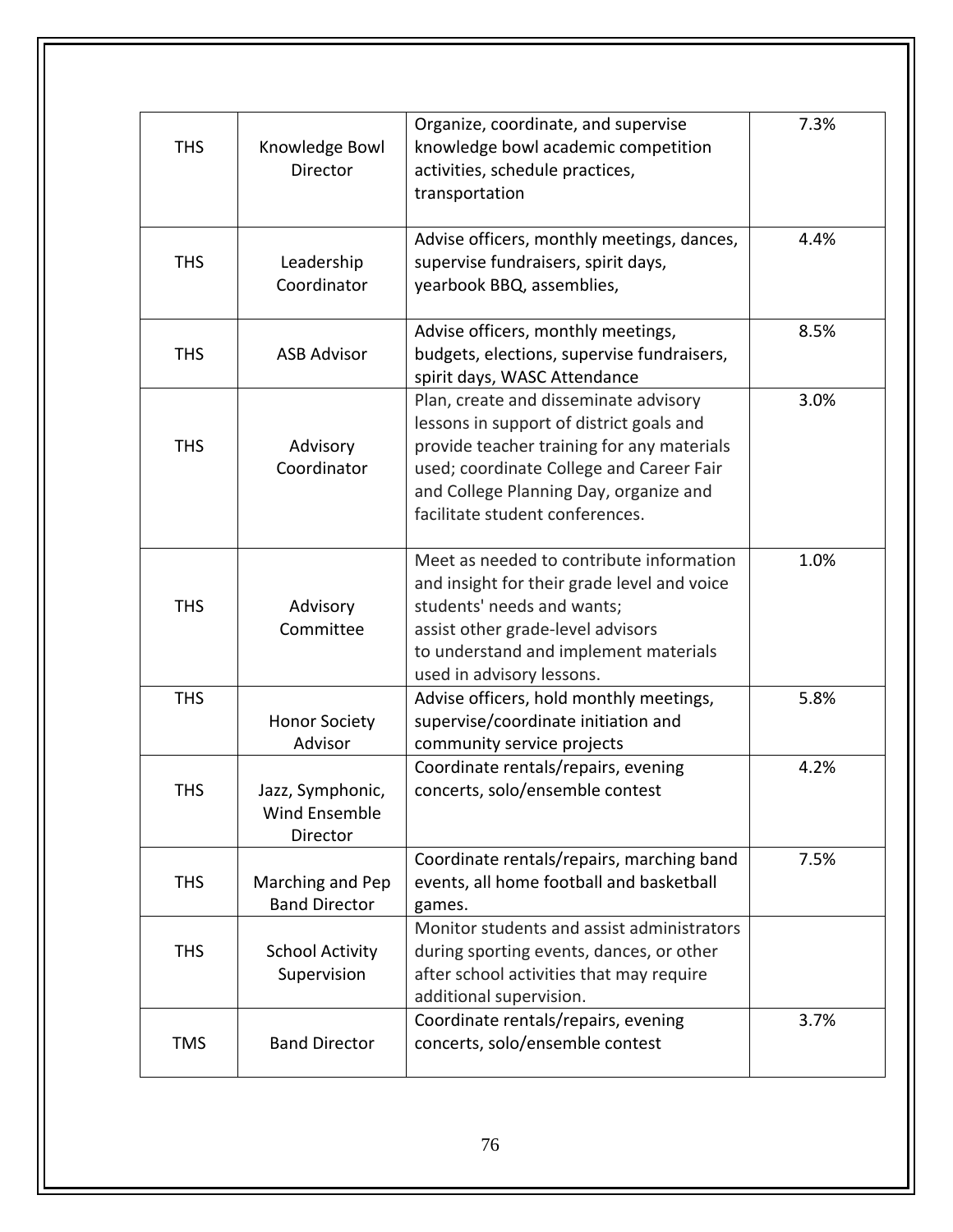| | | | |
|---|---|---|---|
| THS | Knowledge Bowl Director | Organize, coordinate, and supervise knowledge bowl academic competition activities, schedule practices, transportation | 7.3% |
| THS | Leadership Coordinator | Advise officers, monthly meetings, dances, supervise fundraisers, spirit days, yearbook BBQ, assemblies, | 4.4% |
| THS | ASB Advisor | Advise officers, monthly meetings, budgets, elections, supervise fundraisers, spirit days, WASC Attendance | 8.5% |
| THS | Advisory Coordinator | Plan, create and disseminate advisory lessons in support of district goals and provide teacher training for any materials used; coordinate College and Career Fair and College Planning Day, organize and facilitate student conferences. | 3.0% |
| THS | Advisory Committee | Meet as needed to contribute information and insight for their grade level and voice students' needs and wants; assist other grade-level advisors to understand and implement materials used in advisory lessons. | 1.0% |
| THS | Honor Society Advisor | Advise officers, hold monthly meetings, supervise/coordinate initiation and community service projects | 5.8% |
| THS | Jazz, Symphonic, Wind Ensemble Director | Coordinate rentals/repairs, evening concerts, solo/ensemble contest | 4.2% |
| THS | Marching and Pep Band Director | Coordinate rentals/repairs, marching band events, all home football and basketball games. | 7.5% |
| THS | School Activity Supervision | Monitor students and assist administrators during sporting events, dances, or other after school activities that may require additional supervision. | |
| TMS | Band Director | Coordinate rentals/repairs, evening concerts, solo/ensemble contest | 3.7% |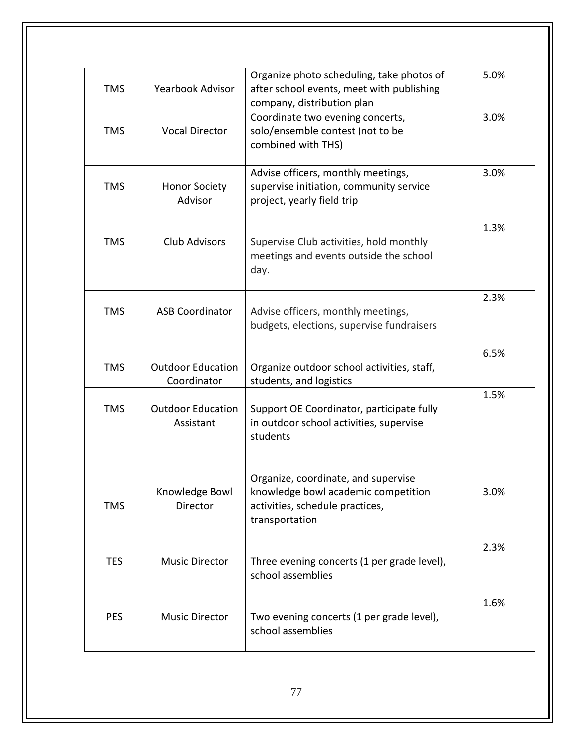| TMS | Yearbook Advisor | Organize photo scheduling, take photos of after school events, meet with publishing company, distribution plan | 5.0% |
|---|---|---|---|
| TMS | Vocal Director | Coordinate two evening concerts, solo/ensemble contest (not to be combined with THS) | 3.0% |
| TMS | Honor Society Advisor | Advise officers, monthly meetings, supervise initiation, community service project, yearly field trip | 3.0% |
| TMS | Club Advisors | Supervise Club activities, hold monthly meetings and events outside the school day. | 1.3% |
| TMS | ASB Coordinator | Advise officers, monthly meetings, budgets, elections, supervise fundraisers | 2.3% |
| TMS | Outdoor Education Coordinator | Organize outdoor school activities, staff, students, and logistics | 6.5% |
| TMS | Outdoor Education Assistant | Support OE Coordinator, participate fully in outdoor school activities, supervise students | 1.5% |
| TMS | Knowledge Bowl Director | Organize, coordinate, and supervise knowledge bowl academic competition activities, schedule practices, transportation | 3.0% |
| TES | Music Director | Three evening concerts (1 per grade level), school assemblies | 2.3% |
| PES | Music Director | Two evening concerts (1 per grade level), school assemblies | 1.6% |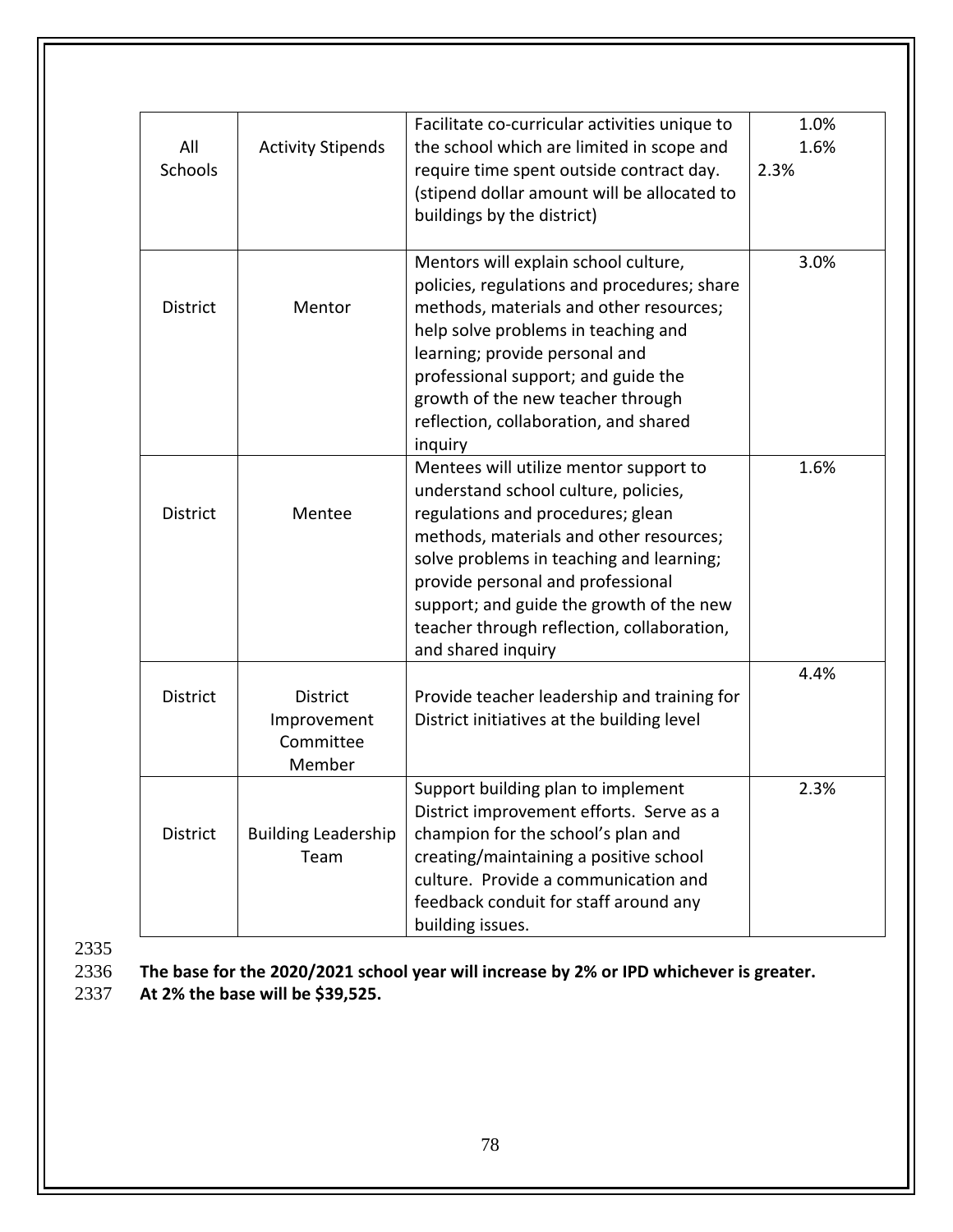| All Schools | Activity Stipends | Facilitate co-curricular activities unique to the school which are limited in scope and require time spent outside contract day. (stipend dollar amount will be allocated to buildings by the district) | 1.0%<br>1.6%<br>2.3% |
|---|---|---|---|
| District | Mentor | Mentors will explain school culture, policies, regulations and procedures; share methods, materials and other resources; help solve problems in teaching and learning; provide personal and professional support; and guide the growth of the new teacher through reflection, collaboration, and shared inquiry | 3.0% |
| District | Mentee | Mentees will utilize mentor support to understand school culture, policies, regulations and procedures; glean methods, materials and other resources; solve problems in teaching and learning; provide personal and professional support; and guide the growth of the new teacher through reflection, collaboration, and shared inquiry | 1.6% |
| District | District Improvement Committee Member | Provide teacher leadership and training for District initiatives at the building level | 4.4% |
| District | Building Leadership Team | Support building plan to implement District improvement efforts. Serve as a champion for the school's plan and creating/maintaining a positive school culture. Provide a communication and feedback conduit for staff around any building issues. | 2.3% |

2335

2336 **The base for the 2020/2021 school year will increase by 2% or IPD whichever is greater.**
2337 **At 2% the base will be $39,525.**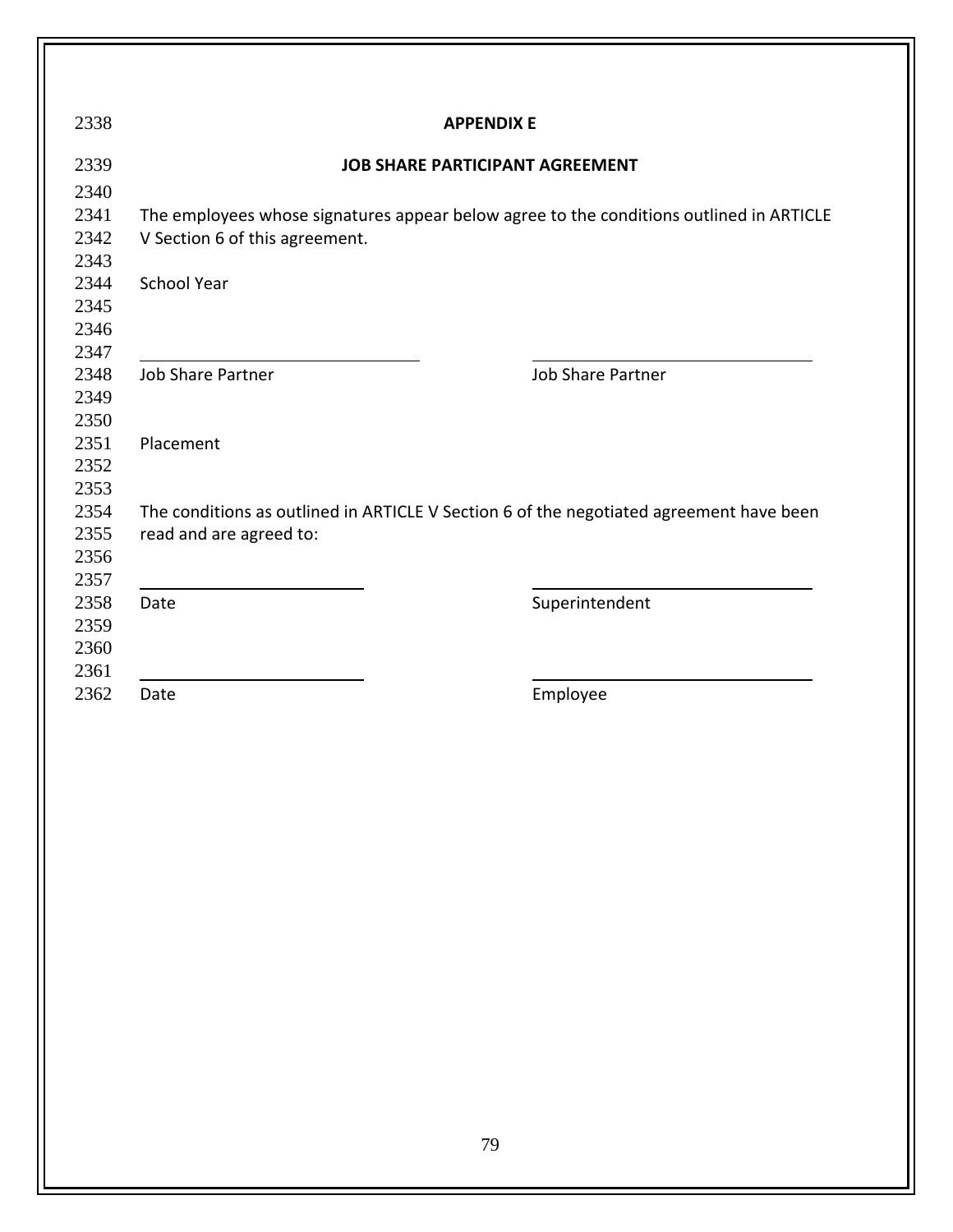# APPENDIX E

## JOB SHARE PARTICIPANT AGREEMENT

The employees whose signatures appear below agree to the conditions outlined in ARTICLE V Section 6 of this agreement.

School Year

\_\_\_\_\_\_\_\_\_\_\_\_\_\_\_\_\_\_\_\_\_\_\_\_\_\_\_\_ \_\_\_\_\_\_\_\_\_\_\_\_\_\_\_\_\_\_\_\_\_\_\_\_\_\_\_\_

Job Share Partner Job Share Partner

Placement

The conditions as outlined in ARTICLE V Section 6 of the negotiated agreement have been read and are agreed to:

\_\_\_\_\_\_\_\_\_\_\_\_\_\_\_\_\_\_\_\_\_\_\_\_ \_\_\_\_\_\_\_\_\_\_\_\_\_\_\_\_\_\_\_\_\_\_\_\_\_\_\_\_

Date Superintendent

\_\_\_\_\_\_\_\_\_\_\_\_\_\_\_\_\_\_\_\_\_\_\_\_ \_\_\_\_\_\_\_\_\_\_\_\_\_\_\_\_\_\_\_\_\_\_\_\_\_\_\_\_

Date Employee